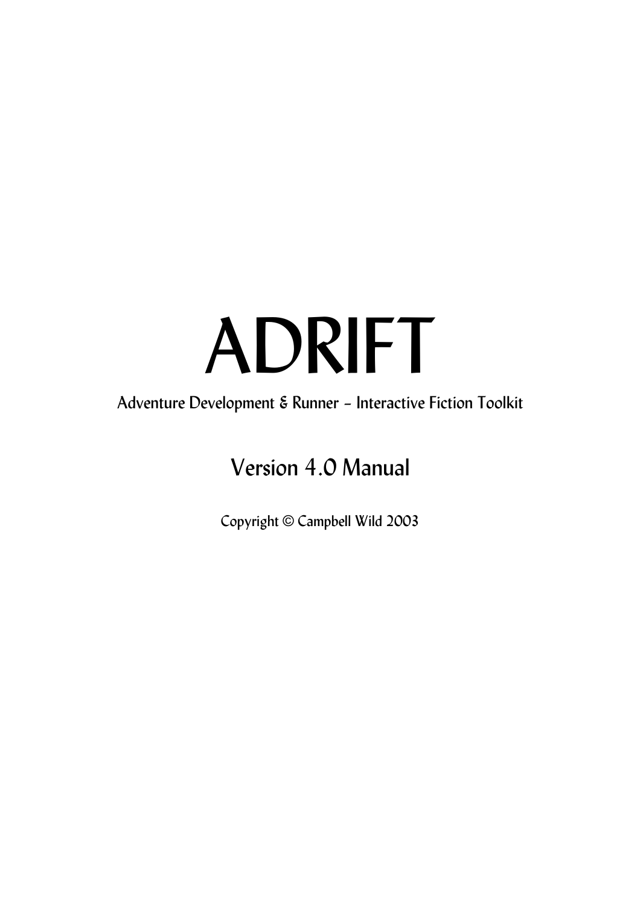# ADRIFT

Adventure Development & Runner - Interactive Fiction Toolkit

## Version 4.0 Manual

Copyright © Campbell Wild 2003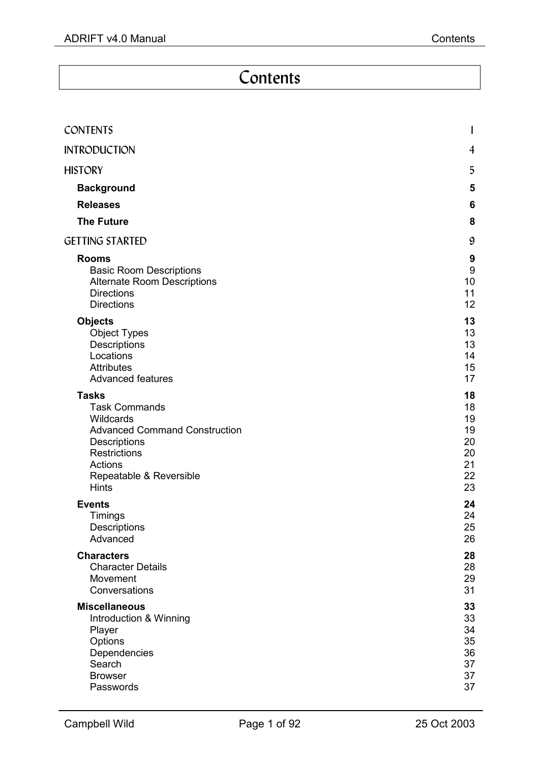# Contents

| | |
|---|---|
| CONTENTS | 1 |
| INTRODUCTION | 4 |
| HISTORY | 5 |
| **Background** | **5** |
| **Releases** | **6** |
| **The Future** | **8** |
| GETTING STARTED | 9 |
| **Rooms** | **9** |
| Basic Room Descriptions | 9 |
| Alternate Room Descriptions | 10 |
| Directions | 11 |
| Directions | 12 |
| **Objects** | **13** |
| Object Types | 13 |
| Descriptions | 13 |
| Locations | 14 |
| Attributes | 15 |
| Advanced features | 17 |
| **Tasks** | **18** |
| Task Commands | 18 |
| Wildcards | 19 |
| Advanced Command Construction | 19 |
| Descriptions | 20 |
| Restrictions | 20 |
| Actions | 21 |
| Repeatable & Reversible | 22 |
| Hints | 23 |
| **Events** | **24** |
| Timings | 24 |
| Descriptions | 25 |
| Advanced | 26 |
| **Characters** | **28** |
| Character Details | 28 |
| Movement | 29 |
| Conversations | 31 |
| **Miscellaneous** | **33** |
| Introduction & Winning | 33 |
| Player | 34 |
| Options | 35 |
| Dependencies | 36 |
| Search | 37 |
| Browser | 37 |
| Passwords | 37 |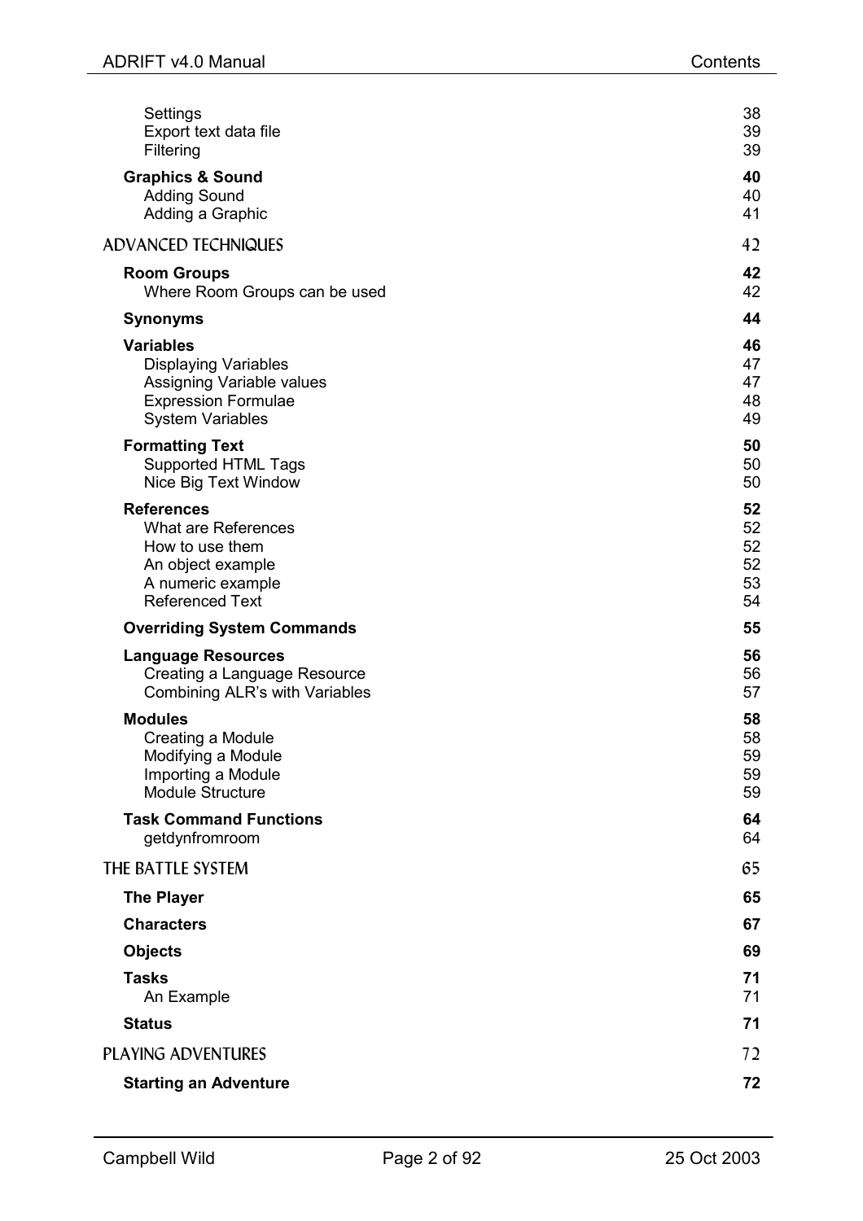| | |
|---|---|
| Settings | 38 |
| Export text data file | 39 |
| Filtering | 39 |
| **Graphics & Sound** | **40** |
| Adding Sound | 40 |
| Adding a Graphic | 41 |
| ADVANCED TECHNIQUES | 42 |
| **Room Groups** | **42** |
| Where Room Groups can be used | 42 |
| **Synonyms** | **44** |
| **Variables** | **46** |
| Displaying Variables | 47 |
| Assigning Variable values | 47 |
| Expression Formulae | 48 |
| System Variables | 49 |
| **Formatting Text** | **50** |
| Supported HTML Tags | 50 |
| Nice Big Text Window | 50 |
| **References** | **52** |
| What are References | 52 |
| How to use them | 52 |
| An object example | 52 |
| A numeric example | 53 |
| Referenced Text | 54 |
| **Overriding System Commands** | **55** |
| **Language Resources** | **56** |
| Creating a Language Resource | 56 |
| Combining ALR's with Variables | 57 |
| **Modules** | **58** |
| Creating a Module | 58 |
| Modifying a Module | 59 |
| Importing a Module | 59 |
| Module Structure | 59 |
| **Task Command Functions** | **64** |
| getdynfromroom | 64 |
| THE BATTLE SYSTEM | 65 |
| **The Player** | **65** |
| **Characters** | **67** |
| **Objects** | **69** |
| **Tasks** | **71** |
| An Example | 71 |
| **Status** | **71** |
| PLAYING ADVENTURES | 72 |
| **Starting an Adventure** | **72** |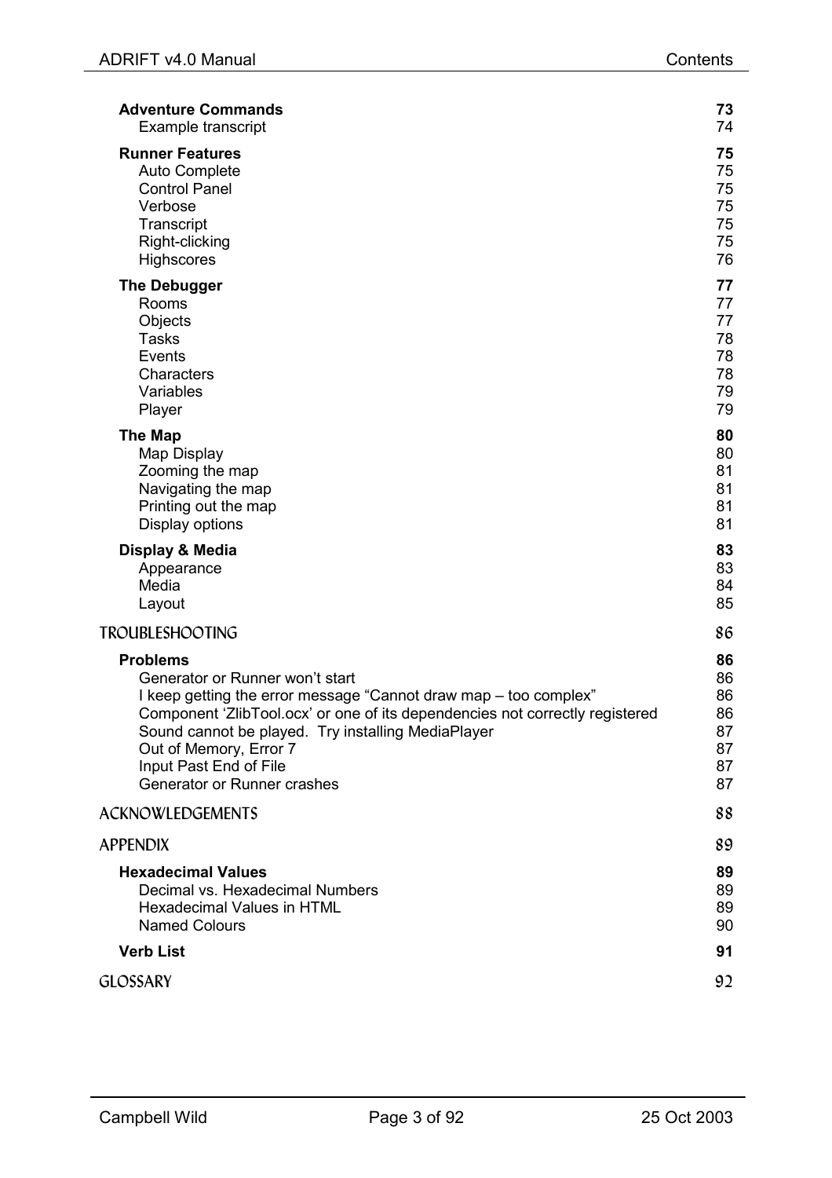| | |
|---|---|
| **Adventure Commands** | **73** |
| Example transcript | 74 |
| **Runner Features** | **75** |
| Auto Complete | 75 |
| Control Panel | 75 |
| Verbose | 75 |
| Transcript | 75 |
| Right-clicking | 75 |
| Highscores | 76 |
| **The Debugger** | **77** |
| Rooms | 77 |
| Objects | 77 |
| Tasks | 78 |
| Events | 78 |
| Characters | 78 |
| Variables | 79 |
| Player | 79 |
| **The Map** | **80** |
| Map Display | 80 |
| Zooming the map | 81 |
| Navigating the map | 81 |
| Printing out the map | 81 |
| Display options | 81 |
| **Display & Media** | **83** |
| Appearance | 83 |
| Media | 84 |
| Layout | 85 |
| TROUBLESHOOTING | 86 |
| **Problems** | **86** |
| Generator or Runner won't start | 86 |
| I keep getting the error message "Cannot draw map – too complex" | 86 |
| Component 'ZlibTool.ocx' or one of its dependencies not correctly registered | 86 |
| Sound cannot be played. Try installing MediaPlayer | 87 |
| Out of Memory, Error 7 | 87 |
| Input Past End of File | 87 |
| Generator or Runner crashes | 87 |
| ACKNOWLEDGEMENTS | 88 |
| APPENDIX | 89 |
| **Hexadecimal Values** | **89** |
| Decimal vs. Hexadecimal Numbers | 89 |
| Hexadecimal Values in HTML | 89 |
| Named Colours | 90 |
| **Verb List** | **91** |
| GLOSSARY | 92 |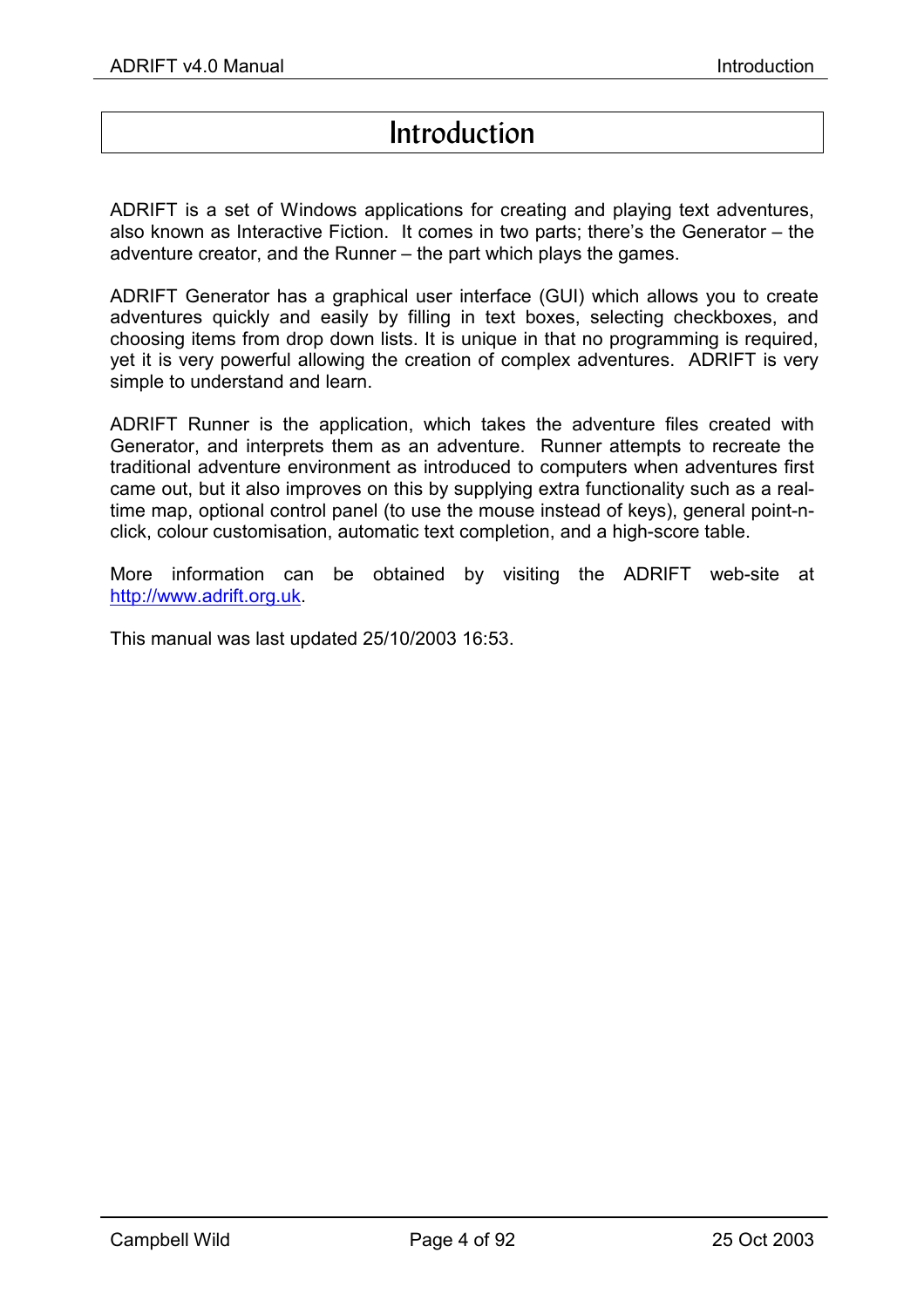# Introduction

ADRIFT is a set of Windows applications for creating and playing text adventures, also known as Interactive Fiction. It comes in two parts; there's the Generator – the adventure creator, and the Runner – the part which plays the games.

ADRIFT Generator has a graphical user interface (GUI) which allows you to create adventures quickly and easily by filling in text boxes, selecting checkboxes, and choosing items from drop down lists. It is unique in that no programming is required, yet it is very powerful allowing the creation of complex adventures. ADRIFT is very simple to understand and learn.

ADRIFT Runner is the application, which takes the adventure files created with Generator, and interprets them as an adventure. Runner attempts to recreate the traditional adventure environment as introduced to computers when adventures first came out, but it also improves on this by supplying extra functionality such as a real-time map, optional control panel (to use the mouse instead of keys), general point-n-click, colour customisation, automatic text completion, and a high-score table.

More information can be obtained by visiting the ADRIFT web-site at [http://www.adrift.org.uk](http://www.adrift.org.uk).

This manual was last updated 25/10/2003 16:53.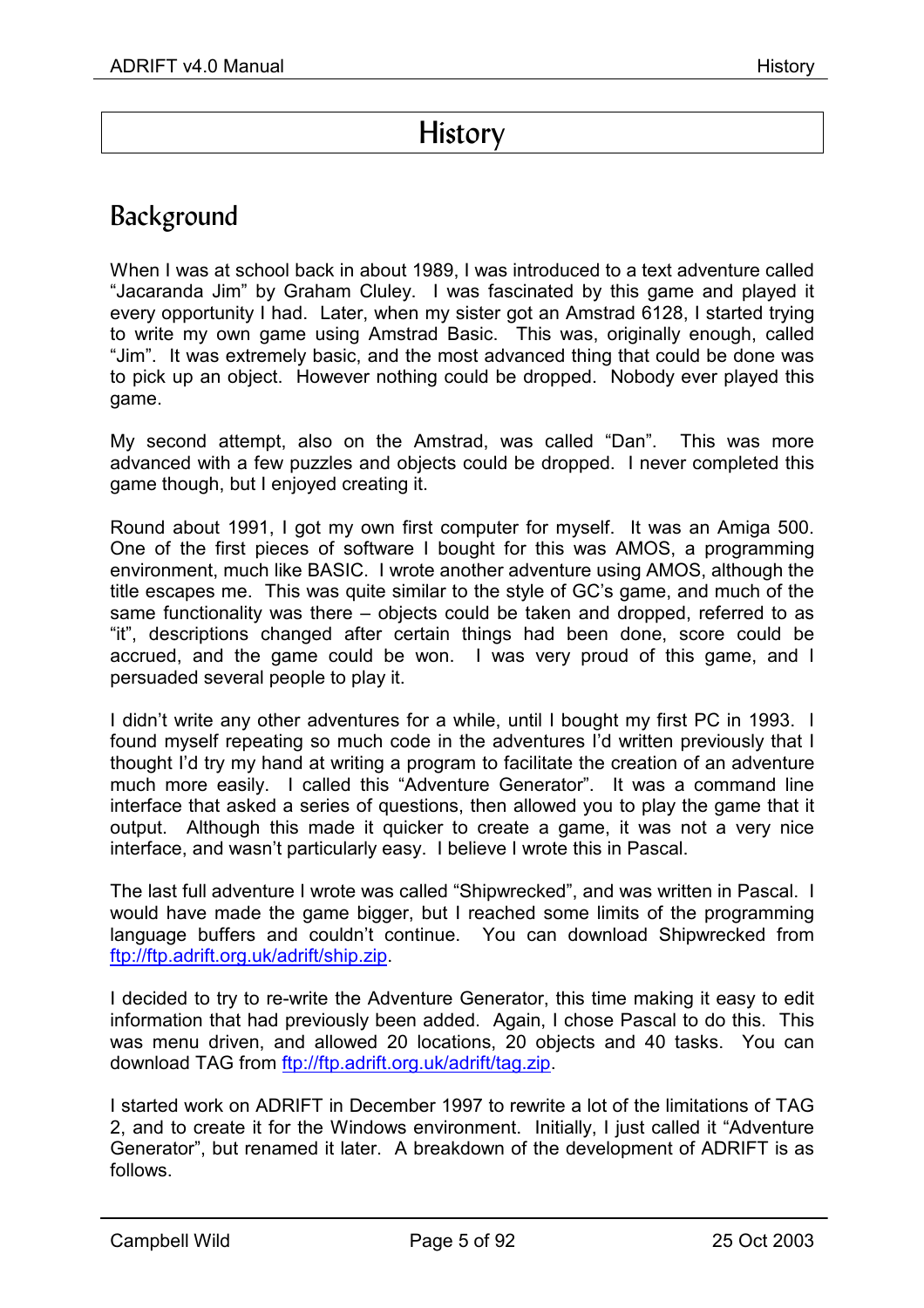# History

## Background

When I was at school back in about 1989, I was introduced to a text adventure called "Jacaranda Jim" by Graham Cluley. I was fascinated by this game and played it every opportunity I had. Later, when my sister got an Amstrad 6128, I started trying to write my own game using Amstrad Basic. This was, originally enough, called "Jim". It was extremely basic, and the most advanced thing that could be done was to pick up an object. However nothing could be dropped. Nobody ever played this game.

My second attempt, also on the Amstrad, was called "Dan". This was more advanced with a few puzzles and objects could be dropped. I never completed this game though, but I enjoyed creating it.

Round about 1991, I got my own first computer for myself. It was an Amiga 500. One of the first pieces of software I bought for this was AMOS, a programming environment, much like BASIC. I wrote another adventure using AMOS, although the title escapes me. This was quite similar to the style of GC's game, and much of the same functionality was there – objects could be taken and dropped, referred to as "it", descriptions changed after certain things had been done, score could be accrued, and the game could be won. I was very proud of this game, and I persuaded several people to play it.

I didn't write any other adventures for a while, until I bought my first PC in 1993. I found myself repeating so much code in the adventures I'd written previously that I thought I'd try my hand at writing a program to facilitate the creation of an adventure much more easily. I called this "Adventure Generator". It was a command line interface that asked a series of questions, then allowed you to play the game that it output. Although this made it quicker to create a game, it was not a very nice interface, and wasn't particularly easy. I believe I wrote this in Pascal.

The last full adventure I wrote was called "Shipwrecked", and was written in Pascal. I would have made the game bigger, but I reached some limits of the programming language buffers and couldn't continue. You can download Shipwrecked from ftp://ftp.adrift.org.uk/adrift/ship.zip.

I decided to try to re-write the Adventure Generator, this time making it easy to edit information that had previously been added. Again, I chose Pascal to do this. This was menu driven, and allowed 20 locations, 20 objects and 40 tasks. You can download TAG from ftp://ftp.adrift.org.uk/adrift/tag.zip.

I started work on ADRIFT in December 1997 to rewrite a lot of the limitations of TAG 2, and to create it for the Windows environment. Initially, I just called it "Adventure Generator", but renamed it later. A breakdown of the development of ADRIFT is as follows.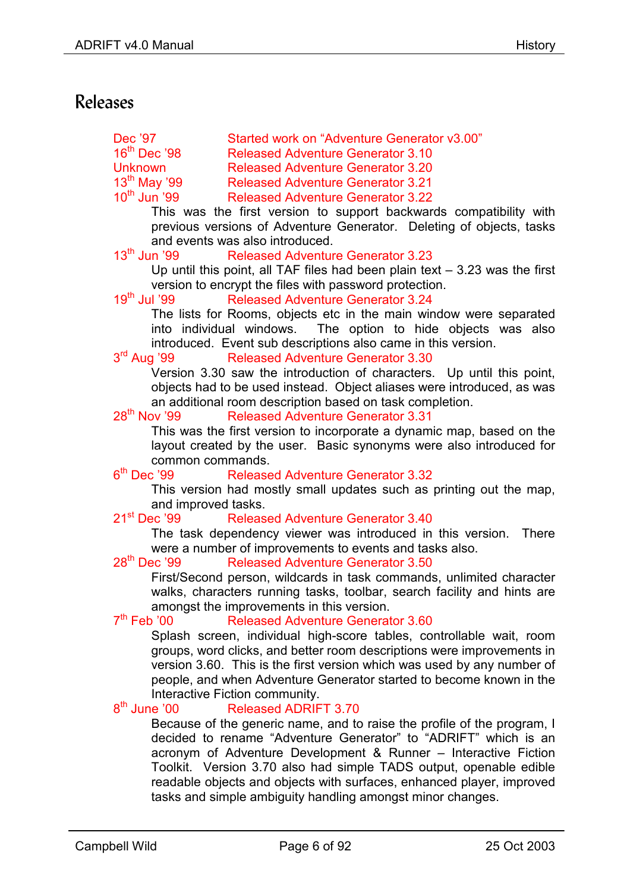## Releases

Dec '97 Started work on "Adventure Generator v3.00"

16th Dec '98 Released Adventure Generator 3.10

Unknown Released Adventure Generator 3.20

13th May '99 Released Adventure Generator 3.21

10th Jun '99 Released Adventure Generator 3.22

This was the first version to support backwards compatibility with previous versions of Adventure Generator. Deleting of objects, tasks and events was also introduced.

13th Jun '99 Released Adventure Generator 3.23

Up until this point, all TAF files had been plain text – 3.23 was the first version to encrypt the files with password protection.

19th Jul '99 Released Adventure Generator 3.24

The lists for Rooms, objects etc in the main window were separated into individual windows. The option to hide objects was also introduced. Event sub descriptions also came in this version.

3rd Aug '99 Released Adventure Generator 3.30

Version 3.30 saw the introduction of characters. Up until this point, objects had to be used instead. Object aliases were introduced, as was an additional room description based on task completion.

28th Nov '99 Released Adventure Generator 3.31

This was the first version to incorporate a dynamic map, based on the layout created by the user. Basic synonyms were also introduced for common commands.

6th Dec '99 Released Adventure Generator 3.32

This version had mostly small updates such as printing out the map, and improved tasks.

21st Dec '99 Released Adventure Generator 3.40

The task dependency viewer was introduced in this version. There were a number of improvements to events and tasks also.

28th Dec '99 Released Adventure Generator 3.50

First/Second person, wildcards in task commands, unlimited character walks, characters running tasks, toolbar, search facility and hints are amongst the improvements in this version.

7th Feb '00 Released Adventure Generator 3.60

Splash screen, individual high-score tables, controllable wait, room groups, word clicks, and better room descriptions were improvements in version 3.60. This is the first version which was used by any number of people, and when Adventure Generator started to become known in the Interactive Fiction community.

8th June '00 Released ADRIFT 3.70

Because of the generic name, and to raise the profile of the program, I decided to rename "Adventure Generator" to "ADRIFT" which is an acronym of Adventure Development & Runner – Interactive Fiction Toolkit. Version 3.70 also had simple TADS output, openable edible readable objects and objects with surfaces, enhanced player, improved tasks and simple ambiguity handling amongst minor changes.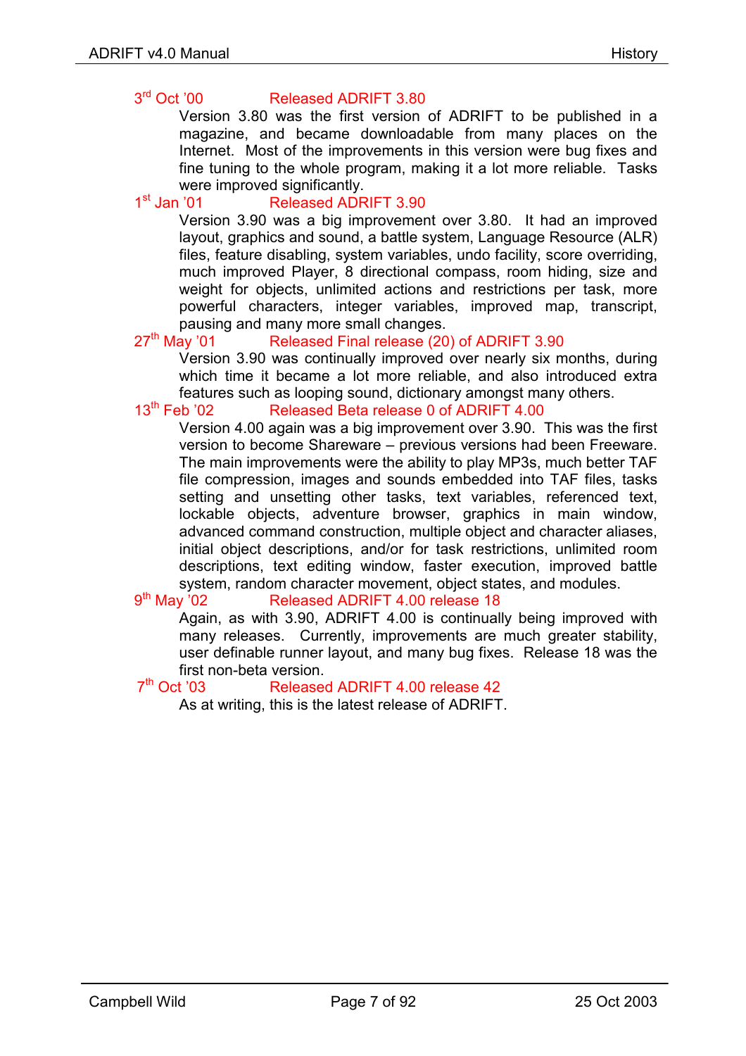3rd Oct '00 — Released ADRIFT 3.80

Version 3.80 was the first version of ADRIFT to be published in a magazine, and became downloadable from many places on the Internet. Most of the improvements in this version were bug fixes and fine tuning to the whole program, making it a lot more reliable. Tasks were improved significantly.

1st Jan '01 — Released ADRIFT 3.90

Version 3.90 was a big improvement over 3.80. It had an improved layout, graphics and sound, a battle system, Language Resource (ALR) files, feature disabling, system variables, undo facility, score overriding, much improved Player, 8 directional compass, room hiding, size and weight for objects, unlimited actions and restrictions per task, more powerful characters, integer variables, improved map, transcript, pausing and many more small changes.

27th May '01 — Released Final release (20) of ADRIFT 3.90

Version 3.90 was continually improved over nearly six months, during which time it became a lot more reliable, and also introduced extra features such as looping sound, dictionary amongst many others.

13th Feb '02 — Released Beta release 0 of ADRIFT 4.00

Version 4.00 again was a big improvement over 3.90. This was the first version to become Shareware – previous versions had been Freeware. The main improvements were the ability to play MP3s, much better TAF file compression, images and sounds embedded into TAF files, tasks setting and unsetting other tasks, text variables, referenced text, lockable objects, adventure browser, graphics in main window, advanced command construction, multiple object and character aliases, initial object descriptions, and/or for task restrictions, unlimited room descriptions, text editing window, faster execution, improved battle system, random character movement, object states, and modules.

9th May '02 — Released ADRIFT 4.00 release 18

Again, as with 3.90, ADRIFT 4.00 is continually being improved with many releases. Currently, improvements are much greater stability, user definable runner layout, and many bug fixes. Release 18 was the first non-beta version.

7th Oct '03 — Released ADRIFT 4.00 release 42

As at writing, this is the latest release of ADRIFT.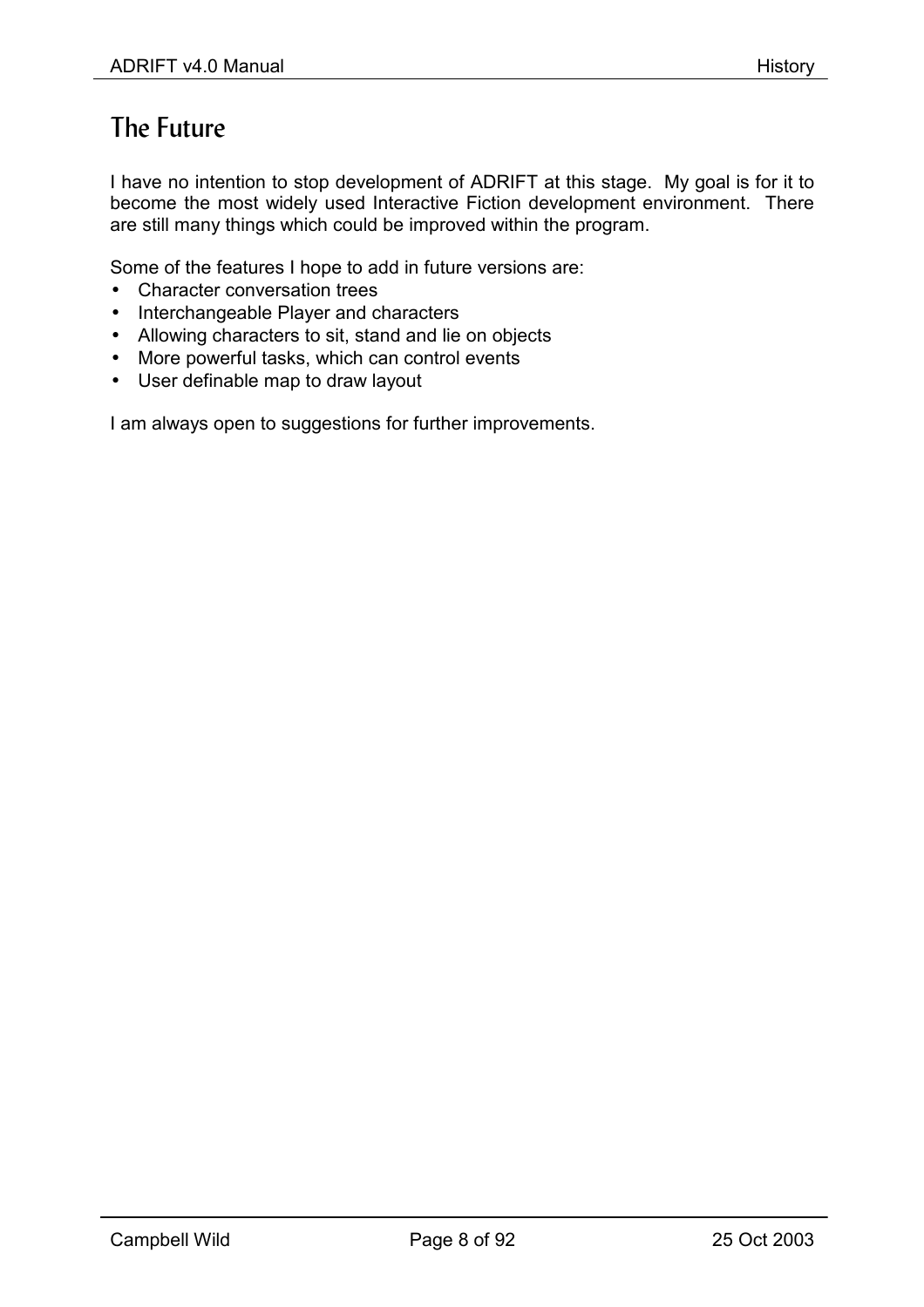## The Future

I have no intention to stop development of ADRIFT at this stage. My goal is for it to become the most widely used Interactive Fiction development environment. There are still many things which could be improved within the program.

Some of the features I hope to add in future versions are:

- Character conversation trees
- Interchangeable Player and characters
- Allowing characters to sit, stand and lie on objects
- More powerful tasks, which can control events
- User definable map to draw layout

I am always open to suggestions for further improvements.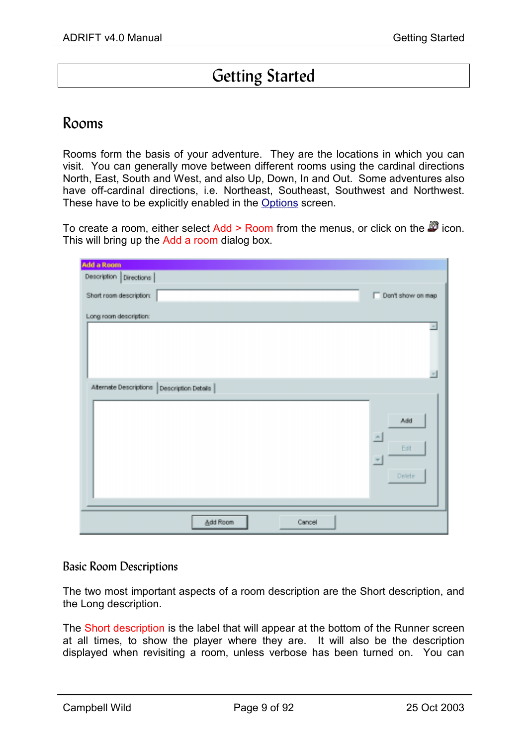# Getting Started

## Rooms

Rooms form the basis of your adventure. They are the locations in which you can visit. You can generally move between different rooms using the cardinal directions North, East, South and West, and also Up, Down, In and Out. Some adventures also have off-cardinal directions, i.e. Northeast, Southeast, Southwest and Northwest. These have to be explicitly enabled in the Options screen.

To create a room, either select Add > Room from the menus, or click on the icon. This will bring up the Add a room dialog box.

### Basic Room Descriptions

The two most important aspects of a room description are the Short description, and the Long description.

The Short description is the label that will appear at the bottom of the Runner screen at all times, to show the player where they are. It will also be the description displayed when revisiting a room, unless verbose has been turned on. You can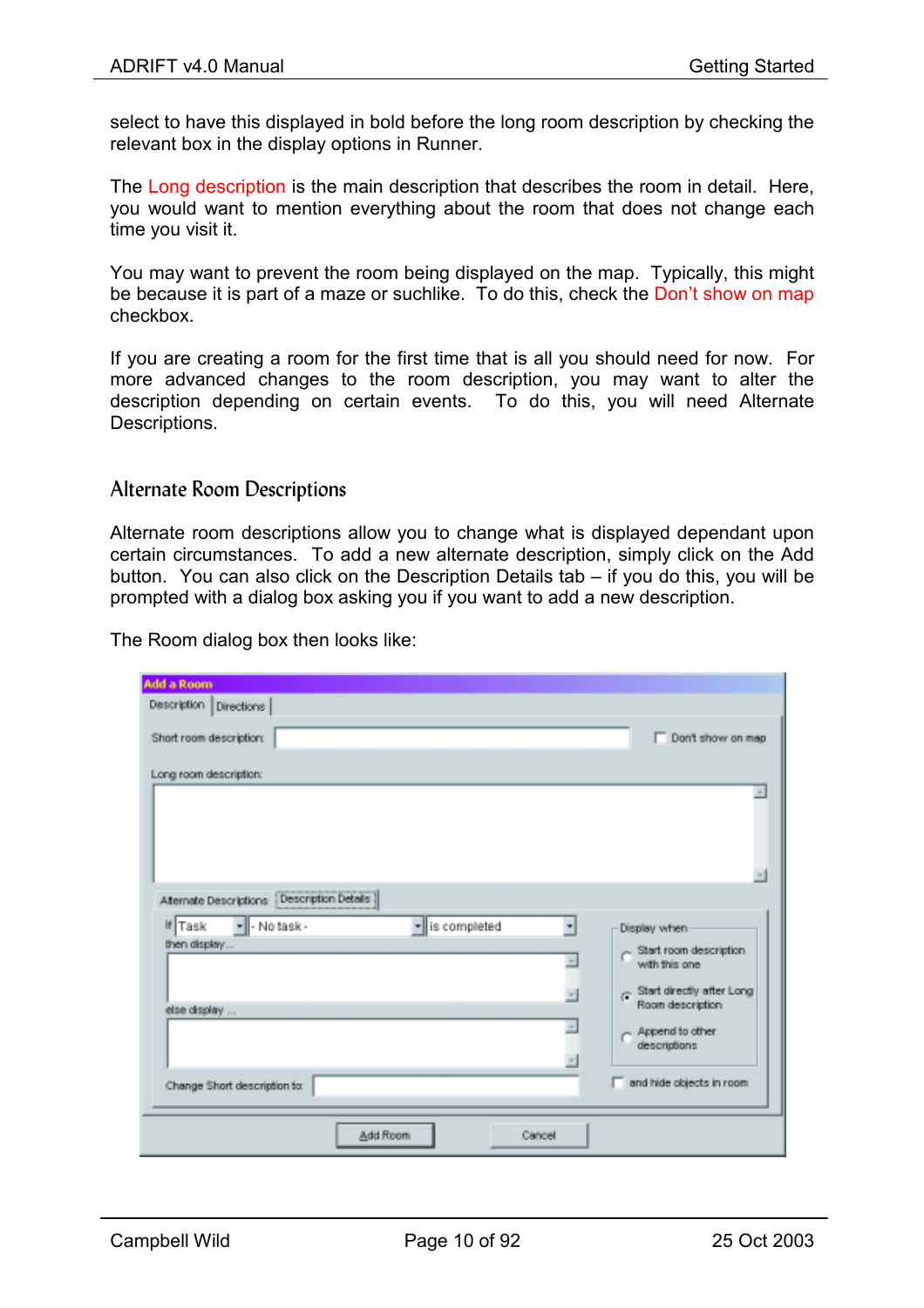select to have this displayed in bold before the long room description by checking the relevant box in the display options in Runner.

The Long description is the main description that describes the room in detail. Here, you would want to mention everything about the room that does not change each time you visit it.

You may want to prevent the room being displayed on the map. Typically, this might be because it is part of a maze or suchlike. To do this, check the Don't show on map checkbox.

If you are creating a room for the first time that is all you should need for now. For more advanced changes to the room description, you may want to alter the description depending on certain events. To do this, you will need Alternate Descriptions.

## Alternate Room Descriptions

Alternate room descriptions allow you to change what is displayed dependant upon certain circumstances. To add a new alternate description, simply click on the Add button. You can also click on the Description Details tab – if you do this, you will be prompted with a dialog box asking you if you want to add a new description.

The Room dialog box then looks like:

Add a Room

Description | Directions

Short room description: | Don't show on map

Long room description:

Alternate Descriptions | Description Details

If Task | - No task - | is completed

then display...

else display ...

Change Short description to:

Display when
- Start room description with this one
- Start directly after Long Room description
- Append to other descriptions

and hide objects in room

Add Room | Cancel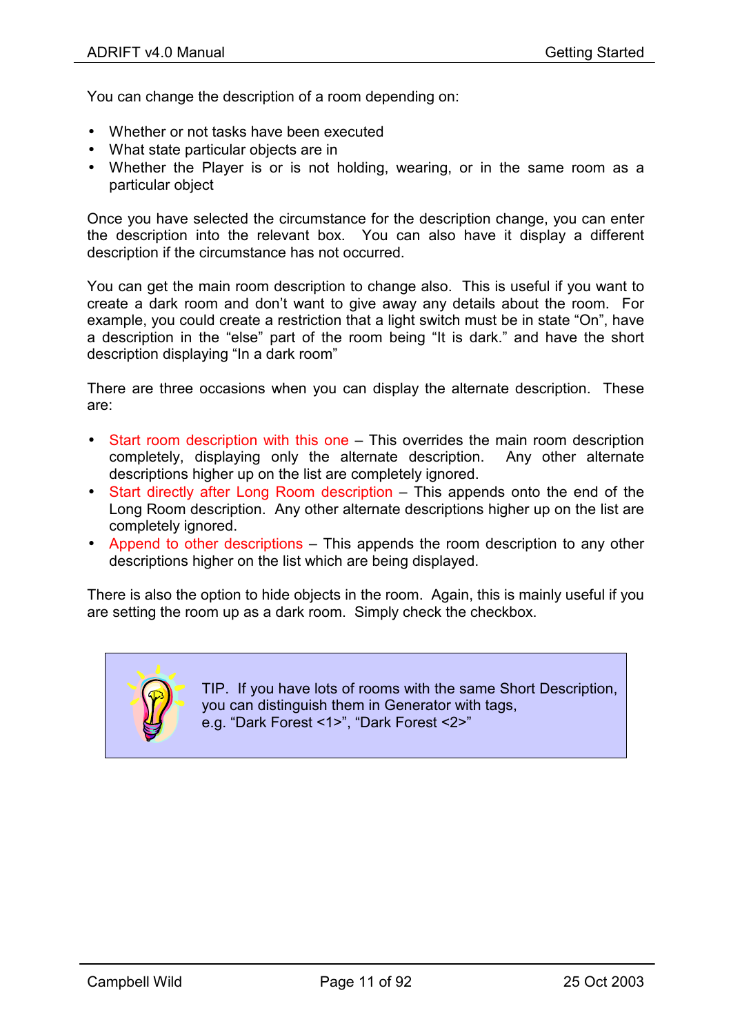You can change the description of a room depending on:

- Whether or not tasks have been executed
- What state particular objects are in
- Whether the Player is or is not holding, wearing, or in the same room as a particular object

Once you have selected the circumstance for the description change, you can enter the description into the relevant box. You can also have it display a different description if the circumstance has not occurred.

You can get the main room description to change also. This is useful if you want to create a dark room and don't want to give away any details about the room. For example, you could create a restriction that a light switch must be in state "On", have a description in the "else" part of the room being "It is dark." and have the short description displaying "In a dark room"

There are three occasions when you can display the alternate description. These are:

- Start room description with this one – This overrides the main room description completely, displaying only the alternate description. Any other alternate descriptions higher up on the list are completely ignored.
- Start directly after Long Room description – This appends onto the end of the Long Room description. Any other alternate descriptions higher up on the list are completely ignored.
- Append to other descriptions – This appends the room description to any other descriptions higher on the list which are being displayed.

There is also the option to hide objects in the room. Again, this is mainly useful if you are setting the room up as a dark room. Simply check the checkbox.

> TIP. If you have lots of rooms with the same Short Description, you can distinguish them in Generator with tags, e.g. "Dark Forest <1>", "Dark Forest <2>"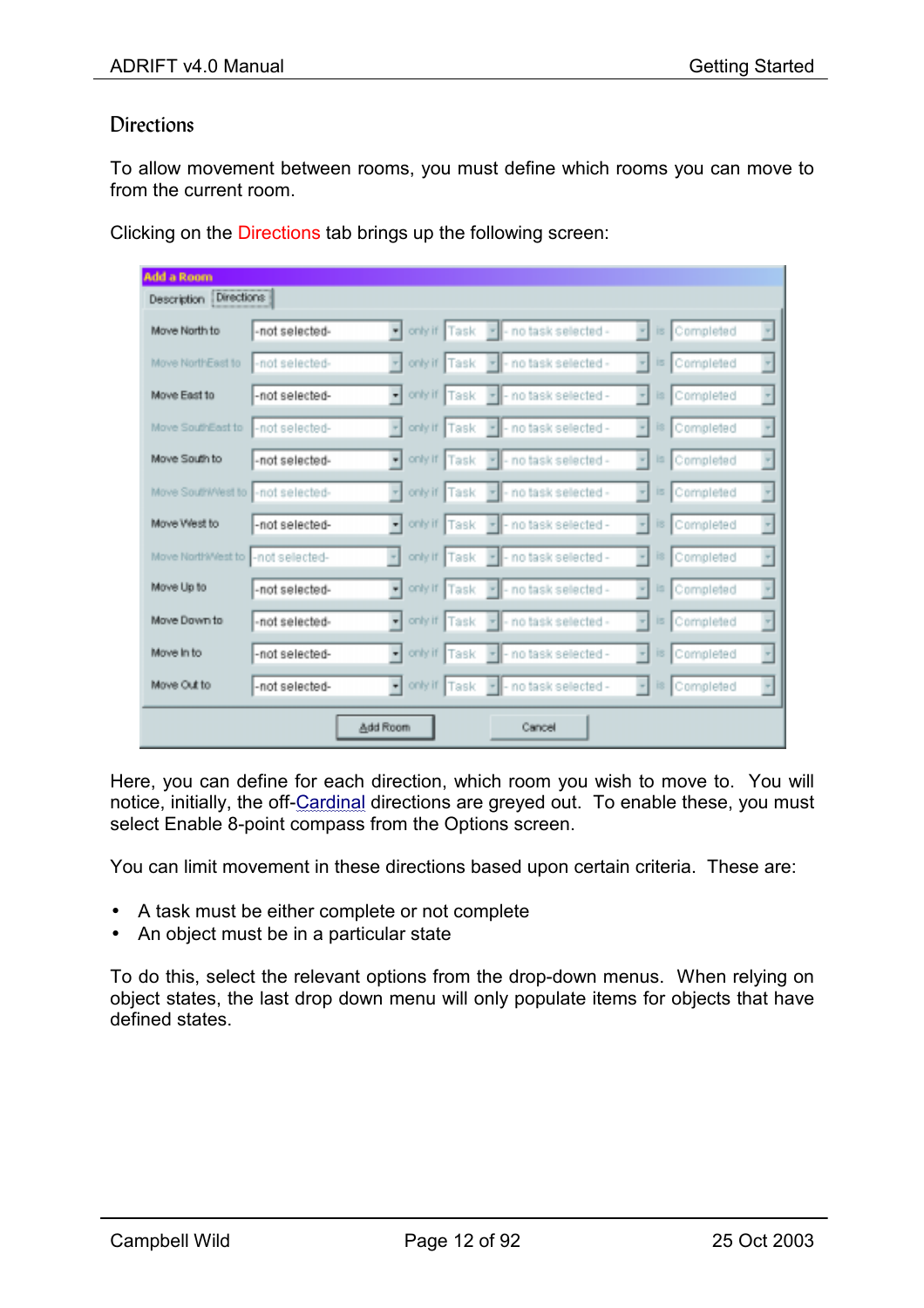## Directions

To allow movement between rooms, you must define which rooms you can move to from the current room.

Clicking on the Directions tab brings up the following screen:

Here, you can define for each direction, which room you wish to move to. You will notice, initially, the off-Cardinal directions are greyed out. To enable these, you must select Enable 8-point compass from the Options screen.

You can limit movement in these directions based upon certain criteria. These are:

- A task must be either complete or not complete
- An object must be in a particular state

To do this, select the relevant options from the drop-down menus. When relying on object states, the last drop down menu will only populate items for objects that have defined states.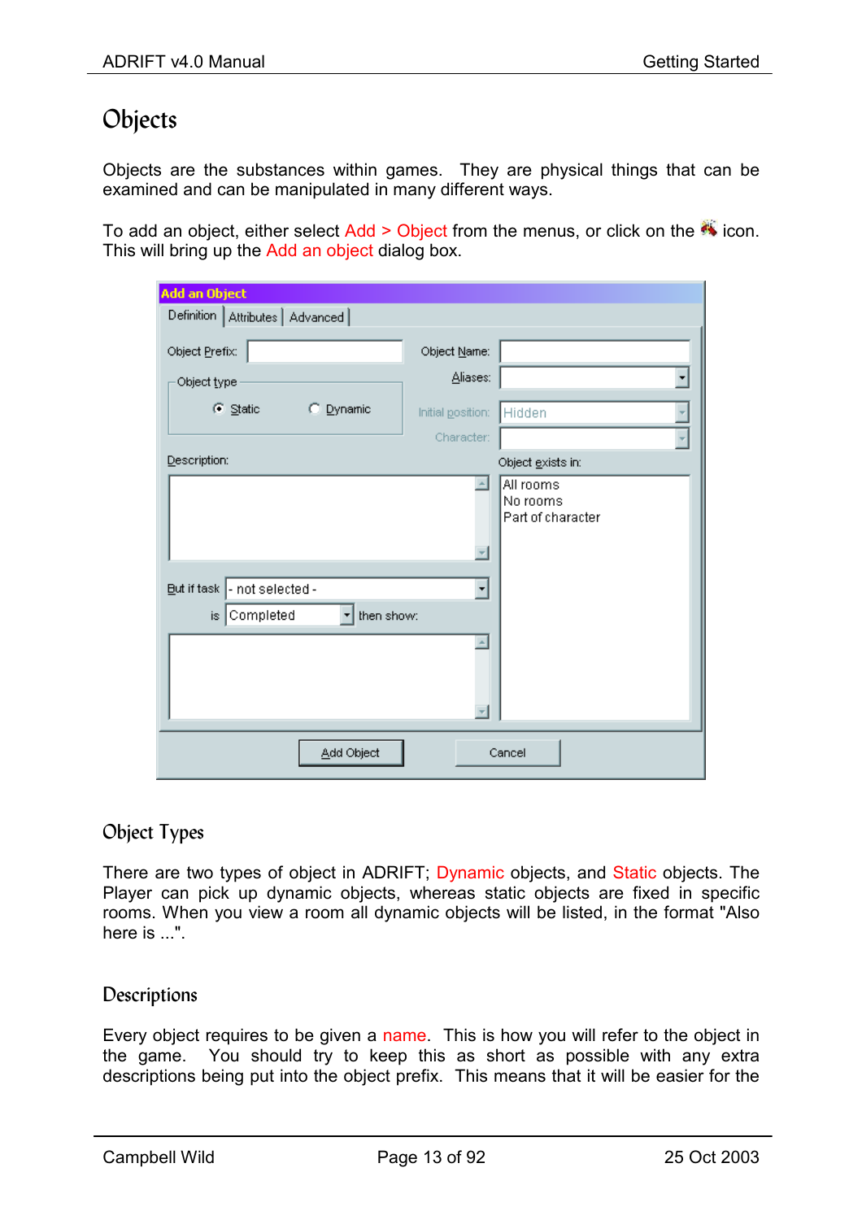# Objects

Objects are the substances within games. They are physical things that can be examined and can be manipulated in many different ways.

To add an object, either select Add > Object from the menus, or click on the icon. This will bring up the Add an object dialog box.

## Object Types

There are two types of object in ADRIFT; Dynamic objects, and Static objects. The Player can pick up dynamic objects, whereas static objects are fixed in specific rooms. When you view a room all dynamic objects will be listed, in the format "Also here is ...".

## Descriptions

Every object requires to be given a name. This is how you will refer to the object in the game. You should try to keep this as short as possible with any extra descriptions being put into the object prefix. This means that it will be easier for the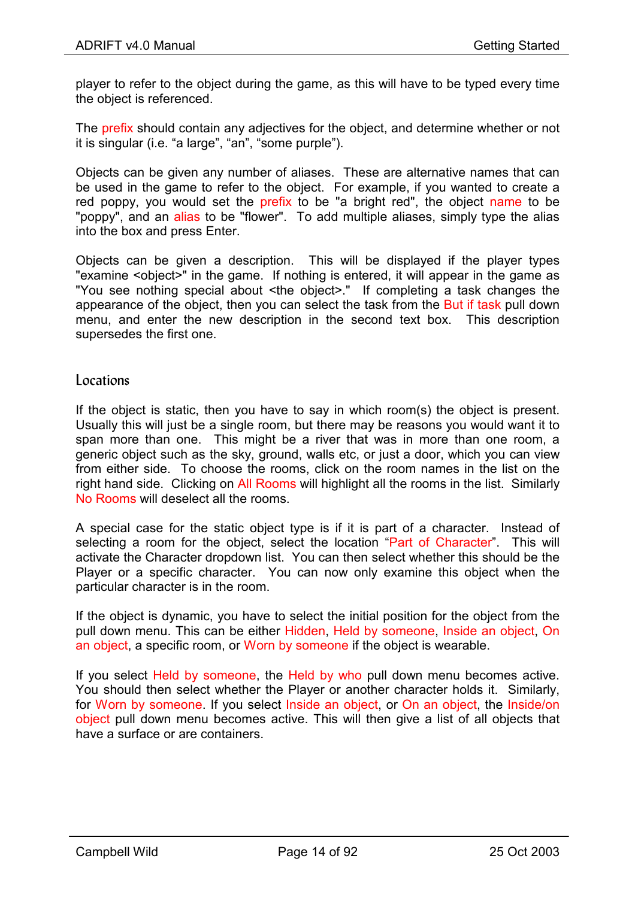player to refer to the object during the game, as this will have to be typed every time the object is referenced.

The prefix should contain any adjectives for the object, and determine whether or not it is singular (i.e. “a large”, “an”, “some purple”).

Objects can be given any number of aliases. These are alternative names that can be used in the game to refer to the object. For example, if you wanted to create a red poppy, you would set the prefix to be "a bright red", the object name to be "poppy", and an alias to be "flower". To add multiple aliases, simply type the alias into the box and press Enter.

Objects can be given a description. This will be displayed if the player types "examine <object>" in the game. If nothing is entered, it will appear in the game as "You see nothing special about <the object>." If completing a task changes the appearance of the object, then you can select the task from the But if task pull down menu, and enter the new description in the second text box. This description supersedes the first one.

## Locations

If the object is static, then you have to say in which room(s) the object is present. Usually this will just be a single room, but there may be reasons you would want it to span more than one. This might be a river that was in more than one room, a generic object such as the sky, ground, walls etc, or just a door, which you can view from either side. To choose the rooms, click on the room names in the list on the right hand side. Clicking on All Rooms will highlight all the rooms in the list. Similarly No Rooms will deselect all the rooms.

A special case for the static object type is if it is part of a character. Instead of selecting a room for the object, select the location “Part of Character”. This will activate the Character dropdown list. You can then select whether this should be the Player or a specific character. You can now only examine this object when the particular character is in the room.

If the object is dynamic, you have to select the initial position for the object from the pull down menu. This can be either Hidden, Held by someone, Inside an object, On an object, a specific room, or Worn by someone if the object is wearable.

If you select Held by someone, the Held by who pull down menu becomes active. You should then select whether the Player or another character holds it. Similarly, for Worn by someone. If you select Inside an object, or On an object, the Inside/on object pull down menu becomes active. This will then give a list of all objects that have a surface or are containers.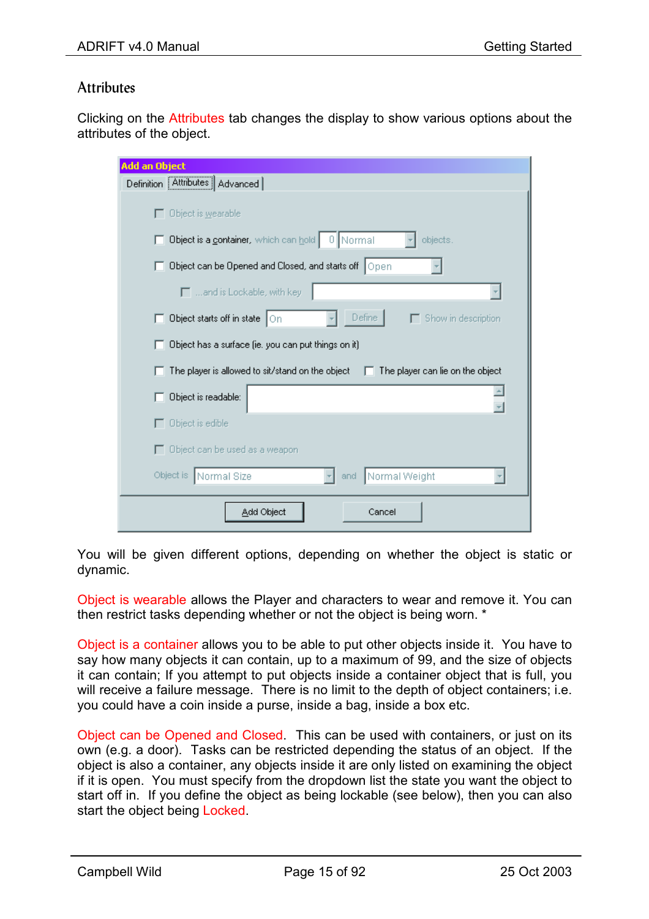## Attributes

Clicking on the Attributes tab changes the display to show various options about the attributes of the object.

You will be given different options, depending on whether the object is static or dynamic.

Object is wearable allows the Player and characters to wear and remove it. You can then restrict tasks depending whether or not the object is being worn. *

Object is a container allows you to be able to put other objects inside it. You have to say how many objects it can contain, up to a maximum of 99, and the size of objects it can contain; If you attempt to put objects inside a container object that is full, you will receive a failure message. There is no limit to the depth of object containers; i.e. you could have a coin inside a purse, inside a bag, inside a box etc.

Object can be Opened and Closed. This can be used with containers, or just on its own (e.g. a door). Tasks can be restricted depending the status of an object. If the object is also a container, any objects inside it are only listed on examining the object if it is open. You must specify from the dropdown list the state you want the object to start off in. If you define the object as being lockable (see below), then you can also start the object being Locked.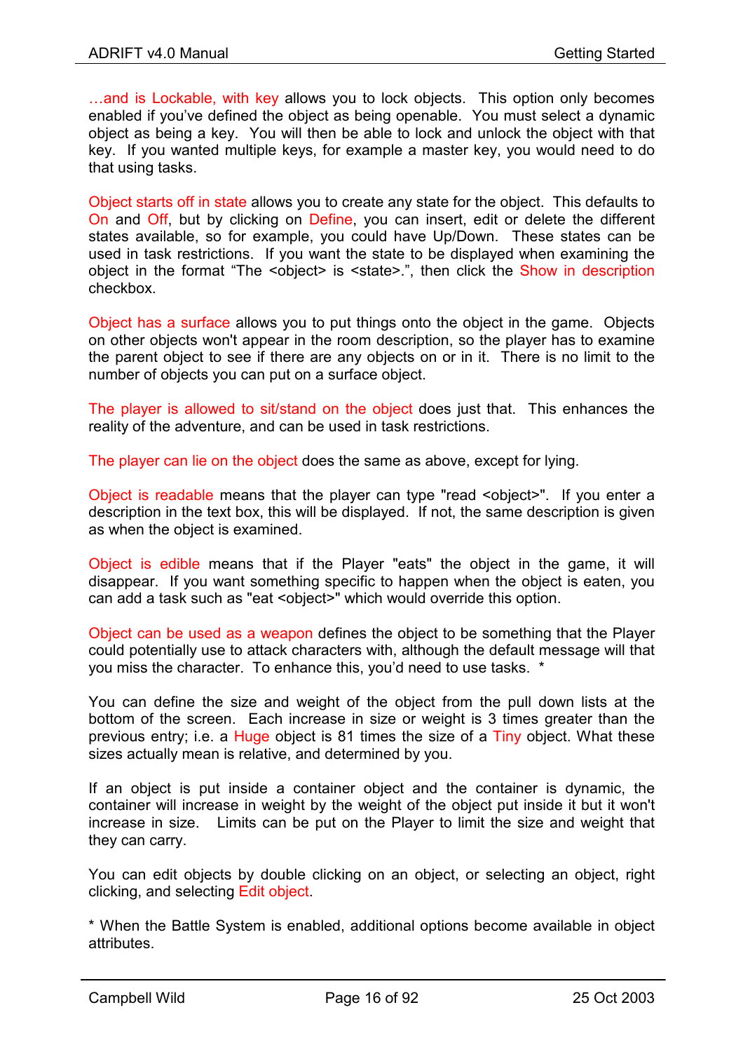…and is Lockable, with key allows you to lock objects.  This option only becomes enabled if you've defined the object as being openable.  You must select a dynamic object as being a key.  You will then be able to lock and unlock the object with that key.  If you wanted multiple keys, for example a master key, you would need to do that using tasks.

Object starts off in state allows you to create any state for the object.  This defaults to On and Off, but by clicking on Define, you can insert, edit or delete the different states available, so for example, you could have Up/Down.  These states can be used in task restrictions.  If you want the state to be displayed when examining the object in the format "The <object> is <state>.", then click the Show in description checkbox.

Object has a surface allows you to put things onto the object in the game.  Objects on other objects won't appear in the room description, so the player has to examine the parent object to see if there are any objects on or in it.  There is no limit to the number of objects you can put on a surface object.

The player is allowed to sit/stand on the object does just that.  This enhances the reality of the adventure, and can be used in task restrictions.

The player can lie on the object does the same as above, except for lying.

Object is readable means that the player can type "read <object>".  If you enter a description in the text box, this will be displayed.  If not, the same description is given as when the object is examined.

Object is edible means that if the Player "eats" the object in the game, it will disappear.  If you want something specific to happen when the object is eaten, you can add a task such as "eat <object>" which would override this option.

Object can be used as a weapon defines the object to be something that the Player could potentially use to attack characters with, although the default message will that you miss the character.  To enhance this, you'd need to use tasks.  *

You can define the size and weight of the object from the pull down lists at the bottom of the screen.  Each increase in size or weight is 3 times greater than the previous entry; i.e. a Huge object is 81 times the size of a Tiny object. What these sizes actually mean is relative, and determined by you.

If an object is put inside a container object and the container is dynamic, the container will increase in weight by the weight of the object put inside it but it won't increase in size.  Limits can be put on the Player to limit the size and weight that they can carry.

You can edit objects by double clicking on an object, or selecting an object, right clicking, and selecting Edit object.

* When the Battle System is enabled, additional options become available in object attributes.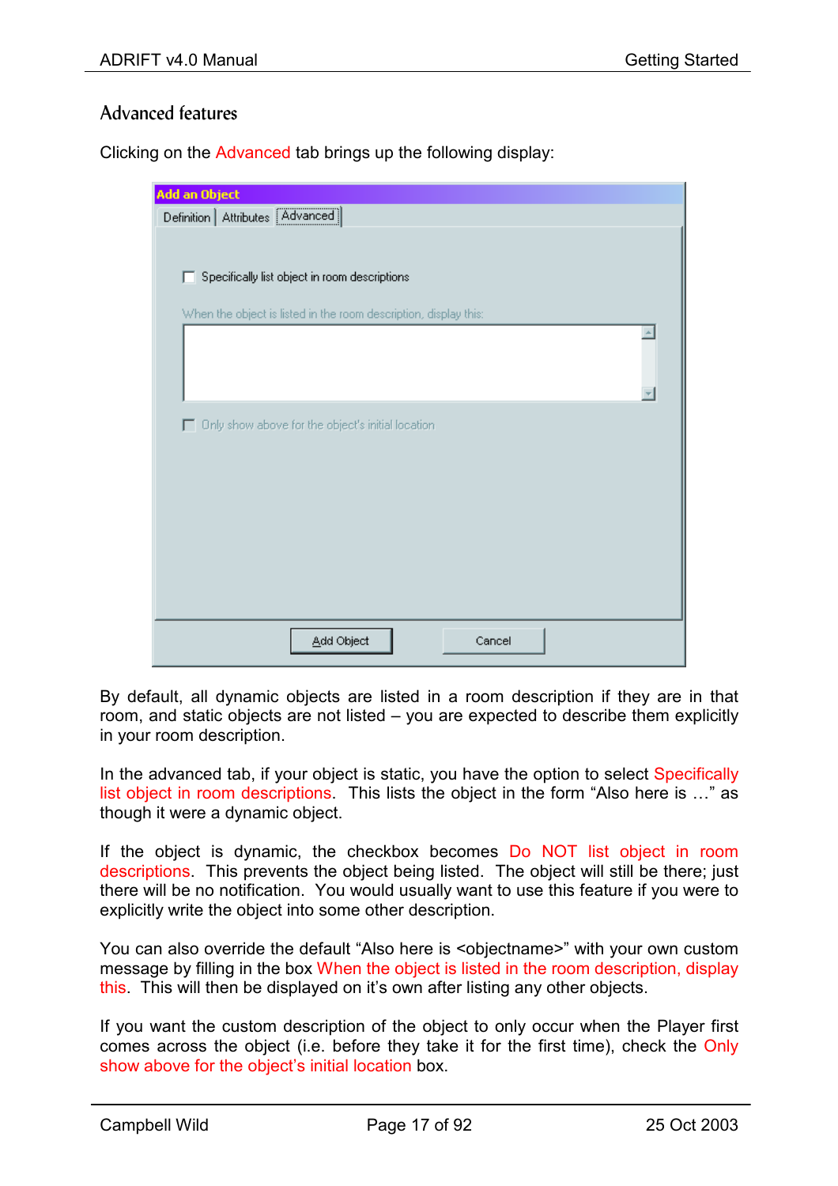## Advanced features

Clicking on the Advanced tab brings up the following display:

By default, all dynamic objects are listed in a room description if they are in that room, and static objects are not listed – you are expected to describe them explicitly in your room description.

In the advanced tab, if your object is static, you have the option to select Specifically list object in room descriptions. This lists the object in the form "Also here is …" as though it were a dynamic object.

If the object is dynamic, the checkbox becomes Do NOT list object in room descriptions. This prevents the object being listed. The object will still be there; just there will be no notification. You would usually want to use this feature if you were to explicitly write the object into some other description.

You can also override the default "Also here is <objectname>" with your own custom message by filling in the box When the object is listed in the room description, display this. This will then be displayed on it's own after listing any other objects.

If you want the custom description of the object to only occur when the Player first comes across the object (i.e. before they take it for the first time), check the Only show above for the object's initial location box.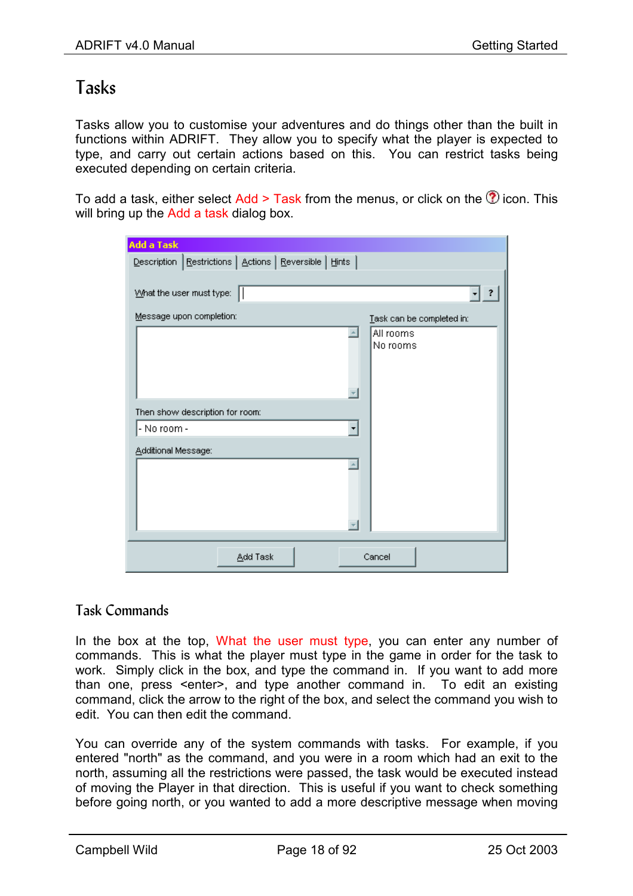# Tasks

Tasks allow you to customise your adventures and do things other than the built in functions within ADRIFT. They allow you to specify what the player is expected to type, and carry out certain actions based on this. You can restrict tasks being executed depending on certain criteria.

To add a task, either select Add > Task from the menus, or click on the icon. This will bring up the Add a task dialog box.

## Task Commands

In the box at the top, What the user must type, you can enter any number of commands. This is what the player must type in the game in order for the task to work. Simply click in the box, and type the command in. If you want to add more than one, press <enter>, and type another command in. To edit an existing command, click the arrow to the right of the box, and select the command you wish to edit. You can then edit the command.

You can override any of the system commands with tasks. For example, if you entered "north" as the command, and you were in a room which had an exit to the north, assuming all the restrictions were passed, the task would be executed instead of moving the Player in that direction. This is useful if you want to check something before going north, or you wanted to add a more descriptive message when moving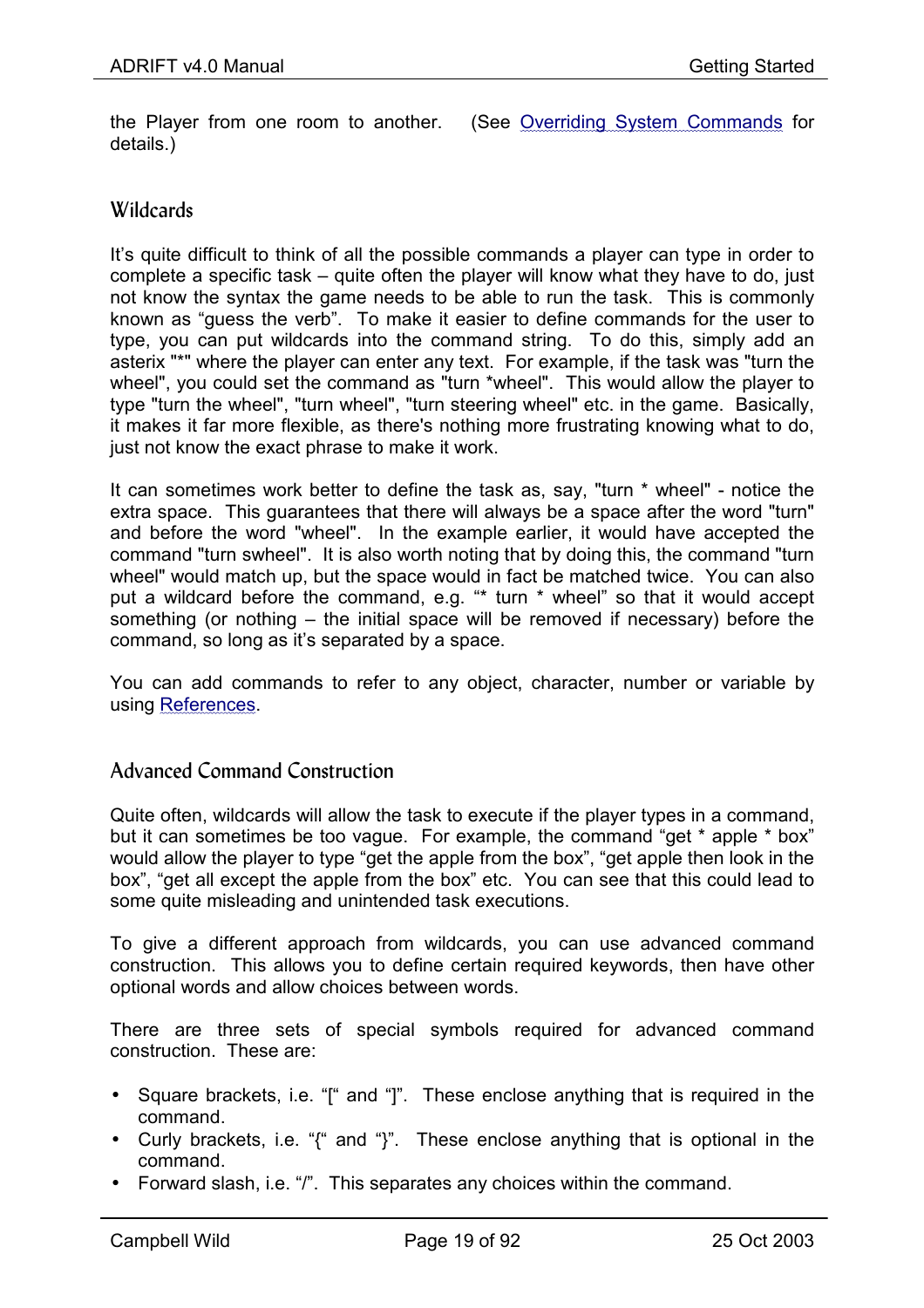the Player from one room to another. (See Overriding System Commands for details.)

## Wildcards

It's quite difficult to think of all the possible commands a player can type in order to complete a specific task – quite often the player will know what they have to do, just not know the syntax the game needs to be able to run the task. This is commonly known as "guess the verb". To make it easier to define commands for the user to type, you can put wildcards into the command string. To do this, simply add an asterix "*" where the player can enter any text. For example, if the task was "turn the wheel", you could set the command as "turn *wheel". This would allow the player to type "turn the wheel", "turn wheel", "turn steering wheel" etc. in the game. Basically, it makes it far more flexible, as there's nothing more frustrating knowing what to do, just not know the exact phrase to make it work.

It can sometimes work better to define the task as, say, "turn * wheel" - notice the extra space. This guarantees that there will always be a space after the word "turn" and before the word "wheel". In the example earlier, it would have accepted the command "turn swheel". It is also worth noting that by doing this, the command "turn wheel" would match up, but the space would in fact be matched twice. You can also put a wildcard before the command, e.g. "* turn * wheel" so that it would accept something (or nothing – the initial space will be removed if necessary) before the command, so long as it's separated by a space.

You can add commands to refer to any object, character, number or variable by using References.

## Advanced Command Construction

Quite often, wildcards will allow the task to execute if the player types in a command, but it can sometimes be too vague. For example, the command "get * apple * box" would allow the player to type "get the apple from the box", "get apple then look in the box", "get all except the apple from the box" etc. You can see that this could lead to some quite misleading and unintended task executions.

To give a different approach from wildcards, you can use advanced command construction. This allows you to define certain required keywords, then have other optional words and allow choices between words.

There are three sets of special symbols required for advanced command construction. These are:

- Square brackets, i.e. "[" and "]". These enclose anything that is required in the command.
- Curly brackets, i.e. "{" and "}". These enclose anything that is optional in the command.
- Forward slash, i.e. "/". This separates any choices within the command.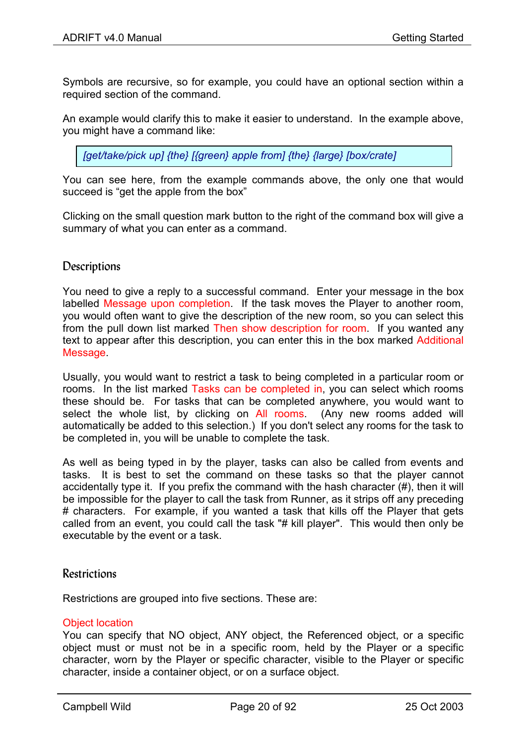Symbols are recursive, so for example, you could have an optional section within a required section of the command.

An example would clarify this to make it easier to understand. In the example above, you might have a command like:

> *[get/take/pick up] {the} [{green} apple from] {the} {large} [box/crate]*

You can see here, from the example commands above, the only one that would succeed is "get the apple from the box"

Clicking on the small question mark button to the right of the command box will give a summary of what you can enter as a command.

## Descriptions

You need to give a reply to a successful command. Enter your message in the box labelled Message upon completion. If the task moves the Player to another room, you would often want to give the description of the new room, so you can select this from the pull down list marked Then show description for room. If you wanted any text to appear after this description, you can enter this in the box marked Additional Message.

Usually, you would want to restrict a task to being completed in a particular room or rooms. In the list marked Tasks can be completed in, you can select which rooms these should be. For tasks that can be completed anywhere, you would want to select the whole list, by clicking on All rooms. (Any new rooms added will automatically be added to this selection.) If you don't select any rooms for the task to be completed in, you will be unable to complete the task.

As well as being typed in by the player, tasks can also be called from events and tasks. It is best to set the command on these tasks so that the player cannot accidentally type it. If you prefix the command with the hash character (#), then it will be impossible for the player to call the task from Runner, as it strips off any preceding # characters. For example, if you wanted a task that kills off the Player that gets called from an event, you could call the task "# kill player". This would then only be executable by the event or a task.

## Restrictions

Restrictions are grouped into five sections. These are:

Object location
You can specify that NO object, ANY object, the Referenced object, or a specific object must or must not be in a specific room, held by the Player or a specific character, worn by the Player or specific character, visible to the Player or specific character, inside a container object, or on a surface object.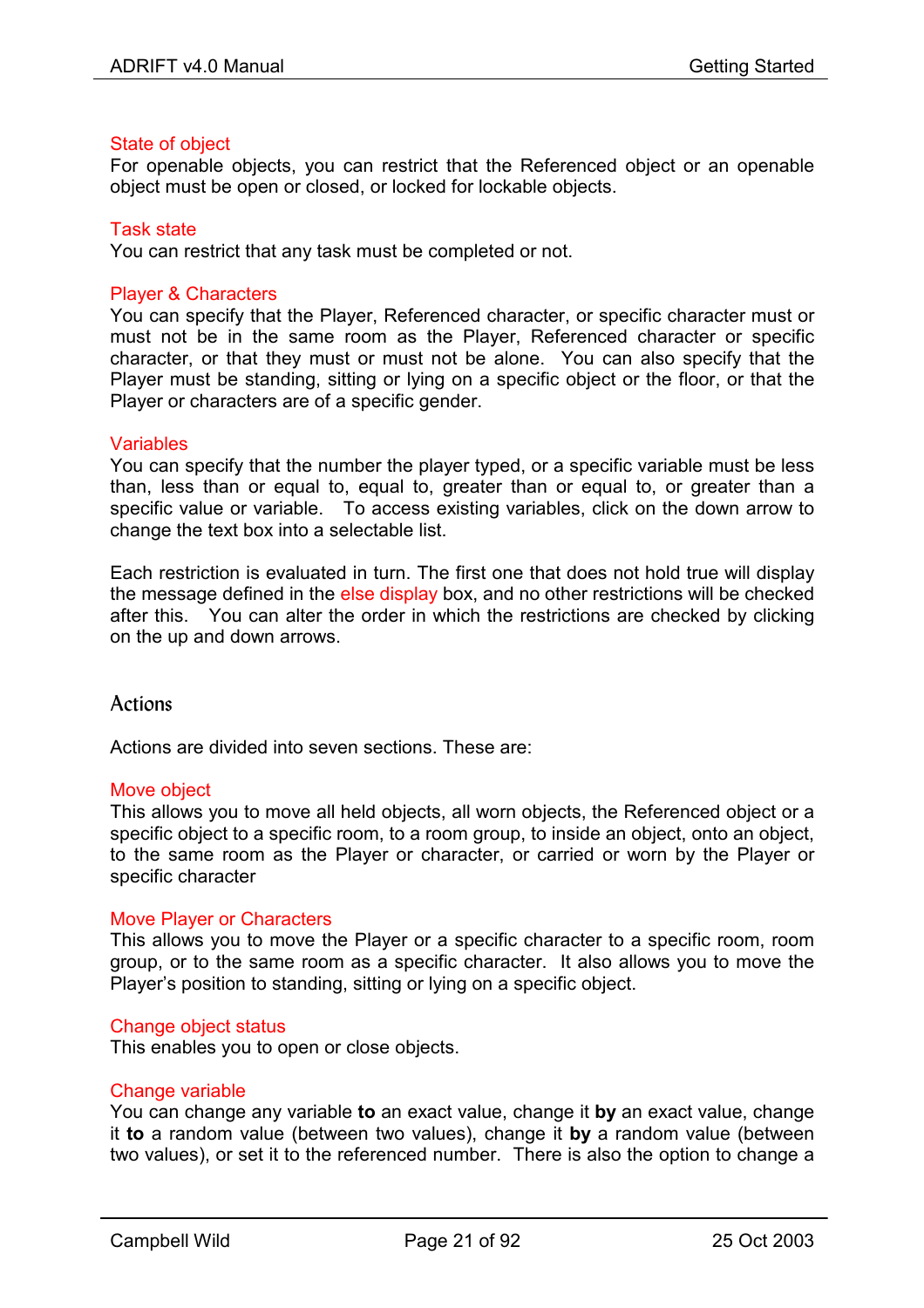#### State of object

For openable objects, you can restrict that the Referenced object or an openable object must be open or closed, or locked for lockable objects.

#### Task state

You can restrict that any task must be completed or not.

#### Player & Characters

You can specify that the Player, Referenced character, or specific character must or must not be in the same room as the Player, Referenced character or specific character, or that they must or must not be alone. You can also specify that the Player must be standing, sitting or lying on a specific object or the floor, or that the Player or characters are of a specific gender.

#### Variables

You can specify that the number the player typed, or a specific variable must be less than, less than or equal to, equal to, greater than or equal to, or greater than a specific value or variable. To access existing variables, click on the down arrow to change the text box into a selectable list.

Each restriction is evaluated in turn. The first one that does not hold true will display the message defined in the else display box, and no other restrictions will be checked after this. You can alter the order in which the restrictions are checked by clicking on the up and down arrows.

### Actions

Actions are divided into seven sections. These are:

#### Move object

This allows you to move all held objects, all worn objects, the Referenced object or a specific object to a specific room, to a room group, to inside an object, onto an object, to the same room as the Player or character, or carried or worn by the Player or specific character

#### Move Player or Characters

This allows you to move the Player or a specific character to a specific room, room group, or to the same room as a specific character. It also allows you to move the Player's position to standing, sitting or lying on a specific object.

#### Change object status

This enables you to open or close objects.

#### Change variable

You can change any variable **to** an exact value, change it **by** an exact value, change it **to** a random value (between two values), change it **by** a random value (between two values), or set it to the referenced number. There is also the option to change a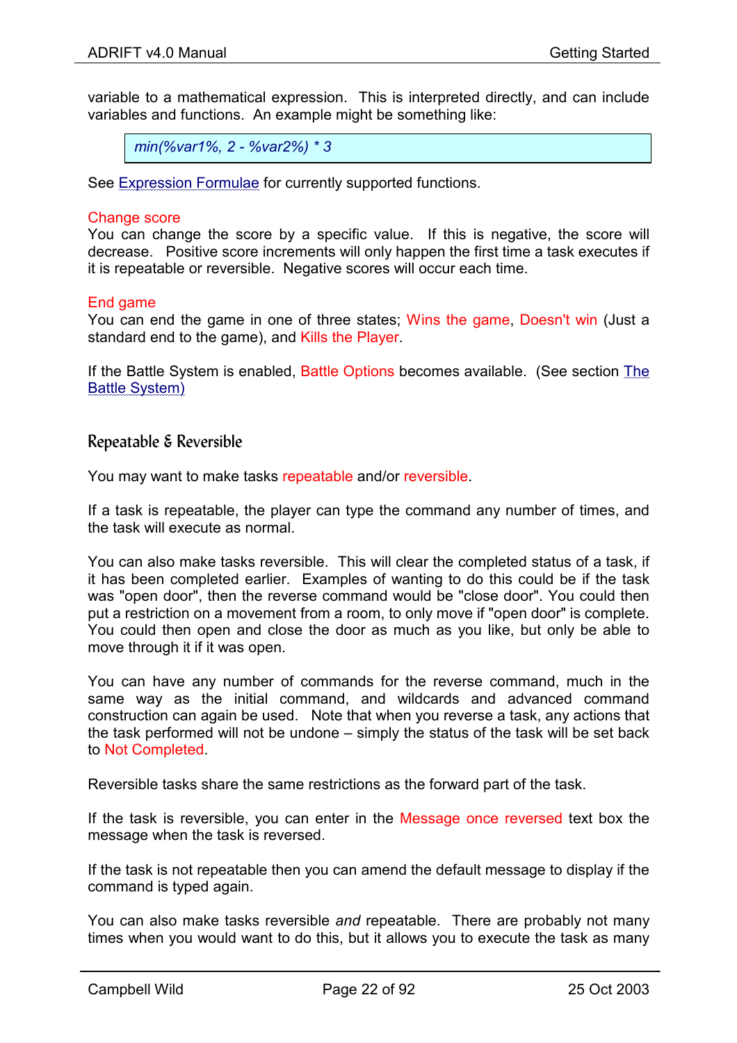variable to a mathematical expression. This is interpreted directly, and can include variables and functions. An example might be something like:

```
min(%var1%, 2 - %var2%) * 3
```

See Expression Formulae for currently supported functions.

Change score
You can change the score by a specific value. If this is negative, the score will decrease. Positive score increments will only happen the first time a task executes if it is repeatable or reversible. Negative scores will occur each time.

End game
You can end the game in one of three states; Wins the game, Doesn't win (Just a standard end to the game), and Kills the Player.

If the Battle System is enabled, Battle Options becomes available. (See section The Battle System)

## Repeatable & Reversible

You may want to make tasks repeatable and/or reversible.

If a task is repeatable, the player can type the command any number of times, and the task will execute as normal.

You can also make tasks reversible. This will clear the completed status of a task, if it has been completed earlier. Examples of wanting to do this could be if the task was "open door", then the reverse command would be "close door". You could then put a restriction on a movement from a room, to only move if "open door" is complete. You could then open and close the door as much as you like, but only be able to move through it if it was open.

You can have any number of commands for the reverse command, much in the same way as the initial command, and wildcards and advanced command construction can again be used. Note that when you reverse a task, any actions that the task performed will not be undone – simply the status of the task will be set back to Not Completed.

Reversible tasks share the same restrictions as the forward part of the task.

If the task is reversible, you can enter in the Message once reversed text box the message when the task is reversed.

If the task is not repeatable then you can amend the default message to display if the command is typed again.

You can also make tasks reversible *and* repeatable. There are probably not many times when you would want to do this, but it allows you to execute the task as many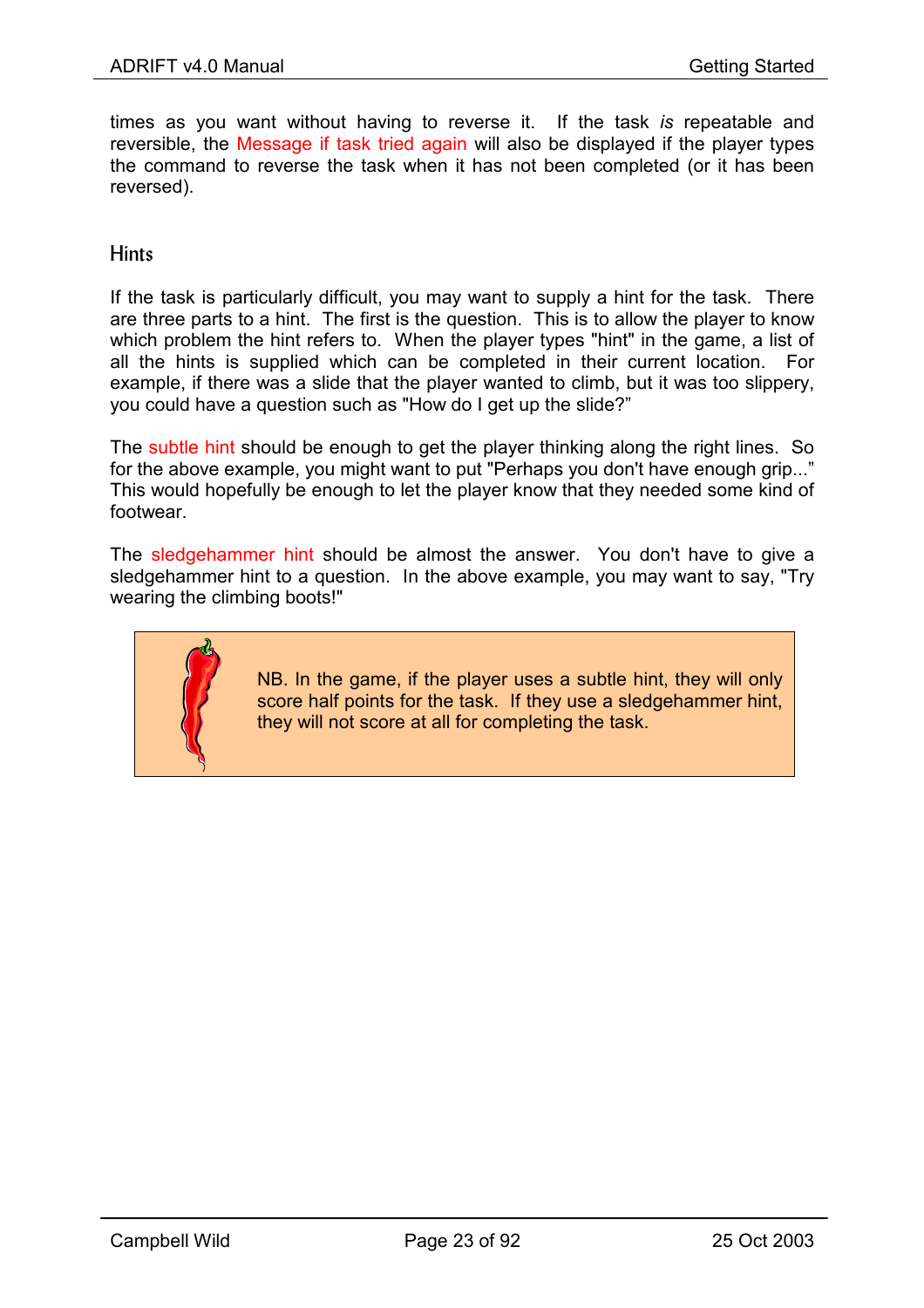times as you want without having to reverse it. If the task *is* repeatable and reversible, the Message if task tried again will also be displayed if the player types the command to reverse the task when it has not been completed (or it has been reversed).

### Hints

If the task is particularly difficult, you may want to supply a hint for the task. There are three parts to a hint. The first is the question. This is to allow the player to know which problem the hint refers to. When the player types "hint" in the game, a list of all the hints is supplied which can be completed in their current location. For example, if there was a slide that the player wanted to climb, but it was too slippery, you could have a question such as "How do I get up the slide?"

The subtle hint should be enough to get the player thinking along the right lines. So for the above example, you might want to put "Perhaps you don't have enough grip..." This would hopefully be enough to let the player know that they needed some kind of footwear.

The sledgehammer hint should be almost the answer. You don't have to give a sledgehammer hint to a question. In the above example, you may want to say, "Try wearing the climbing boots!"

> NB. In the game, if the player uses a subtle hint, they will only score half points for the task. If they use a sledgehammer hint, they will not score at all for completing the task.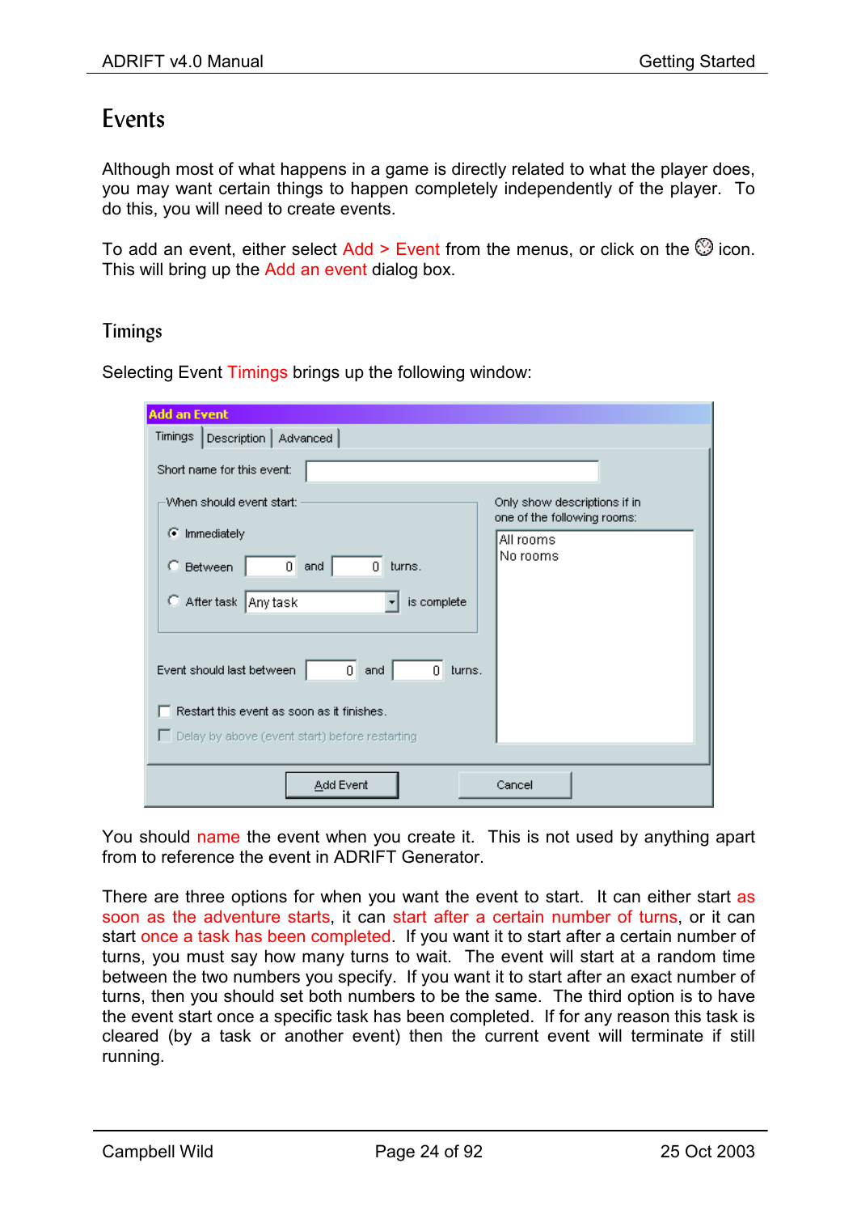# Events

Although most of what happens in a game is directly related to what the player does, you may want certain things to happen completely independently of the player. To do this, you will need to create events.

To add an event, either select Add > Event from the menus, or click on the icon. This will bring up the Add an event dialog box.

## Timings

Selecting Event Timings brings up the following window:

You should name the event when you create it. This is not used by anything apart from to reference the event in ADRIFT Generator.

There are three options for when you want the event to start. It can either start as soon as the adventure starts, it can start after a certain number of turns, or it can start once a task has been completed. If you want it to start after a certain number of turns, you must say how many turns to wait. The event will start at a random time between the two numbers you specify. If you want it to start after an exact number of turns, then you should set both numbers to be the same. The third option is to have the event start once a specific task has been completed. If for any reason this task is cleared (by a task or another event) then the current event will terminate if still running.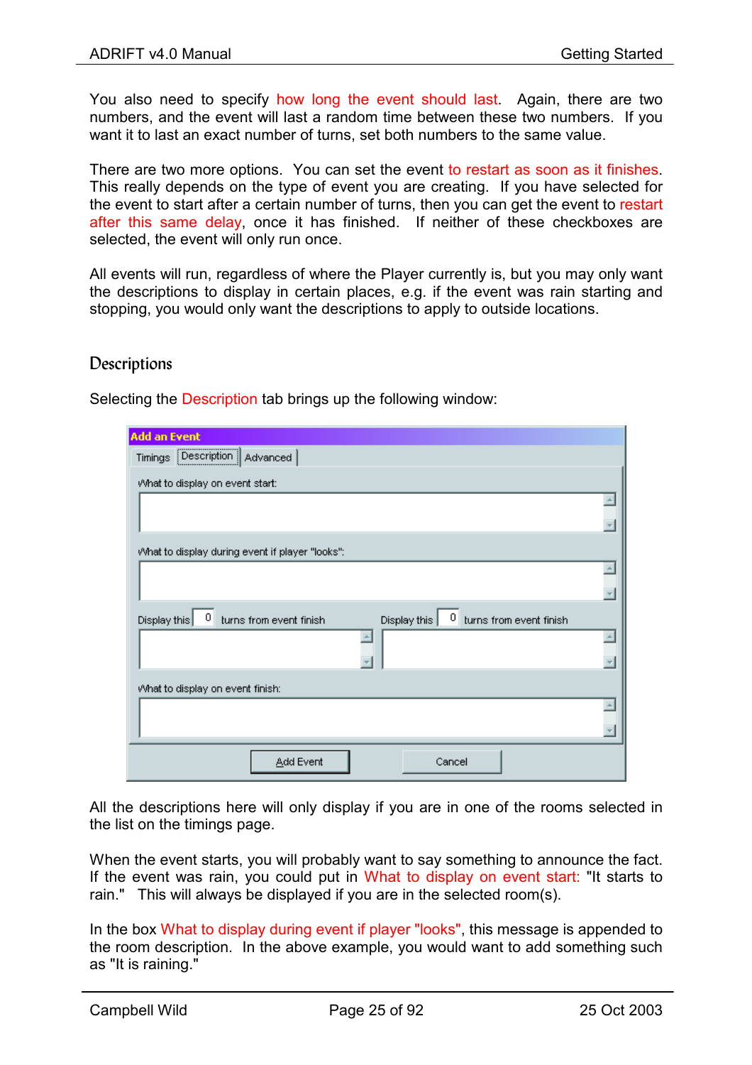You also need to specify how long the event should last. Again, there are two numbers, and the event will last a random time between these two numbers. If you want it to last an exact number of turns, set both numbers to the same value.

There are two more options. You can set the event to restart as soon as it finishes. This really depends on the type of event you are creating. If you have selected for the event to start after a certain number of turns, then you can get the event to restart after this same delay, once it has finished. If neither of these checkboxes are selected, the event will only run once.

All events will run, regardless of where the Player currently is, but you may only want the descriptions to display in certain places, e.g. if the event was rain starting and stopping, you would only want the descriptions to apply to outside locations.

## Descriptions

Selecting the Description tab brings up the following window:

All the descriptions here will only display if you are in one of the rooms selected in the list on the timings page.

When the event starts, you will probably want to say something to announce the fact. If the event was rain, you could put in What to display on event start: "It starts to rain." This will always be displayed if you are in the selected room(s).

In the box What to display during event if player "looks", this message is appended to the room description. In the above example, you would want to add something such as "It is raining."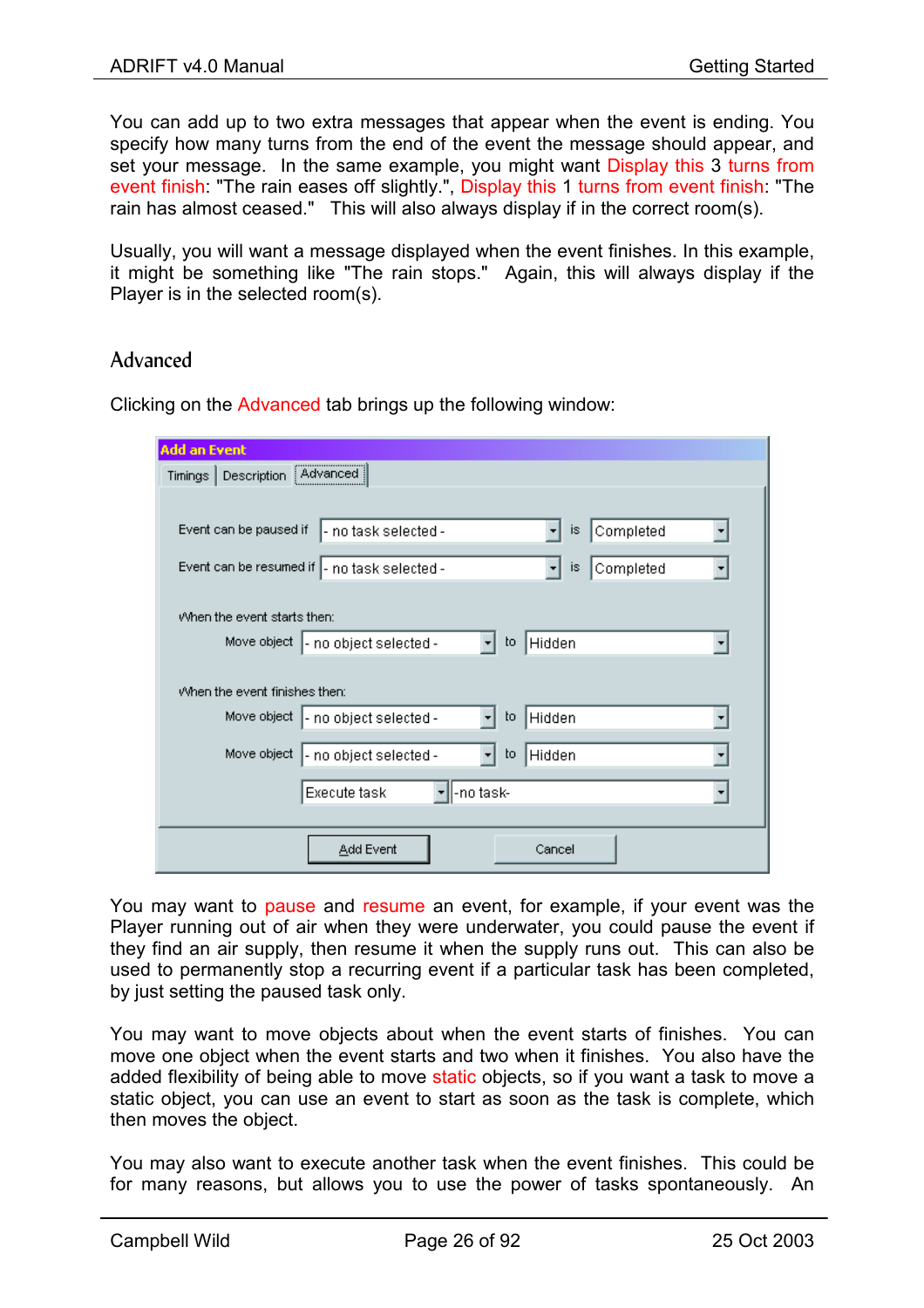You can add up to two extra messages that appear when the event is ending. You specify how many turns from the end of the event the message should appear, and set your message. In the same example, you might want Display this 3 turns from event finish: "The rain eases off slightly.", Display this 1 turns from event finish: "The rain has almost ceased." This will also always display if in the correct room(s).

Usually, you will want a message displayed when the event finishes. In this example, it might be something like "The rain stops." Again, this will always display if the Player is in the selected room(s).

## Advanced

Clicking on the Advanced tab brings up the following window:

You may want to pause and resume an event, for example, if your event was the Player running out of air when they were underwater, you could pause the event if they find an air supply, then resume it when the supply runs out. This can also be used to permanently stop a recurring event if a particular task has been completed, by just setting the paused task only.

You may want to move objects about when the event starts of finishes. You can move one object when the event starts and two when it finishes. You also have the added flexibility of being able to move static objects, so if you want a task to move a static object, you can use an event to start as soon as the task is complete, which then moves the object.

You may also want to execute another task when the event finishes. This could be for many reasons, but allows you to use the power of tasks spontaneously. An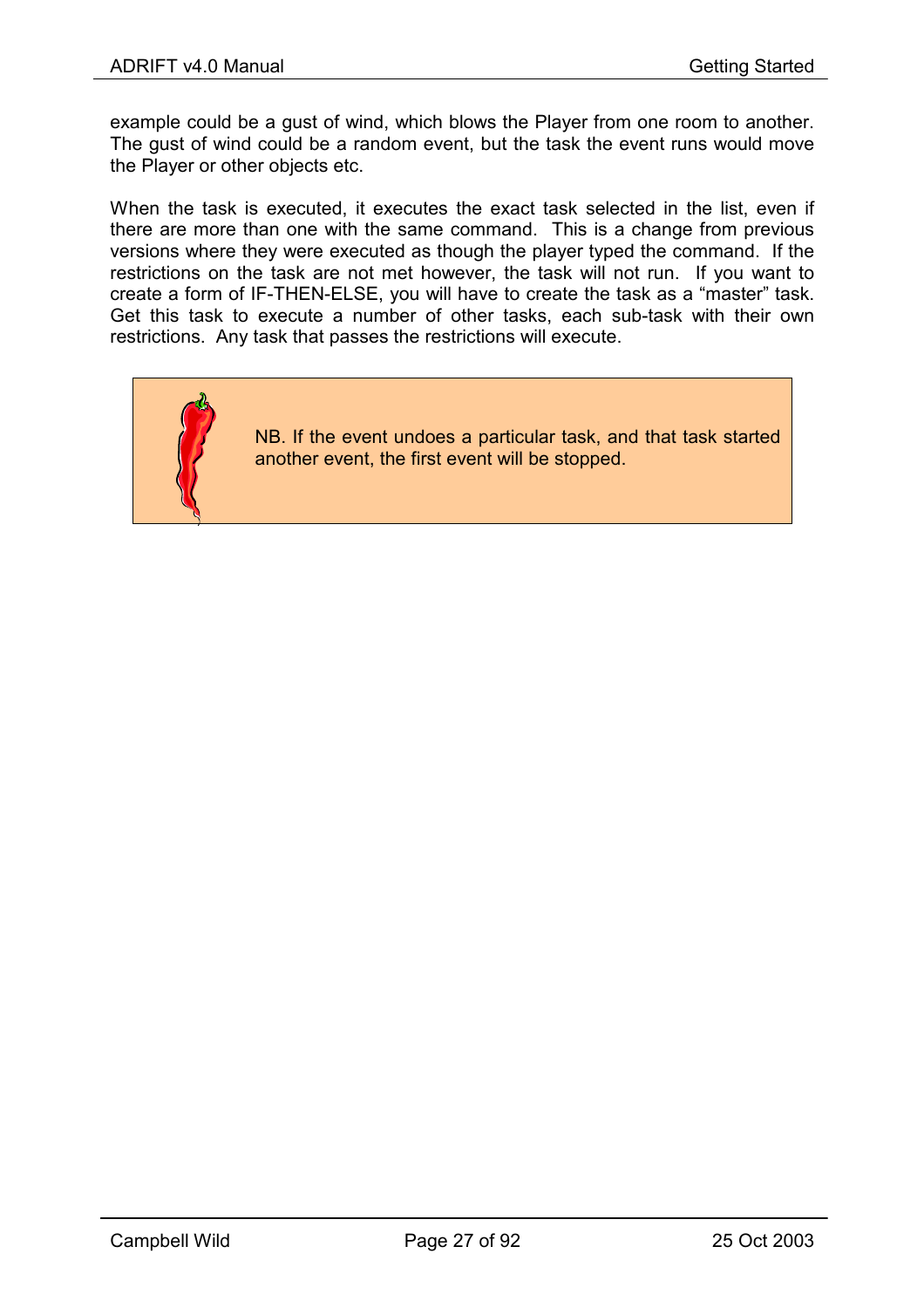example could be a gust of wind, which blows the Player from one room to another. The gust of wind could be a random event, but the task the event runs would move the Player or other objects etc.

When the task is executed, it executes the exact task selected in the list, even if there are more than one with the same command. This is a change from previous versions where they were executed as though the player typed the command. If the restrictions on the task are not met however, the task will not run. If you want to create a form of IF-THEN-ELSE, you will have to create the task as a "master" task. Get this task to execute a number of other tasks, each sub-task with their own restrictions. Any task that passes the restrictions will execute.

> NB. If the event undoes a particular task, and that task started another event, the first event will be stopped.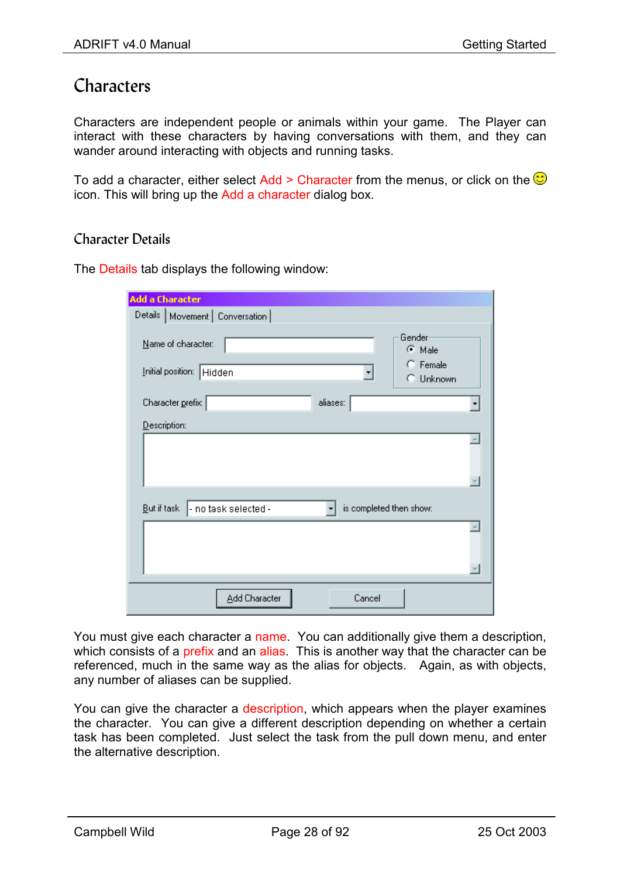# Characters

Characters are independent people or animals within your game. The Player can interact with these characters by having conversations with them, and they can wander around interacting with objects and running tasks.

To add a character, either select Add > Character from the menus, or click on the 😉 icon. This will bring up the Add a character dialog box.

## Character Details

The Details tab displays the following window:

You must give each character a name. You can additionally give them a description, which consists of a prefix and an alias. This is another way that the character can be referenced, much in the same way as the alias for objects. Again, as with objects, any number of aliases can be supplied.

You can give the character a description, which appears when the player examines the character. You can give a different description depending on whether a certain task has been completed. Just select the task from the pull down menu, and enter the alternative description.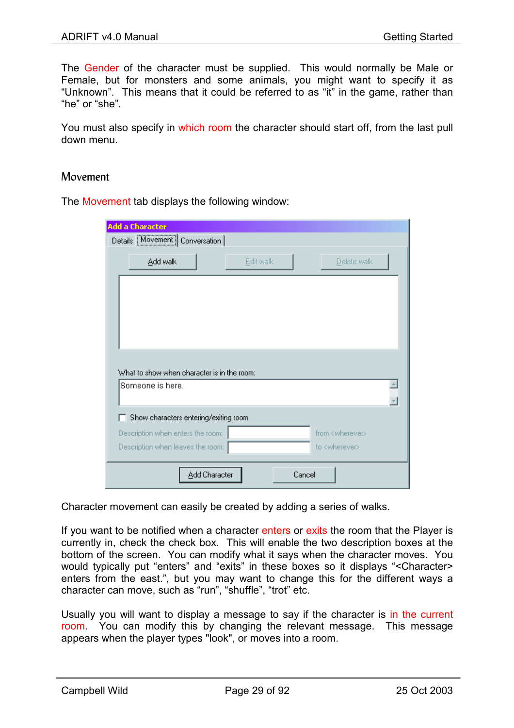The Gender of the character must be supplied. This would normally be Male or Female, but for monsters and some animals, you might want to specify it as "Unknown". This means that it could be referred to as "it" in the game, rather than "he" or "she".

You must also specify in which room the character should start off, from the last pull down menu.

## Movement

The Movement tab displays the following window:

Add a Character

Details | Movement | Conversation

Add walk | Edit walk | Delete walk

What to show when character is in the room:

Someone is here.

Show characters entering/exiting room

Description when enters the room: from <wherever>

Description when leaves the room: to <wherever>

Add Character | Cancel

Character movement can easily be created by adding a series of walks.

If you want to be notified when a character enters or exits the room that the Player is currently in, check the check box. This will enable the two description boxes at the bottom of the screen. You can modify what it says when the character moves. You would typically put "enters" and "exits" in these boxes so it displays "<Character> enters from the east.", but you may want to change this for the different ways a character can move, such as "run", "shuffle", "trot" etc.

Usually you will want to display a message to say if the character is in the current room. You can modify this by changing the relevant message. This message appears when the player types "look", or moves into a room.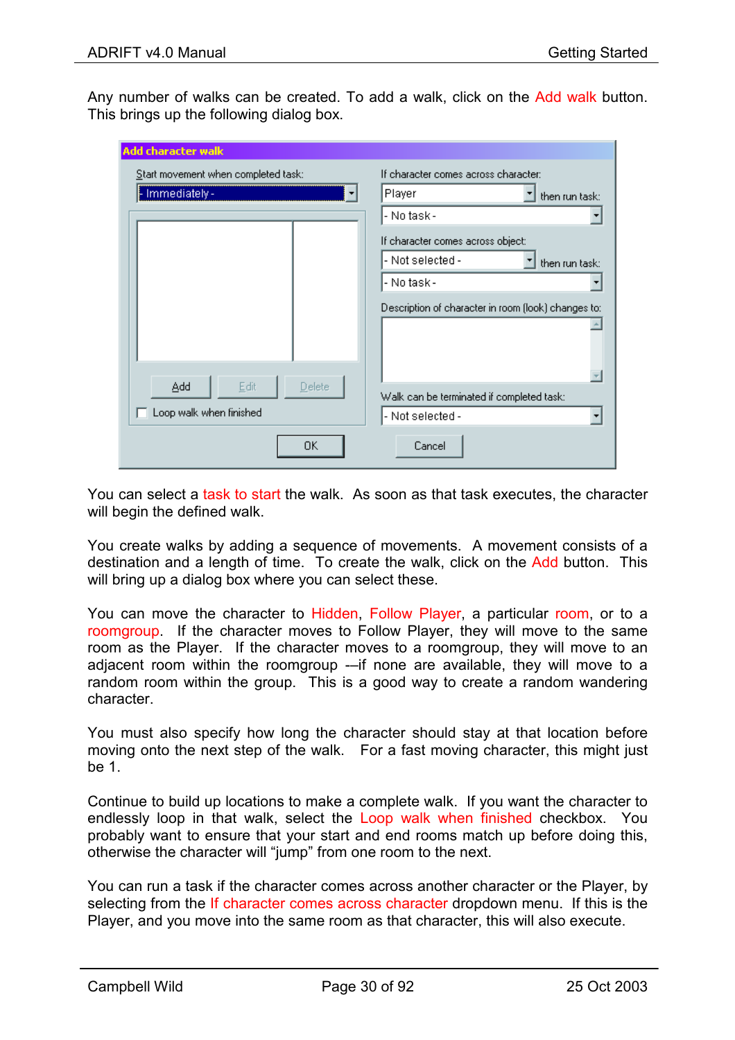Any number of walks can be created. To add a walk, click on the Add walk button. This brings up the following dialog box.

You can select a task to start the walk. As soon as that task executes, the character will begin the defined walk.

You create walks by adding a sequence of movements. A movement consists of a destination and a length of time. To create the walk, click on the Add button. This will bring up a dialog box where you can select these.

You can move the character to Hidden, Follow Player, a particular room, or to a roomgroup. If the character moves to Follow Player, they will move to the same room as the Player. If the character moves to a roomgroup, they will move to an adjacent room within the roomgroup -–if none are available, they will move to a random room within the group. This is a good way to create a random wandering character.

You must also specify how long the character should stay at that location before moving onto the next step of the walk. For a fast moving character, this might just be 1.

Continue to build up locations to make a complete walk. If you want the character to endlessly loop in that walk, select the Loop walk when finished checkbox. You probably want to ensure that your start and end rooms match up before doing this, otherwise the character will "jump" from one room to the next.

You can run a task if the character comes across another character or the Player, by selecting from the If character comes across character dropdown menu. If this is the Player, and you move into the same room as that character, this will also execute.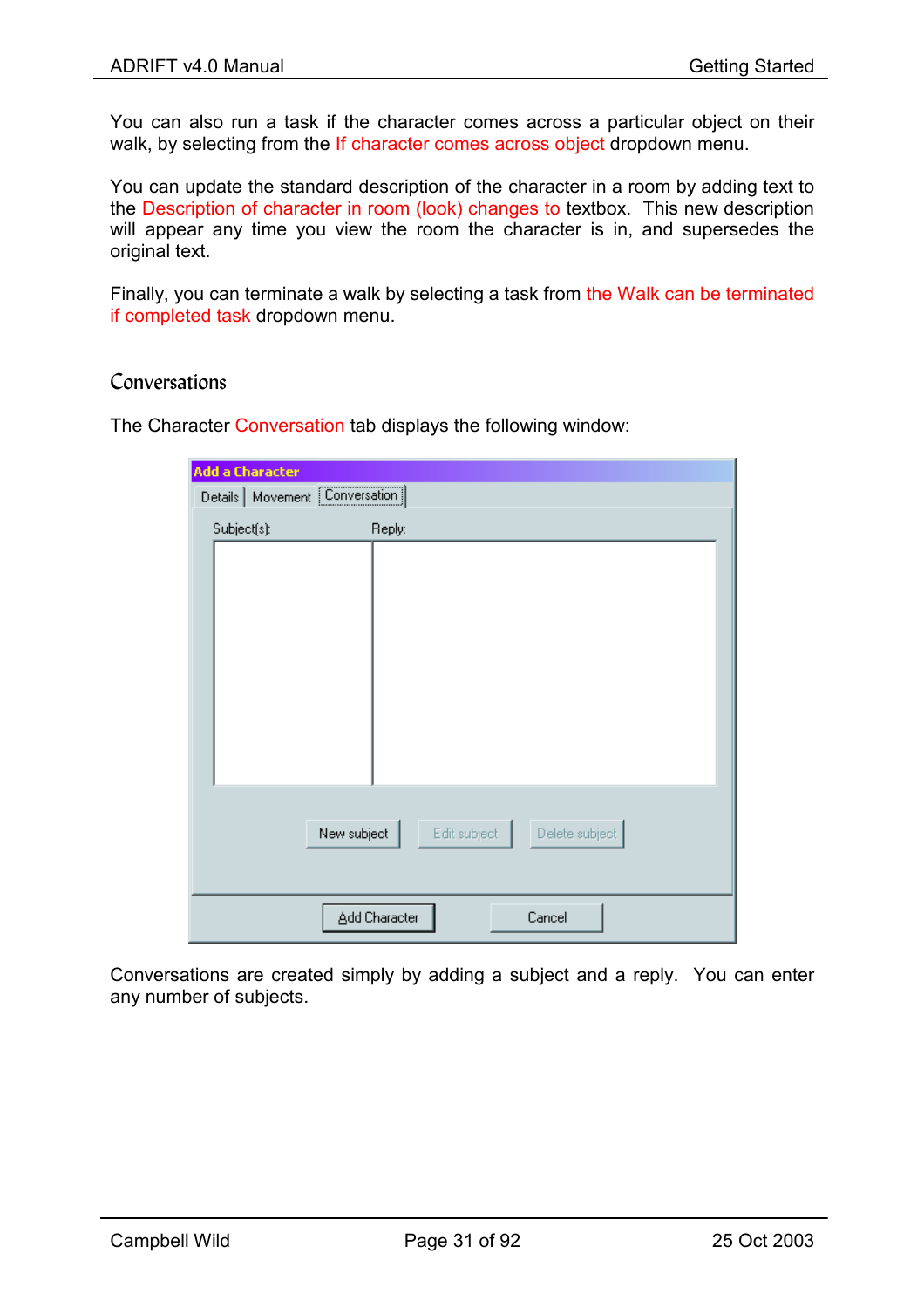You can also run a task if the character comes across a particular object on their walk, by selecting from the If character comes across object dropdown menu.

You can update the standard description of the character in a room by adding text to the Description of character in room (look) changes to textbox. This new description will appear any time you view the room the character is in, and supersedes the original text.

Finally, you can terminate a walk by selecting a task from the Walk can be terminated if completed task dropdown menu.

## Conversations

The Character Conversation tab displays the following window:

Conversations are created simply by adding a subject and a reply. You can enter any number of subjects.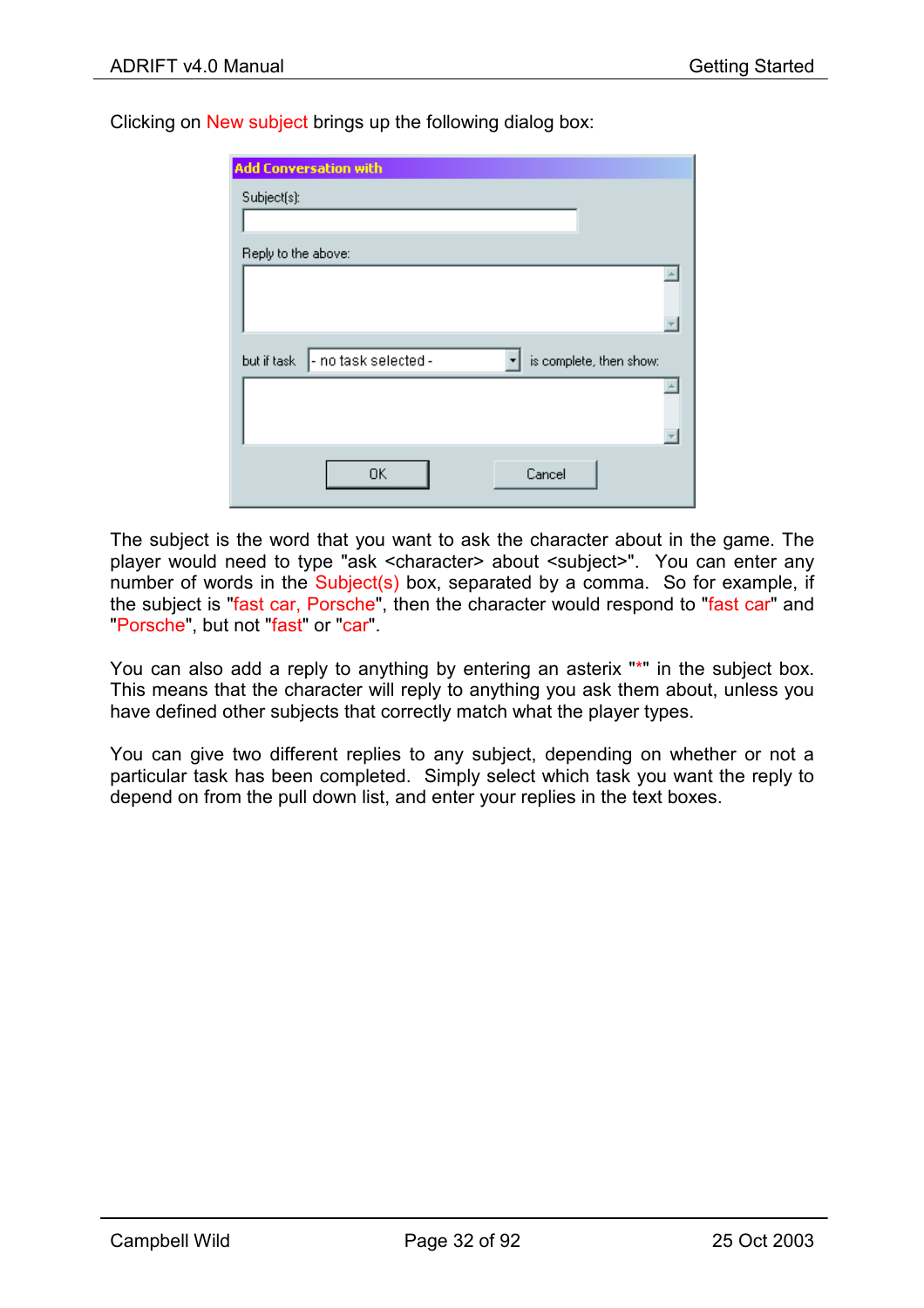Clicking on New subject brings up the following dialog box:

Add Conversation with

Subject(s):

Reply to the above:

but if task - no task selected - is complete, then show:

OK Cancel

The subject is the word that you want to ask the character about in the game. The player would need to type "ask <character> about <subject>". You can enter any number of words in the Subject(s) box, separated by a comma. So for example, if the subject is "fast car, Porsche", then the character would respond to "fast car" and "Porsche", but not "fast" or "car".

You can also add a reply to anything by entering an asterix "*" in the subject box. This means that the character will reply to anything you ask them about, unless you have defined other subjects that correctly match what the player types.

You can give two different replies to any subject, depending on whether or not a particular task has been completed. Simply select which task you want the reply to depend on from the pull down list, and enter your replies in the text boxes.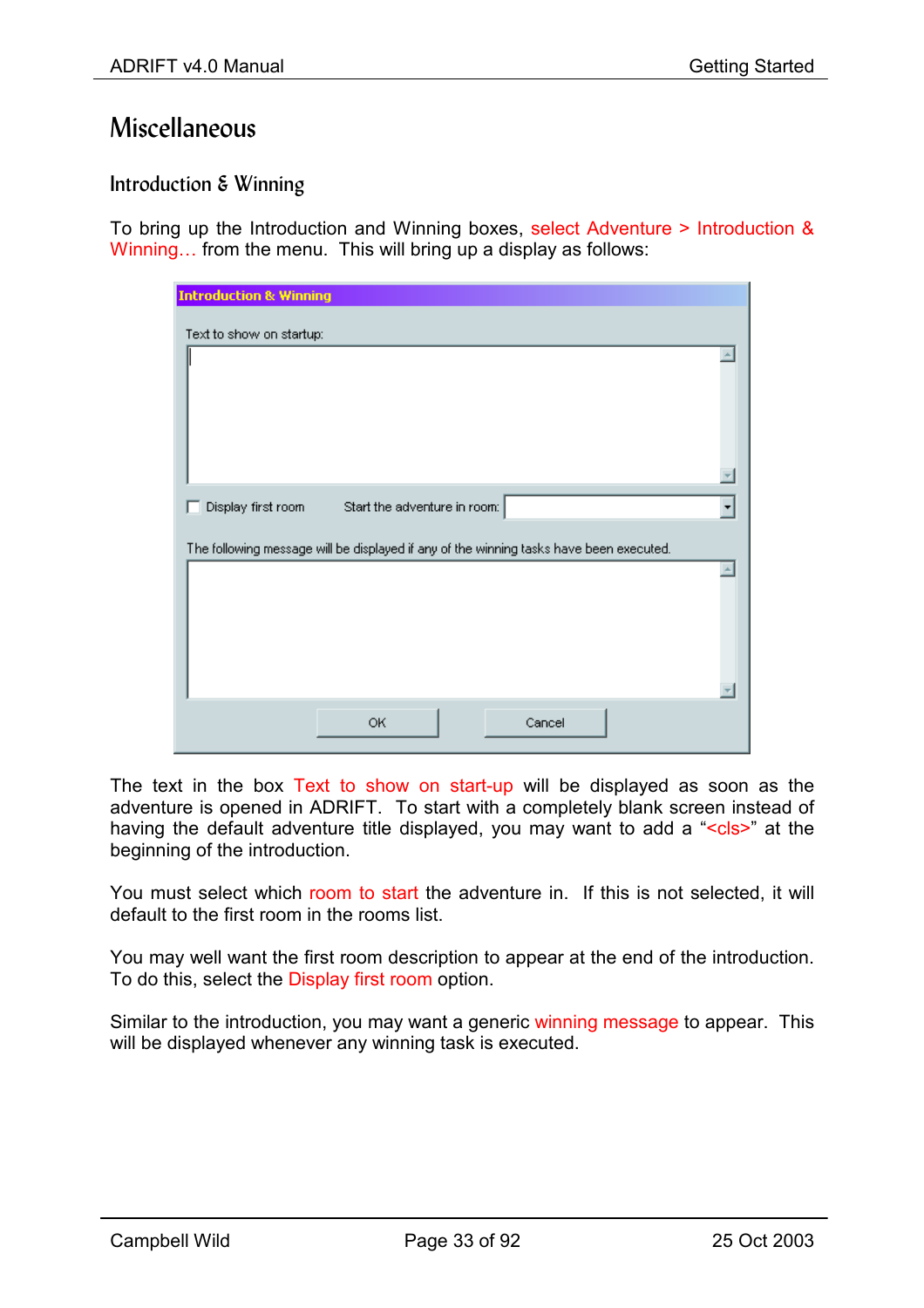# Miscellaneous

## Introduction & Winning

To bring up the Introduction and Winning boxes, select Adventure > Introduction & Winning… from the menu. This will bring up a display as follows:

Introduction & Winning

Text to show on startup:

Display first room

Start the adventure in room:

The following message will be displayed if any of the winning tasks have been executed.

OK

Cancel

The text in the box Text to show on start-up will be displayed as soon as the adventure is opened in ADRIFT. To start with a completely blank screen instead of having the default adventure title displayed, you may want to add a "<cls>" at the beginning of the introduction.

You must select which room to start the adventure in. If this is not selected, it will default to the first room in the rooms list.

You may well want the first room description to appear at the end of the introduction. To do this, select the Display first room option.

Similar to the introduction, you may want a generic winning message to appear. This will be displayed whenever any winning task is executed.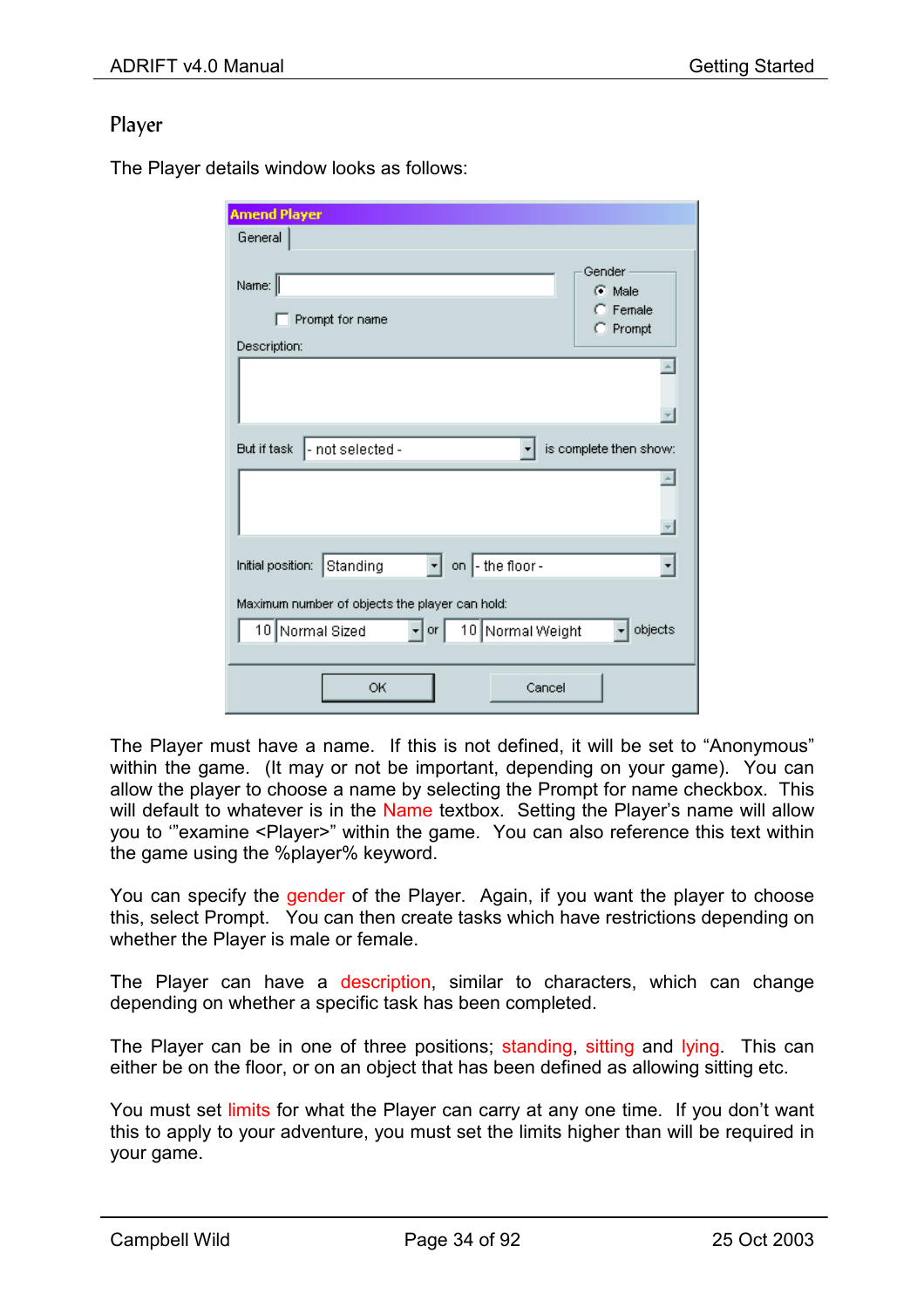## Player

The Player details window looks as follows:

The Player must have a name. If this is not defined, it will be set to "Anonymous" within the game. (It may or not be important, depending on your game). You can allow the player to choose a name by selecting the Prompt for name checkbox. This will default to whatever is in the Name textbox. Setting the Player's name will allow you to '"examine <Player>" within the game. You can also reference this text within the game using the %player% keyword.

You can specify the gender of the Player. Again, if you want the player to choose this, select Prompt. You can then create tasks which have restrictions depending on whether the Player is male or female.

The Player can have a description, similar to characters, which can change depending on whether a specific task has been completed.

The Player can be in one of three positions; standing, sitting and lying. This can either be on the floor, or on an object that has been defined as allowing sitting etc.

You must set limits for what the Player can carry at any one time. If you don't want this to apply to your adventure, you must set the limits higher than will be required in your game.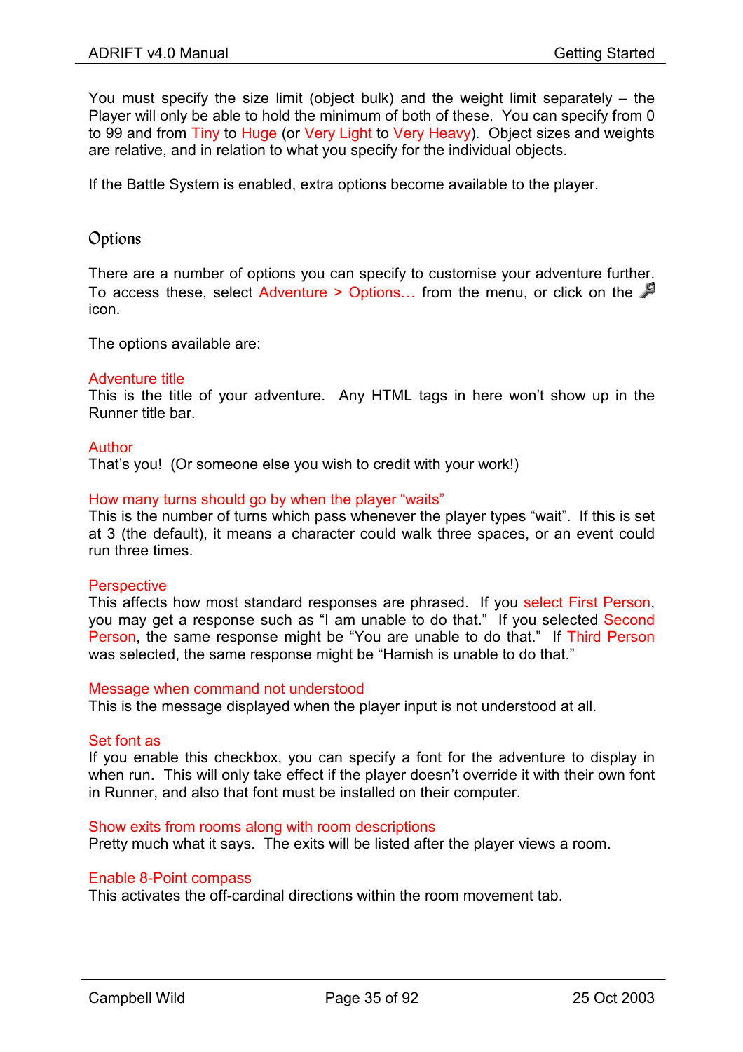You must specify the size limit (object bulk) and the weight limit separately – the Player will only be able to hold the minimum of both of these. You can specify from 0 to 99 and from Tiny to Huge (or Very Light to Very Heavy). Object sizes and weights are relative, and in relation to what you specify for the individual objects.

If the Battle System is enabled, extra options become available to the player.

## Options

There are a number of options you can specify to customise your adventure further. To access these, select Adventure > Options… from the menu, or click on the icon.

The options available are:

Adventure title
This is the title of your adventure. Any HTML tags in here won't show up in the Runner title bar.

Author
That's you! (Or someone else you wish to credit with your work!)

How many turns should go by when the player "waits"
This is the number of turns which pass whenever the player types "wait". If this is set at 3 (the default), it means a character could walk three spaces, or an event could run three times.

Perspective
This affects how most standard responses are phrased. If you select First Person, you may get a response such as "I am unable to do that." If you selected Second Person, the same response might be "You are unable to do that." If Third Person was selected, the same response might be "Hamish is unable to do that."

Message when command not understood
This is the message displayed when the player input is not understood at all.

Set font as
If you enable this checkbox, you can specify a font for the adventure to display in when run. This will only take effect if the player doesn't override it with their own font in Runner, and also that font must be installed on their computer.

Show exits from rooms along with room descriptions
Pretty much what it says. The exits will be listed after the player views a room.

Enable 8-Point compass
This activates the off-cardinal directions within the room movement tab.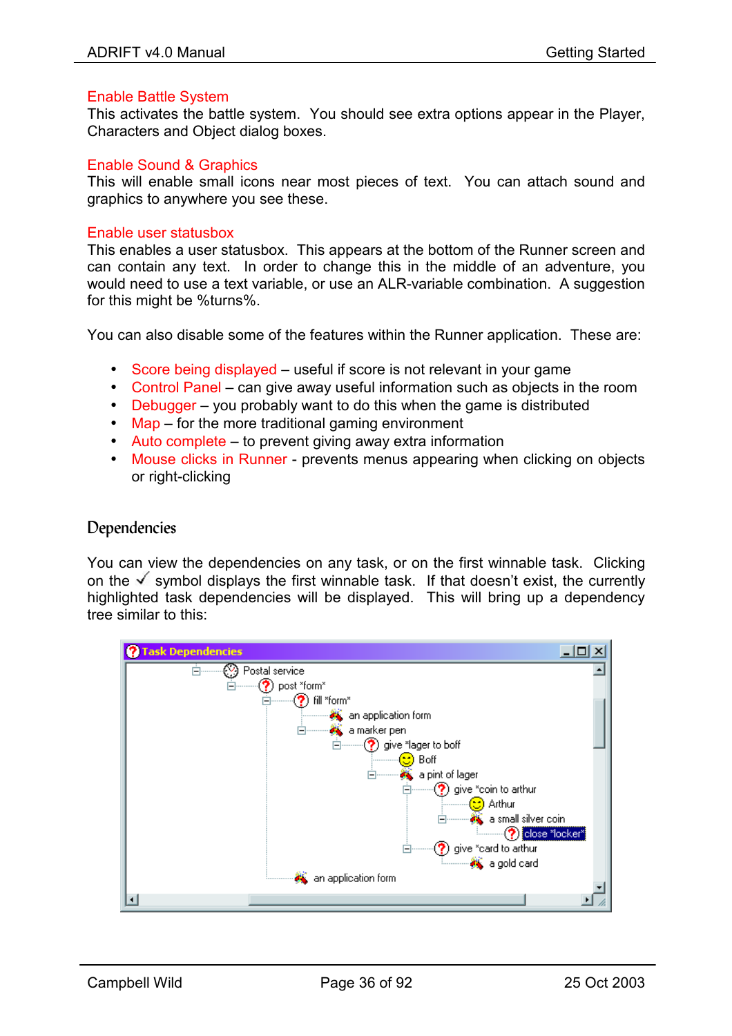Enable Battle System

This activates the battle system. You should see extra options appear in the Player, Characters and Object dialog boxes.

Enable Sound & Graphics

This will enable small icons near most pieces of text. You can attach sound and graphics to anywhere you see these.

Enable user statusbox

This enables a user statusbox. This appears at the bottom of the Runner screen and can contain any text. In order to change this in the middle of an adventure, you would need to use a text variable, or use an ALR-variable combination. A suggestion for this might be %turns%.

You can also disable some of the features within the Runner application. These are:

- Score being displayed – useful if score is not relevant in your game
- Control Panel – can give away useful information such as objects in the room
- Debugger – you probably want to do this when the game is distributed
- Map – for the more traditional gaming environment
- Auto complete – to prevent giving away extra information
- Mouse clicks in Runner - prevents menus appearing when clicking on objects or right-clicking

## Dependencies

You can view the dependencies on any task, or on the first winnable task. Clicking on the ✓ symbol displays the first winnable task. If that doesn't exist, the currently highlighted task dependencies will be displayed. This will bring up a dependency tree similar to this: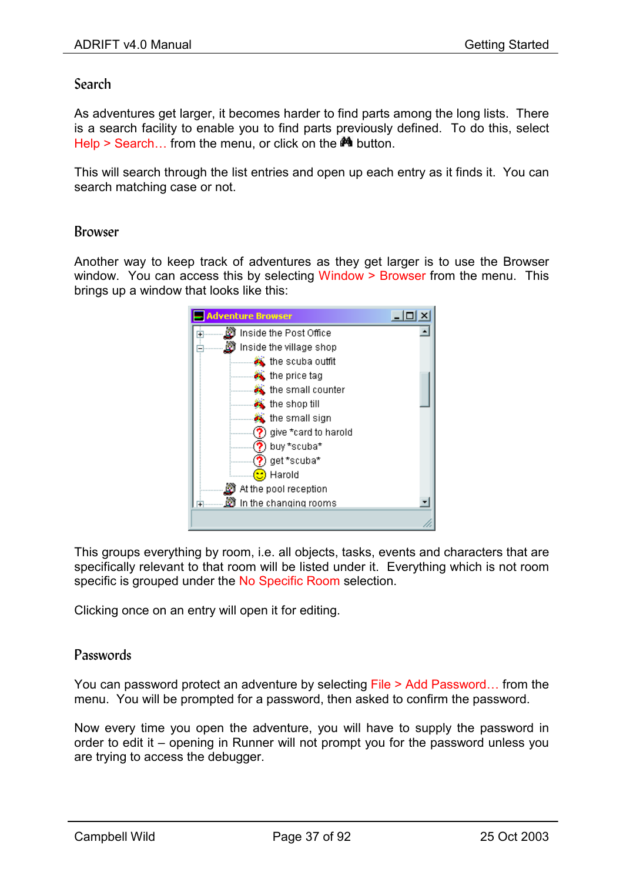## Search

As adventures get larger, it becomes harder to find parts among the long lists. There is a search facility to enable you to find parts previously defined. To do this, select Help > Search… from the menu, or click on the button.

This will search through the list entries and open up each entry as it finds it. You can search matching case or not.

## Browser

Another way to keep track of adventures as they get larger is to use the Browser window. You can access this by selecting Window > Browser from the menu. This brings up a window that looks like this:

This groups everything by room, i.e. all objects, tasks, events and characters that are specifically relevant to that room will be listed under it. Everything which is not room specific is grouped under the No Specific Room selection.

Clicking once on an entry will open it for editing.

## Passwords

You can password protect an adventure by selecting File > Add Password… from the menu. You will be prompted for a password, then asked to confirm the password.

Now every time you open the adventure, you will have to supply the password in order to edit it – opening in Runner will not prompt you for the password unless you are trying to access the debugger.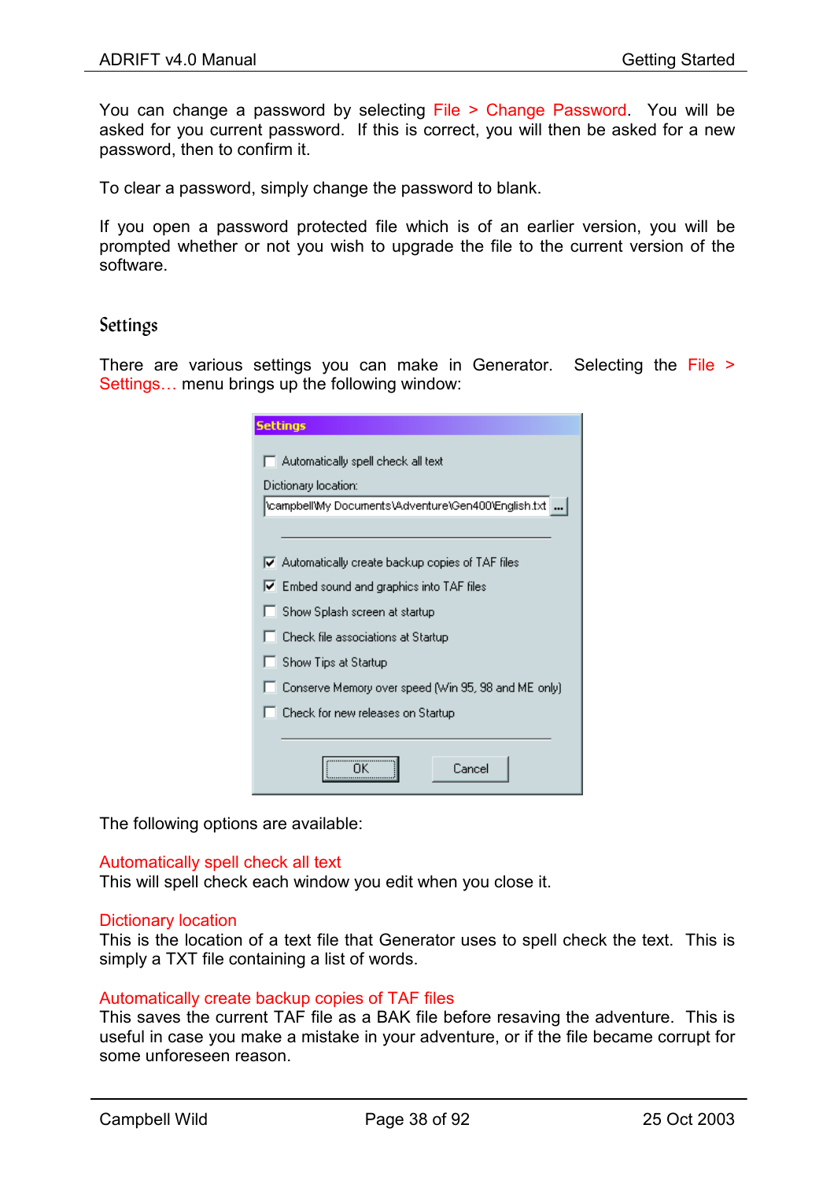You can change a password by selecting File > Change Password. You will be asked for you current password. If this is correct, you will then be asked for a new password, then to confirm it.

To clear a password, simply change the password to blank.

If you open a password protected file which is of an earlier version, you will be prompted whether or not you wish to upgrade the file to the current version of the software.

## Settings

There are various settings you can make in Generator. Selecting the File > Settings… menu brings up the following window:

The following options are available:

### Automatically spell check all text

This will spell check each window you edit when you close it.

### Dictionary location

This is the location of a text file that Generator uses to spell check the text. This is simply a TXT file containing a list of words.

### Automatically create backup copies of TAF files

This saves the current TAF file as a BAK file before resaving the adventure. This is useful in case you make a mistake in your adventure, or if the file became corrupt for some unforeseen reason.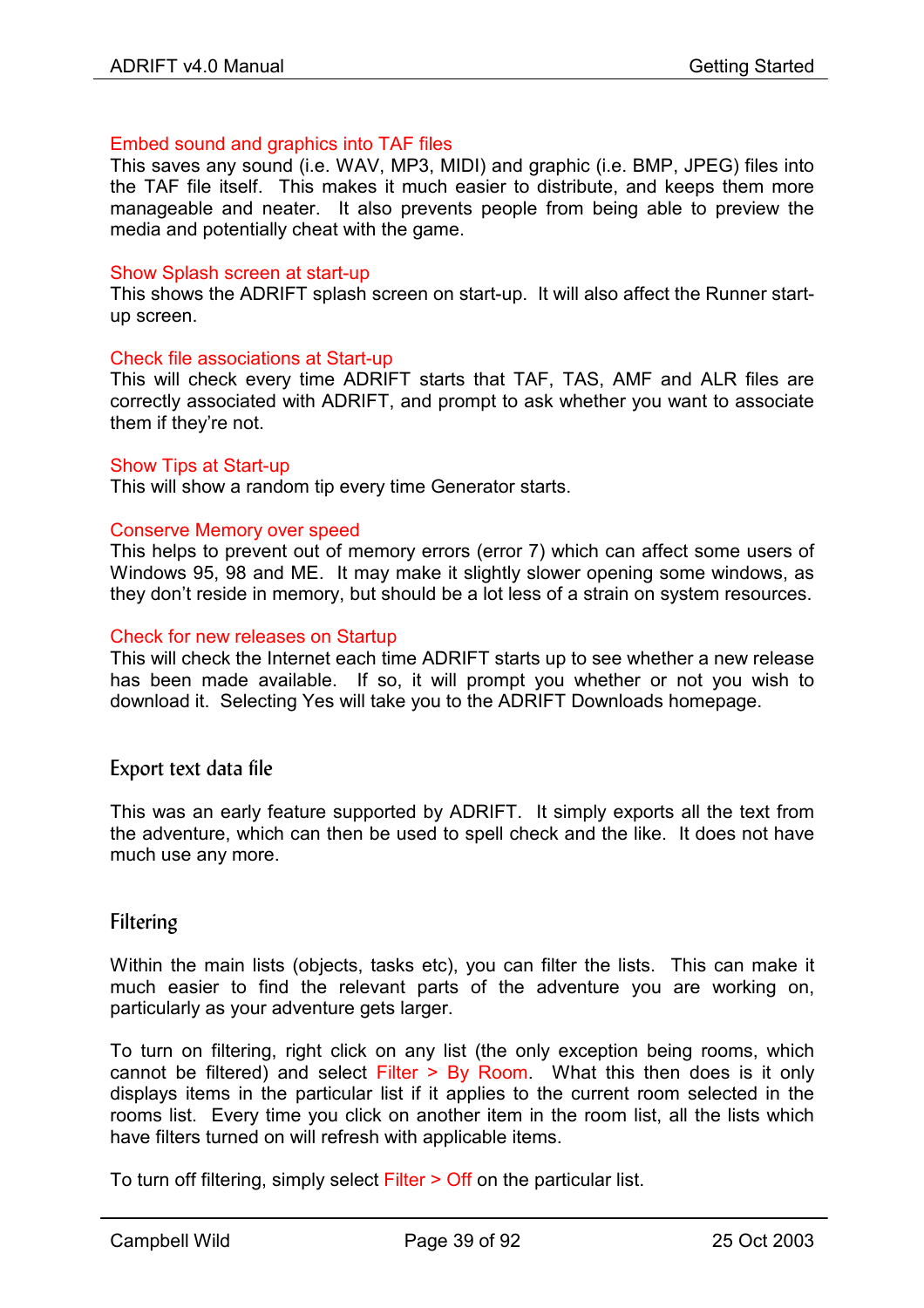#### Embed sound and graphics into TAF files

This saves any sound (i.e. WAV, MP3, MIDI) and graphic (i.e. BMP, JPEG) files into the TAF file itself. This makes it much easier to distribute, and keeps them more manageable and neater. It also prevents people from being able to preview the media and potentially cheat with the game.

#### Show Splash screen at start-up

This shows the ADRIFT splash screen on start-up. It will also affect the Runner start-up screen.

#### Check file associations at Start-up

This will check every time ADRIFT starts that TAF, TAS, AMF and ALR files are correctly associated with ADRIFT, and prompt to ask whether you want to associate them if they're not.

#### Show Tips at Start-up

This will show a random tip every time Generator starts.

#### Conserve Memory over speed

This helps to prevent out of memory errors (error 7) which can affect some users of Windows 95, 98 and ME. It may make it slightly slower opening some windows, as they don't reside in memory, but should be a lot less of a strain on system resources.

#### Check for new releases on Startup

This will check the Internet each time ADRIFT starts up to see whether a new release has been made available. If so, it will prompt you whether or not you wish to download it. Selecting Yes will take you to the ADRIFT Downloads homepage.

### Export text data file

This was an early feature supported by ADRIFT. It simply exports all the text from the adventure, which can then be used to spell check and the like. It does not have much use any more.

### Filtering

Within the main lists (objects, tasks etc), you can filter the lists. This can make it much easier to find the relevant parts of the adventure you are working on, particularly as your adventure gets larger.

To turn on filtering, right click on any list (the only exception being rooms, which cannot be filtered) and select Filter > By Room. What this then does is it only displays items in the particular list if it applies to the current room selected in the rooms list. Every time you click on another item in the room list, all the lists which have filters turned on will refresh with applicable items.

To turn off filtering, simply select Filter > Off on the particular list.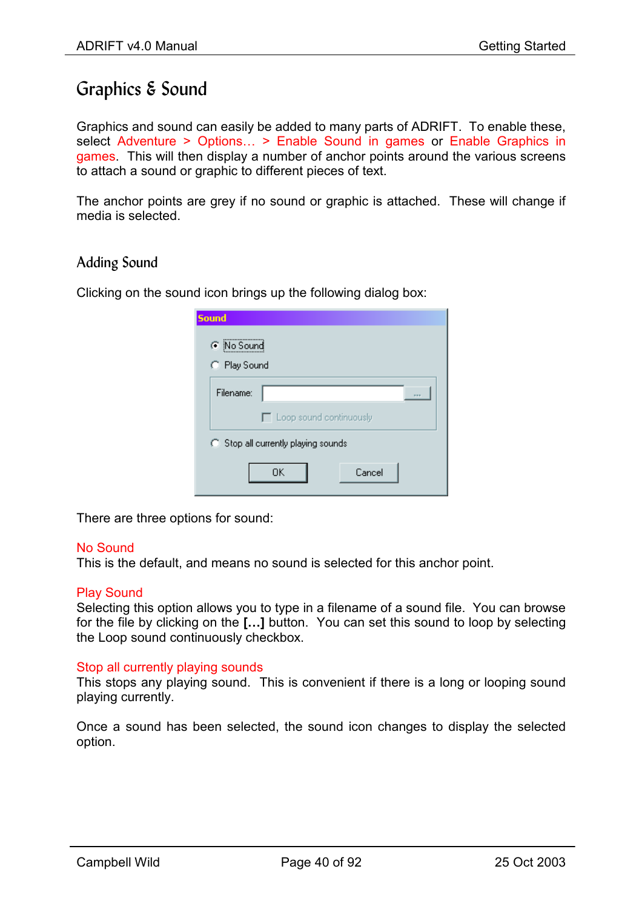# Graphics & Sound

Graphics and sound can easily be added to many parts of ADRIFT. To enable these, select Adventure > Options… > Enable Sound in games or Enable Graphics in games. This will then display a number of anchor points around the various screens to attach a sound or graphic to different pieces of text.

The anchor points are grey if no sound or graphic is attached. These will change if media is selected.

## Adding Sound

Clicking on the sound icon brings up the following dialog box:

There are three options for sound:

No Sound
This is the default, and means no sound is selected for this anchor point.

Play Sound
Selecting this option allows you to type in a filename of a sound file. You can browse for the file by clicking on the **[…]** button. You can set this sound to loop by selecting the Loop sound continuously checkbox.

Stop all currently playing sounds
This stops any playing sound. This is convenient if there is a long or looping sound playing currently.

Once a sound has been selected, the sound icon changes to display the selected option.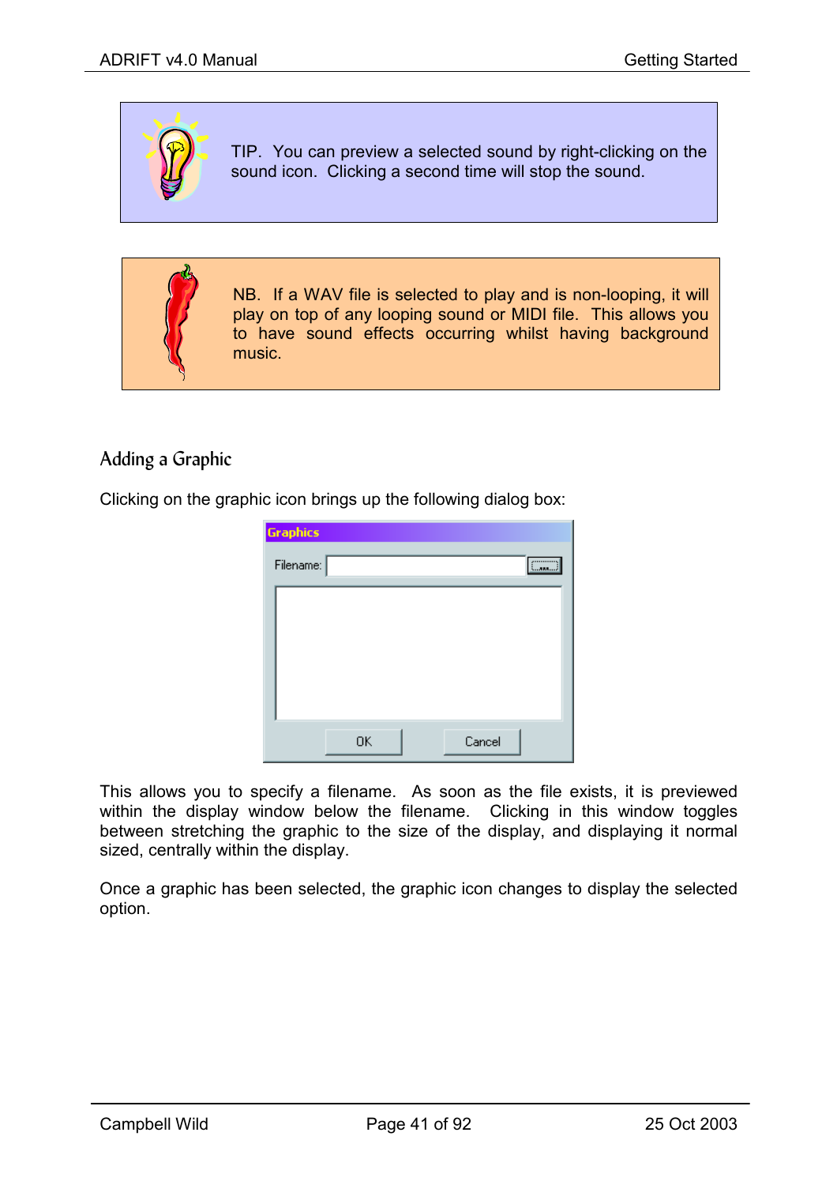TIP. You can preview a selected sound by right-clicking on the sound icon. Clicking a second time will stop the sound.

NB. If a WAV file is selected to play and is non-looping, it will play on top of any looping sound or MIDI file. This allows you to have sound effects occurring whilst having background music.

## Adding a Graphic

Clicking on the graphic icon brings up the following dialog box:

This allows you to specify a filename. As soon as the file exists, it is previewed within the display window below the filename. Clicking in this window toggles between stretching the graphic to the size of the display, and displaying it normal sized, centrally within the display.

Once a graphic has been selected, the graphic icon changes to display the selected option.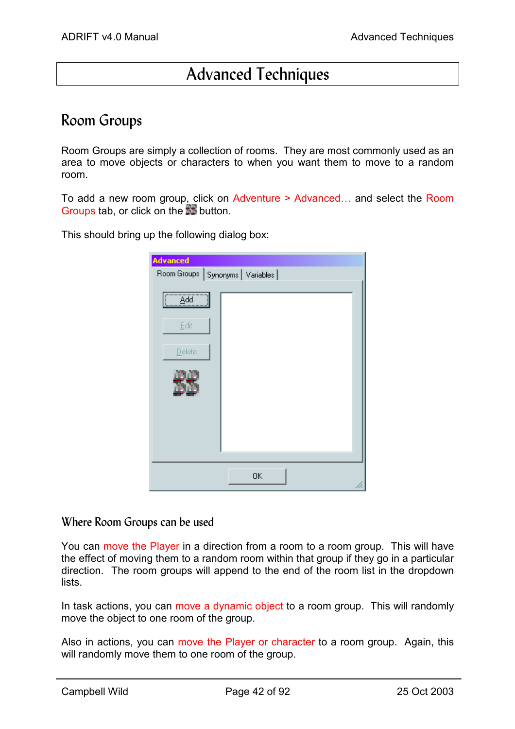# Advanced Techniques

## Room Groups

Room Groups are simply a collection of rooms. They are most commonly used as an area to move objects or characters to when you want them to move to a random room.

To add a new room group, click on Adventure > Advanced… and select the Room Groups tab, or click on the button.

This should bring up the following dialog box:

### Where Room Groups can be used

You can move the Player in a direction from a room to a room group. This will have the effect of moving them to a random room within that group if they go in a particular direction. The room groups will append to the end of the room list in the dropdown lists.

In task actions, you can move a dynamic object to a room group. This will randomly move the object to one room of the group.

Also in actions, you can move the Player or character to a room group. Again, this will randomly move them to one room of the group.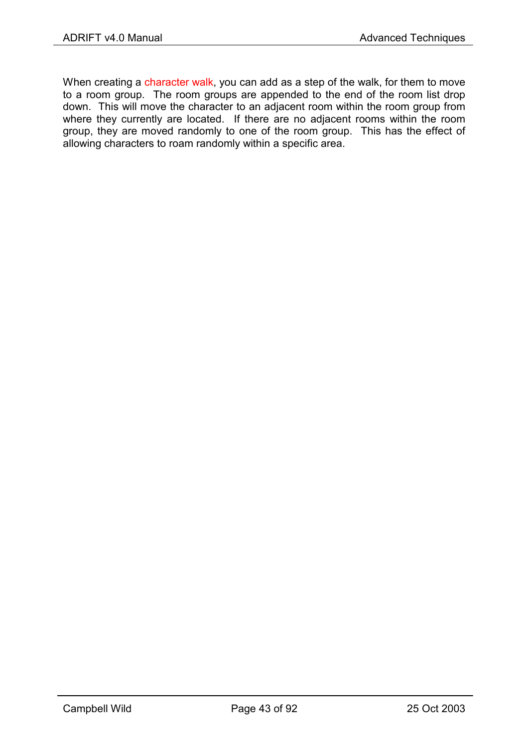When creating a character walk, you can add as a step of the walk, for them to move to a room group. The room groups are appended to the end of the room list drop down. This will move the character to an adjacent room within the room group from where they currently are located. If there are no adjacent rooms within the room group, they are moved randomly to one of the room group. This has the effect of allowing characters to roam randomly within a specific area.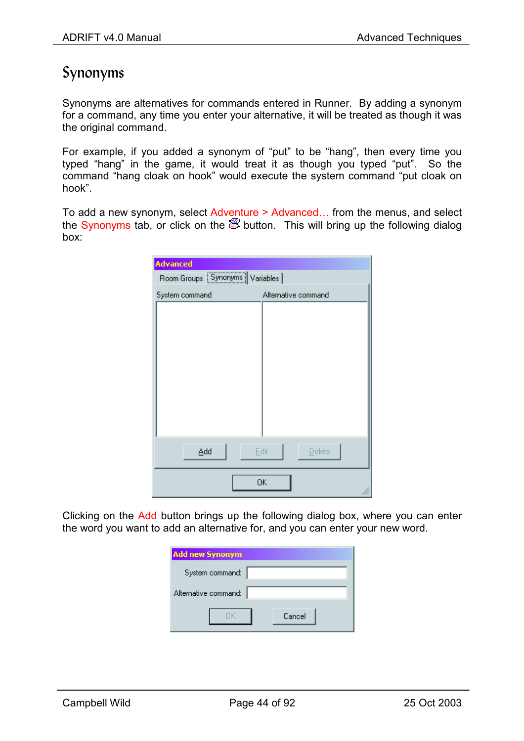# Synonyms

Synonyms are alternatives for commands entered in Runner. By adding a synonym for a command, any time you enter your alternative, it will be treated as though it was the original command.

For example, if you added a synonym of "put" to be "hang", then every time you typed "hang" in the game, it would treat it as though you typed "put". So the command "hang cloak on hook" would execute the system command "put cloak on hook".

To add a new synonym, select Adventure > Advanced… from the menus, and select the Synonyms tab, or click on the button. This will bring up the following dialog box:

Clicking on the Add button brings up the following dialog box, where you can enter the word you want to add an alternative for, and you can enter your new word.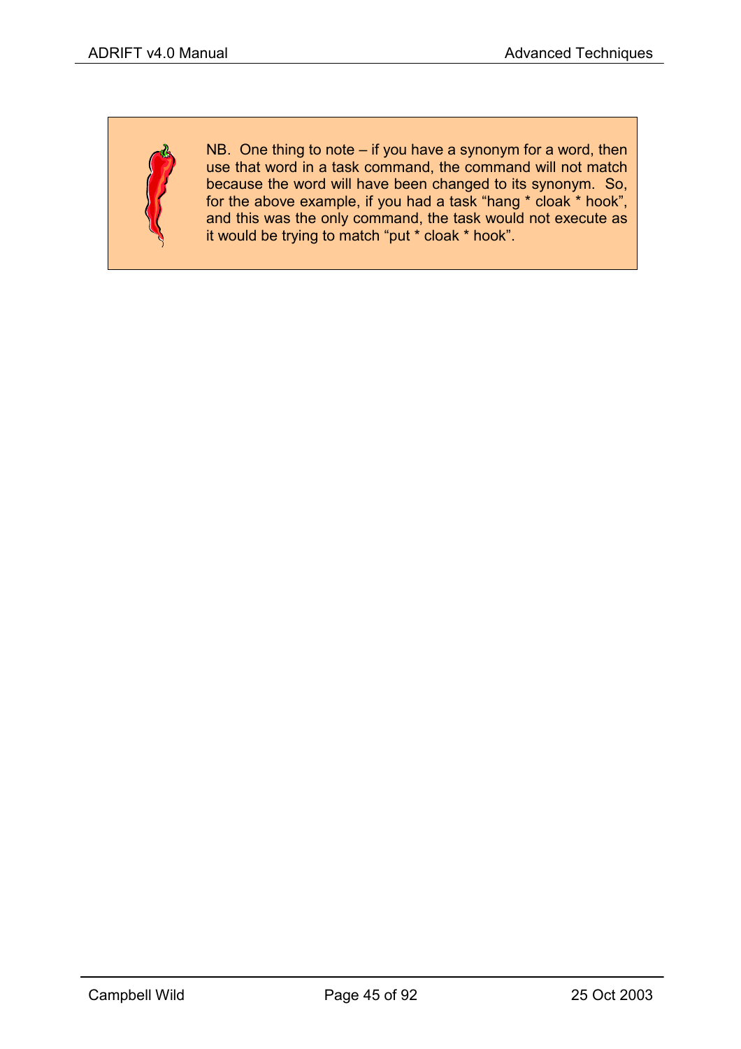NB. One thing to note – if you have a synonym for a word, then use that word in a task command, the command will not match because the word will have been changed to its synonym. So, for the above example, if you had a task “hang * cloak * hook”, and this was the only command, the task would not execute as it would be trying to match “put * cloak * hook”.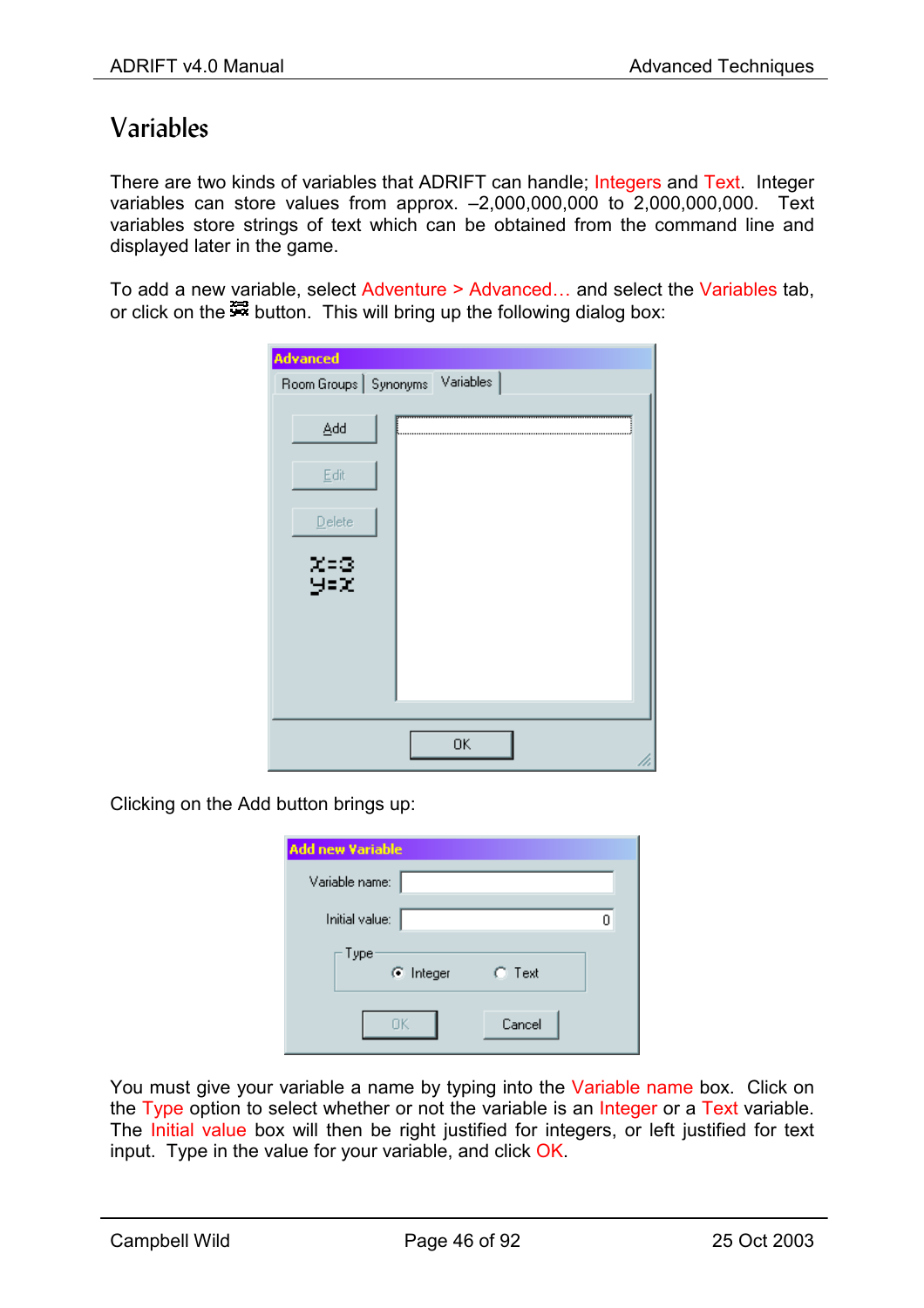# Variables

There are two kinds of variables that ADRIFT can handle; Integers and Text. Integer variables can store values from approx. –2,000,000,000 to 2,000,000,000. Text variables store strings of text which can be obtained from the command line and displayed later in the game.

To add a new variable, select Adventure > Advanced… and select the Variables tab, or click on the button. This will bring up the following dialog box:

Clicking on the Add button brings up:

You must give your variable a name by typing into the Variable name box. Click on the Type option to select whether or not the variable is an Integer or a Text variable. The Initial value box will then be right justified for integers, or left justified for text input. Type in the value for your variable, and click OK.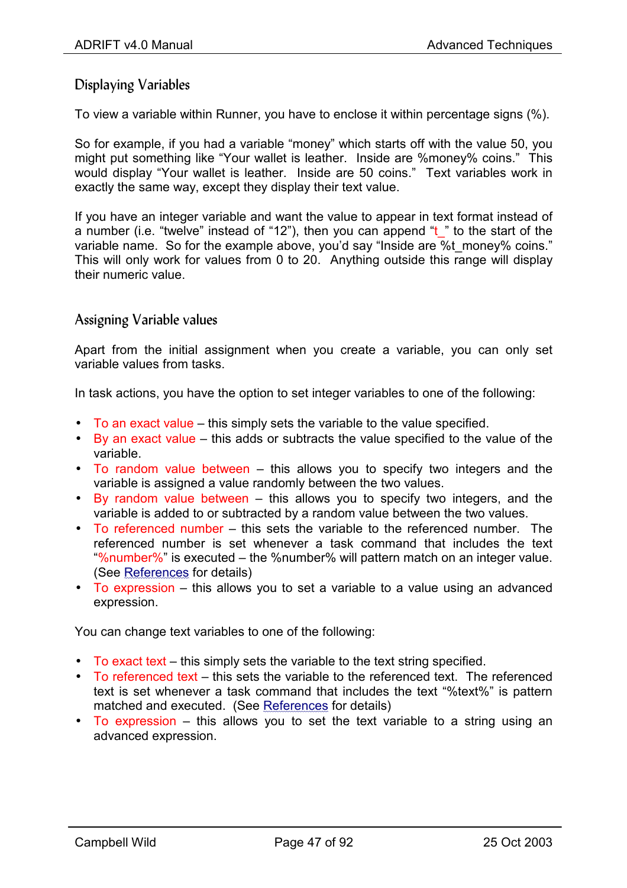## Displaying Variables

To view a variable within Runner, you have to enclose it within percentage signs (%).

So for example, if you had a variable “money” which starts off with the value 50, you might put something like “Your wallet is leather. Inside are %money% coins.” This would display “Your wallet is leather. Inside are 50 coins.” Text variables work in exactly the same way, except they display their text value.

If you have an integer variable and want the value to appear in text format instead of a number (i.e. “twelve” instead of “12”), then you can append “t_” to the start of the variable name. So for the example above, you’d say “Inside are %t_money% coins.” This will only work for values from 0 to 20. Anything outside this range will display their numeric value.

## Assigning Variable values

Apart from the initial assignment when you create a variable, you can only set variable values from tasks.

In task actions, you have the option to set integer variables to one of the following:

- To an exact value – this simply sets the variable to the value specified.
- By an exact value – this adds or subtracts the value specified to the value of the variable.
- To random value between – this allows you to specify two integers and the variable is assigned a value randomly between the two values.
- By random value between – this allows you to specify two integers, and the variable is added to or subtracted by a random value between the two values.
- To referenced number – this sets the variable to the referenced number. The referenced number is set whenever a task command that includes the text “%number%” is executed – the %number% will pattern match on an integer value. (See References for details)
- To expression – this allows you to set a variable to a value using an advanced expression.

You can change text variables to one of the following:

- To exact text – this simply sets the variable to the text string specified.
- To referenced text – this sets the variable to the referenced text. The referenced text is set whenever a task command that includes the text “%text%” is pattern matched and executed. (See References for details)
- To expression – this allows you to set the text variable to a string using an advanced expression.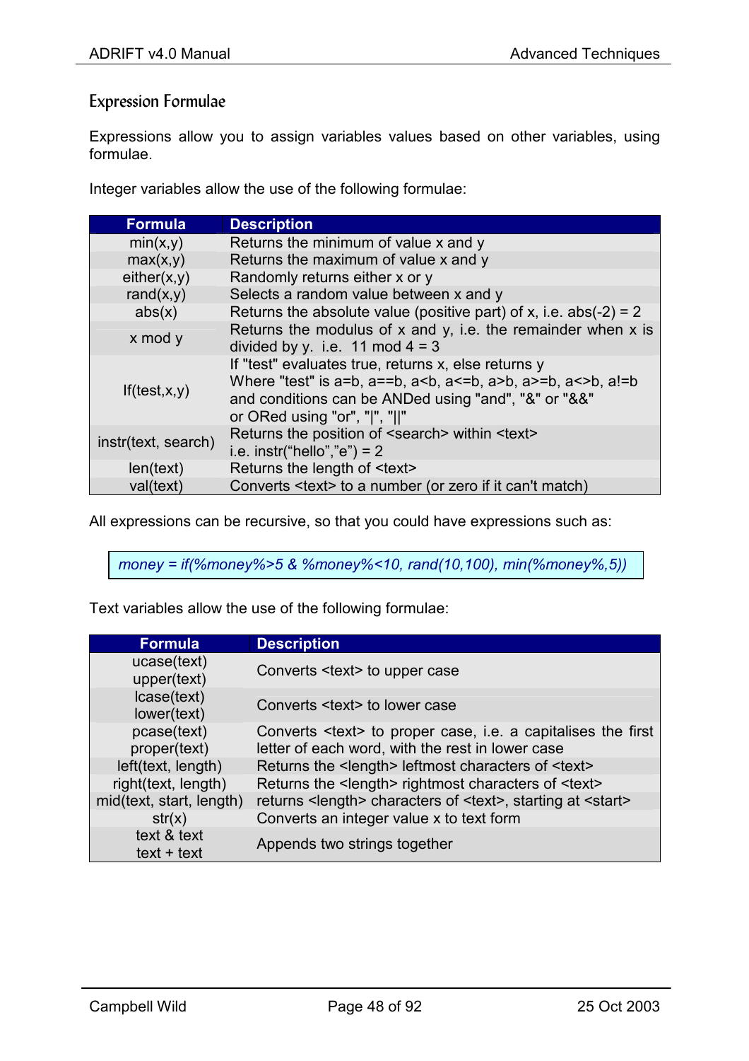## Expression Formulae

Expressions allow you to assign variables values based on other variables, using formulae.

Integer variables allow the use of the following formulae:

| Formula | Description |
|---|---|
| min(x,y) | Returns the minimum of value x and y |
| max(x,y) | Returns the maximum of value x and y |
| either(x,y) | Randomly returns either x or y |
| rand(x,y) | Selects a random value between x and y |
| abs(x) | Returns the absolute value (positive part) of x, i.e. abs(-2) = 2 |
| x mod y | Returns the modulus of x and y, i.e. the remainder when x is divided by y. i.e. 11 mod 4 = 3 |
| If(test,x,y) | If "test" evaluates true, returns x, else returns y<br>Where "test" is a=b, a==b, a<b, a<=b, a>b, a>=b, a<>b, a!=b and conditions can be ANDed using "and", "&" or "&&" or ORed using "or", "\|", "\|\|" |
| instr(text, search) | Returns the position of <search> within <text><br>i.e. instr("hello","e") = 2 |
| len(text) | Returns the length of <text> |
| val(text) | Converts <text> to a number (or zero if it can't match) |

All expressions can be recursive, so that you could have expressions such as:

```
money = if(%money%>5 & %money%<10, rand(10,100), min(%money%,5))
```

Text variables allow the use of the following formulae:

| Formula | Description |
|---|---|
| ucase(text)<br>upper(text) | Converts <text> to upper case |
| lcase(text)<br>lower(text) | Converts <text> to lower case |
| pcase(text)<br>proper(text) | Converts <text> to proper case, i.e. a capitalises the first letter of each word, with the rest in lower case |
| left(text, length) | Returns the <length> leftmost characters of <text> |
| right(text, length) | Returns the <length> rightmost characters of <text> |
| mid(text, start, length) | returns <length> characters of <text>, starting at <start> |
| str(x) | Converts an integer value x to text form |
| text & text<br>text + text | Appends two strings together |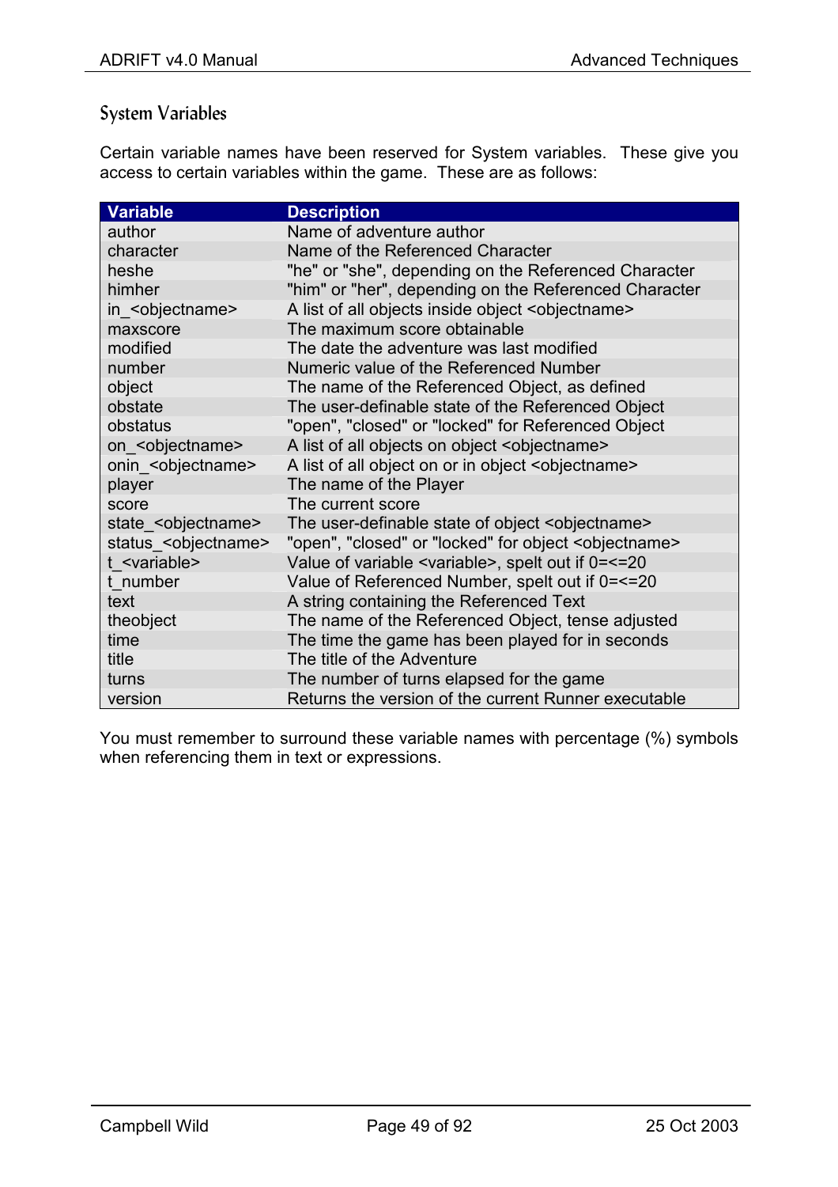## System Variables

Certain variable names have been reserved for System variables. These give you access to certain variables within the game. These are as follows:

| Variable | Description |
|---|---|
| author | Name of adventure author |
| character | Name of the Referenced Character |
| heshe | "he" or "she", depending on the Referenced Character |
| himher | "him" or "her", depending on the Referenced Character |
| in_<objectname> | A list of all objects inside object <objectname> |
| maxscore | The maximum score obtainable |
| modified | The date the adventure was last modified |
| number | Numeric value of the Referenced Number |
| object | The name of the Referenced Object, as defined |
| obstate | The user-definable state of the Referenced Object |
| obstatus | "open", "closed" or "locked" for Referenced Object |
| on_<objectname> | A list of all objects on object <objectname> |
| onin_<objectname> | A list of all object on or in object <objectname> |
| player | The name of the Player |
| score | The current score |
| state_<objectname> | The user-definable state of object <objectname> |
| status_<objectname> | "open", "closed" or "locked" for object <objectname> |
| t_<variable> | Value of variable <variable>, spelt out if 0=<=20 |
| t_number | Value of Referenced Number, spelt out if 0=<=20 |
| text | A string containing the Referenced Text |
| theobject | The name of the Referenced Object, tense adjusted |
| time | The time the game has been played for in seconds |
| title | The title of the Adventure |
| turns | The number of turns elapsed for the game |
| version | Returns the version of the current Runner executable |

You must remember to surround these variable names with percentage (%) symbols when referencing them in text or expressions.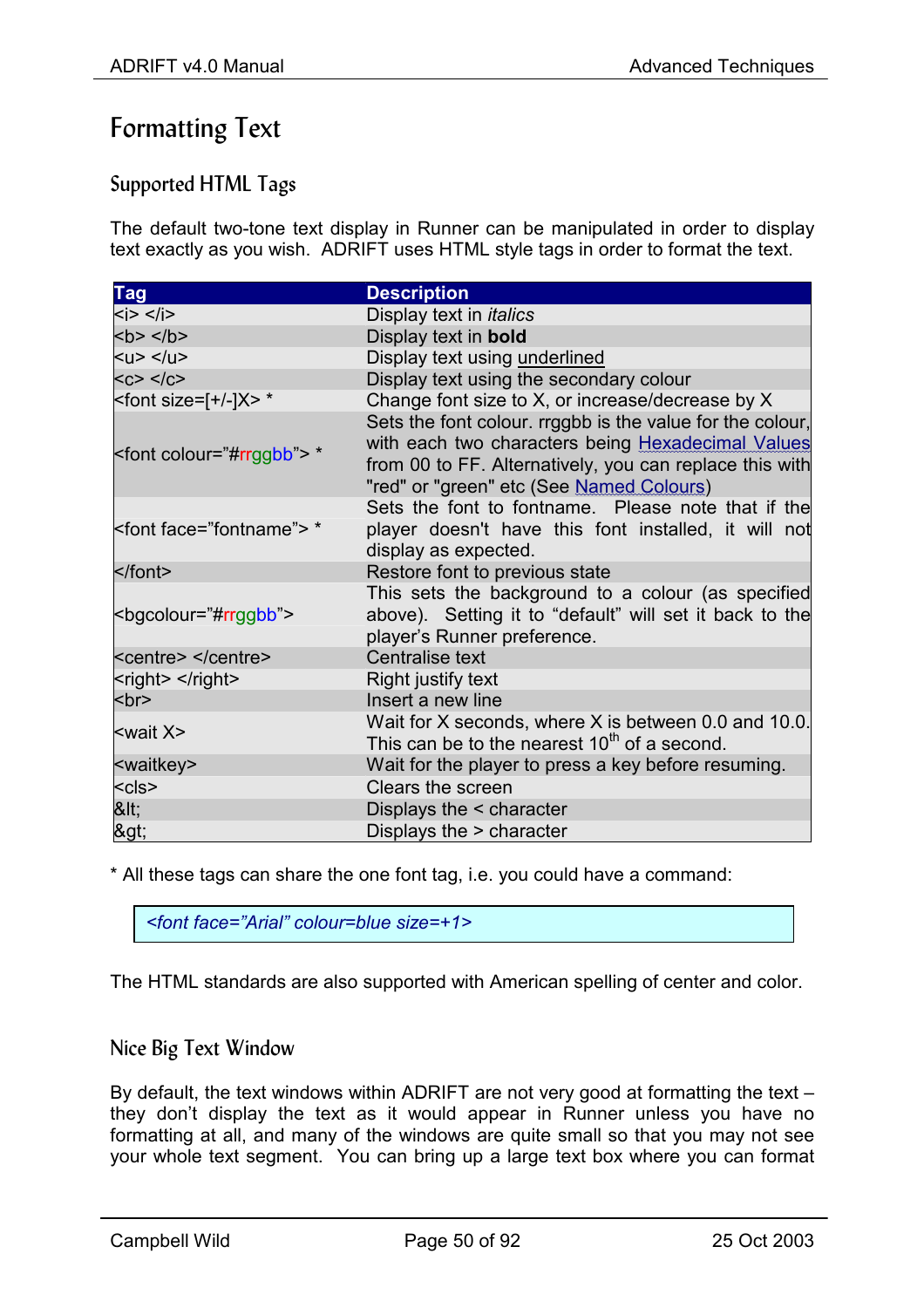# Formatting Text

## Supported HTML Tags

The default two-tone text display in Runner can be manipulated in order to display text exactly as you wish. ADRIFT uses HTML style tags in order to format the text.

| Tag | Description |
|---|---|
| <i> </i> | Display text in *italics* |
| <b> </b> | Display text in **bold** |
| <u> </u> | Display text using underlined |
| <c> </c> | Display text using the secondary colour |
| <font size=[+/-]X> * | Change font size to X, or increase/decrease by X |
| <font colour="#rrggbb"> * | Sets the font colour. rrggbb is the value for the colour, with each two characters being Hexadecimal Values from 00 to FF. Alternatively, you can replace this with "red" or "green" etc (See Named Colours) |
| <font face="fontname"> * | Sets the font to fontname. Please note that if the player doesn't have this font installed, it will not display as expected. |
| </font> | Restore font to previous state |
| <bgcolour="#rrggbb"> | This sets the background to a colour (as specified above). Setting it to "default" will set it back to the player's Runner preference. |
| <centre> </centre> | Centralise text |
| <right> </right> | Right justify text |
| <br> | Insert a new line |
| <wait X> | Wait for X seconds, where X is between 0.0 and 10.0. This can be to the nearest 10th of a second. |
| <waitkey> | Wait for the player to press a key before resuming. |
| <cls> | Clears the screen |
| &lt; | Displays the < character |
| &gt; | Displays the > character |

* All these tags can share the one font tag, i.e. you could have a command:

```
<font face="Arial" colour=blue size=+1>
```

The HTML standards are also supported with American spelling of center and color.

## Nice Big Text Window

By default, the text windows within ADRIFT are not very good at formatting the text – they don't display the text as it would appear in Runner unless you have no formatting at all, and many of the windows are quite small so that you may not see your whole text segment. You can bring up a large text box where you can format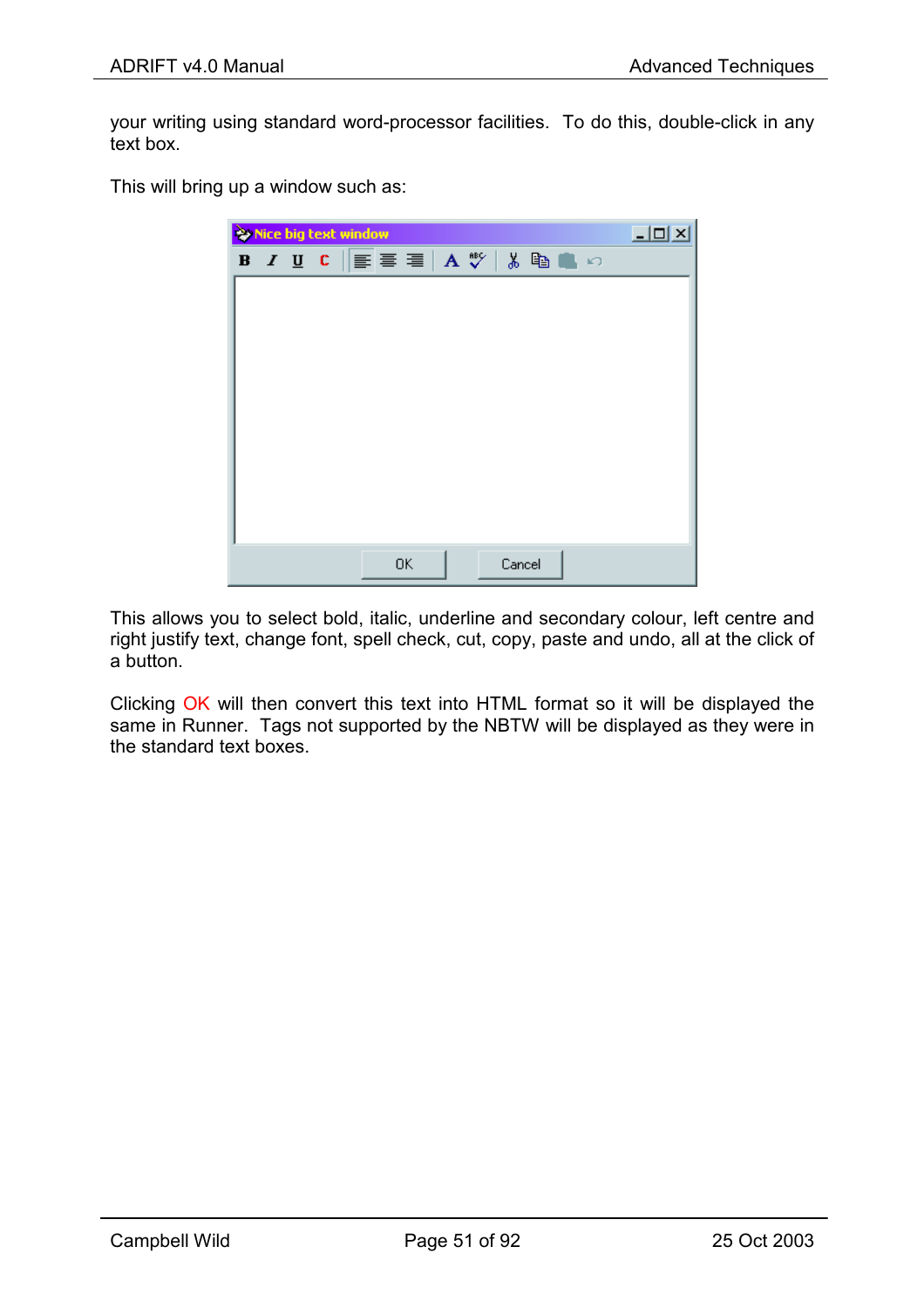your writing using standard word-processor facilities. To do this, double-click in any text box.

This will bring up a window such as:

This allows you to select bold, italic, underline and secondary colour, left centre and right justify text, change font, spell check, cut, copy, paste and undo, all at the click of a button.

Clicking OK will then convert this text into HTML format so it will be displayed the same in Runner. Tags not supported by the NBTW will be displayed as they were in the standard text boxes.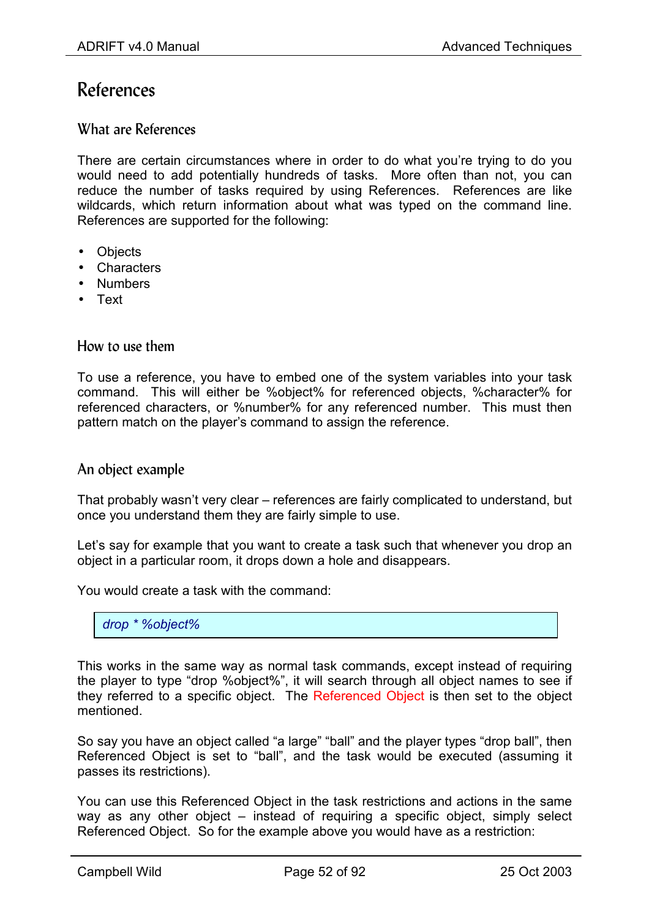# References

## What are References

There are certain circumstances where in order to do what you're trying to do you would need to add potentially hundreds of tasks. More often than not, you can reduce the number of tasks required by using References. References are like wildcards, which return information about what was typed on the command line. References are supported for the following:

- Objects
- Characters
- Numbers
- Text

## How to use them

To use a reference, you have to embed one of the system variables into your task command. This will either be %object% for referenced objects, %character% for referenced characters, or %number% for any referenced number. This must then pattern match on the player's command to assign the reference.

## An object example

That probably wasn't very clear – references are fairly complicated to understand, but once you understand them they are fairly simple to use.

Let's say for example that you want to create a task such that whenever you drop an object in a particular room, it drops down a hole and disappears.

You would create a task with the command:

```
drop * %object%
```

This works in the same way as normal task commands, except instead of requiring the player to type "drop %object%", it will search through all object names to see if they referred to a specific object. The Referenced Object is then set to the object mentioned.

So say you have an object called "a large" "ball" and the player types "drop ball", then Referenced Object is set to "ball", and the task would be executed (assuming it passes its restrictions).

You can use this Referenced Object in the task restrictions and actions in the same way as any other object – instead of requiring a specific object, simply select Referenced Object. So for the example above you would have as a restriction: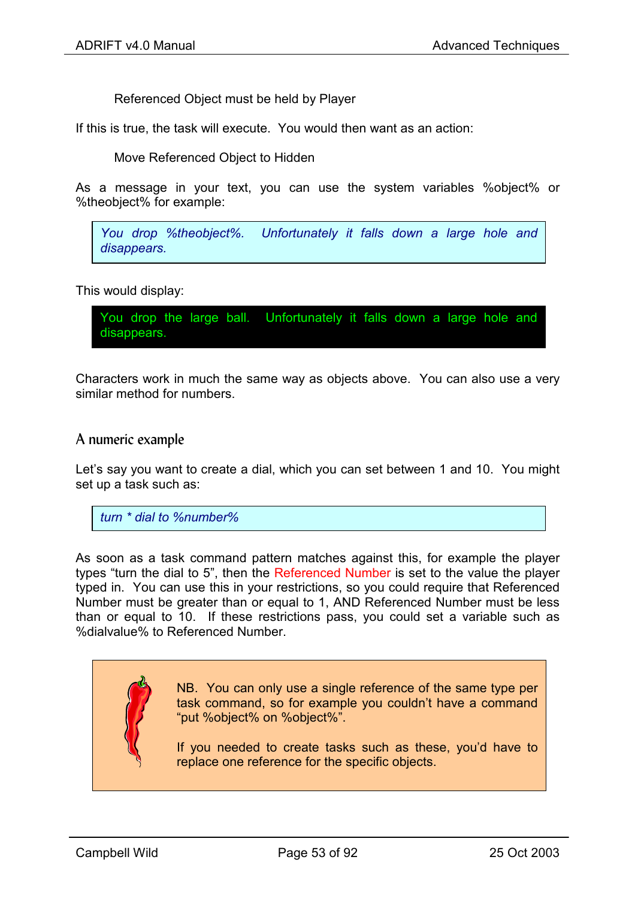Referenced Object must be held by Player

If this is true, the task will execute. You would then want as an action:

Move Referenced Object to Hidden

As a message in your text, you can use the system variables %object% or %theobject% for example:

*You drop %theobject%. Unfortunately it falls down a large hole and disappears.*

This would display:

```
You drop the large ball.  Unfortunately it falls down a large hole and disappears.
```

Characters work in much the same way as objects above. You can also use a very similar method for numbers.

### A numeric example

Let's say you want to create a dial, which you can set between 1 and 10. You might set up a task such as:

*turn * dial to %number%*

As soon as a task command pattern matches against this, for example the player types "turn the dial to 5", then the Referenced Number is set to the value the player typed in. You can use this in your restrictions, so you could require that Referenced Number must be greater than or equal to 1, AND Referenced Number must be less than or equal to 10. If these restrictions pass, you could set a variable such as %dialvalue% to Referenced Number.

> NB. You can only use a single reference of the same type per task command, so for example you couldn't have a command "put %object% on %object%".
>
> If you needed to create tasks such as these, you'd have to replace one reference for the specific objects.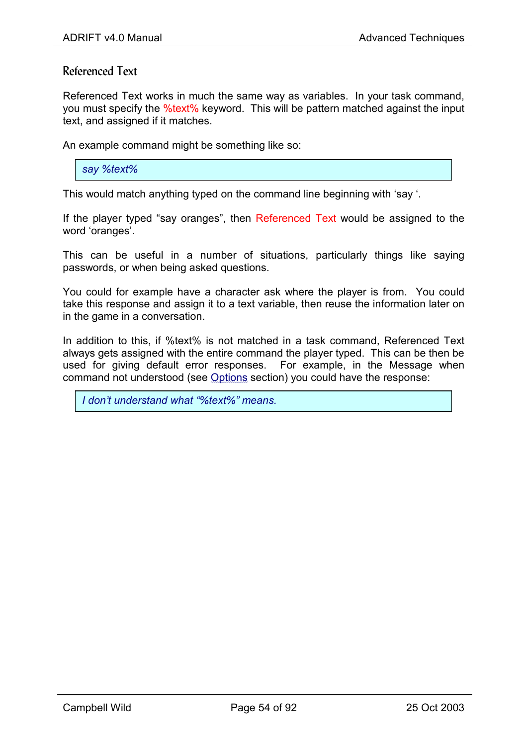## Referenced Text

Referenced Text works in much the same way as variables. In your task command, you must specify the %text% keyword. This will be pattern matched against the input text, and assigned if it matches.

An example command might be something like so:

> *say %text%*

This would match anything typed on the command line beginning with 'say '.

If the player typed "say oranges", then Referenced Text would be assigned to the word 'oranges'.

This can be useful in a number of situations, particularly things like saying passwords, or when being asked questions.

You could for example have a character ask where the player is from. You could take this response and assign it to a text variable, then reuse the information later on in the game in a conversation.

In addition to this, if %text% is not matched in a task command, Referenced Text always gets assigned with the entire command the player typed. This can be then be used for giving default error responses. For example, in the Message when command not understood (see Options section) you could have the response:

> *I don't understand what "%text%" means.*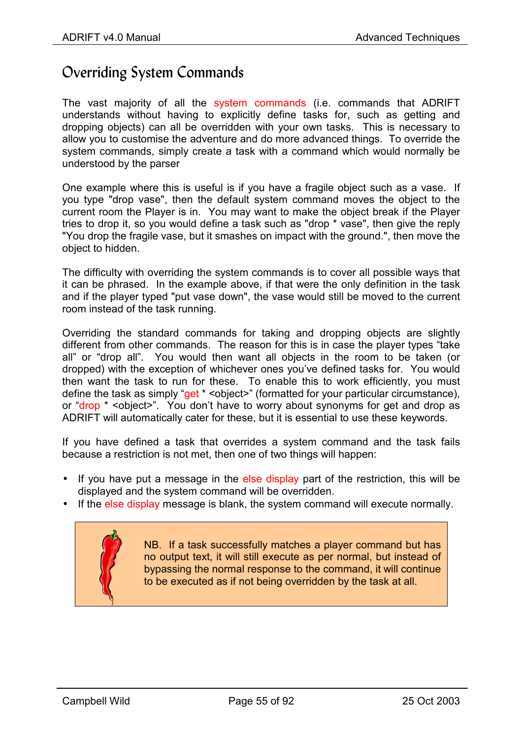# Overriding System Commands

The vast majority of all the system commands (i.e. commands that ADRIFT understands without having to explicitly define tasks for, such as getting and dropping objects) can all be overridden with your own tasks. This is necessary to allow you to customise the adventure and do more advanced things. To override the system commands, simply create a task with a command which would normally be understood by the parser

One example where this is useful is if you have a fragile object such as a vase. If you type "drop vase", then the default system command moves the object to the current room the Player is in. You may want to make the object break if the Player tries to drop it, so you would define a task such as "drop * vase", then give the reply "You drop the fragile vase, but it smashes on impact with the ground.", then move the object to hidden.

The difficulty with overriding the system commands is to cover all possible ways that it can be phrased. In the example above, if that were the only definition in the task and if the player typed "put vase down", the vase would still be moved to the current room instead of the task running.

Overriding the standard commands for taking and dropping objects are slightly different from other commands. The reason for this is in case the player types "take all" or "drop all". You would then want all objects in the room to be taken (or dropped) with the exception of whichever ones you've defined tasks for. You would then want the task to run for these. To enable this to work efficiently, you must define the task as simply "get * <object>" (formatted for your particular circumstance), or "drop * <object>". You don't have to worry about synonyms for get and drop as ADRIFT will automatically cater for these, but it is essential to use these keywords.

If you have defined a task that overrides a system command and the task fails because a restriction is not met, then one of two things will happen:

- If you have put a message in the else display part of the restriction, this will be displayed and the system command will be overridden.
- If the else display message is blank, the system command will execute normally.

> NB. If a task successfully matches a player command but has no output text, it will still execute as per normal, but instead of bypassing the normal response to the command, it will continue to be executed as if not being overridden by the task at all.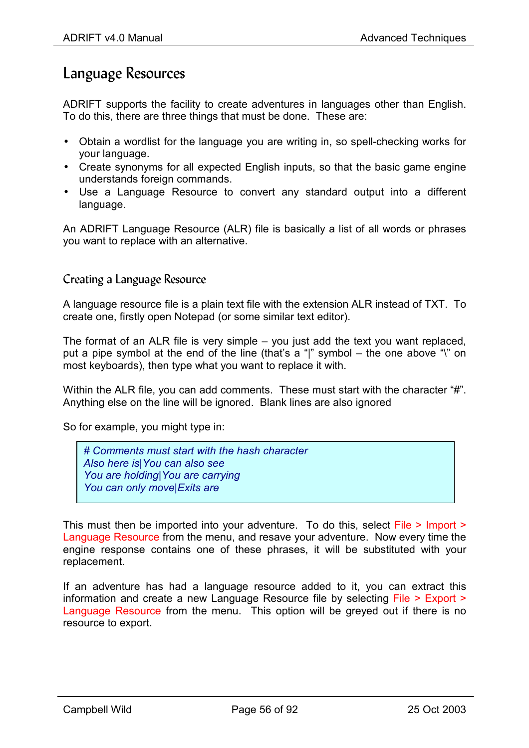# Language Resources

ADRIFT supports the facility to create adventures in languages other than English. To do this, there are three things that must be done. These are:

- Obtain a wordlist for the language you are writing in, so spell-checking works for your language.
- Create synonyms for all expected English inputs, so that the basic game engine understands foreign commands.
- Use a Language Resource to convert any standard output into a different language.

An ADRIFT Language Resource (ALR) file is basically a list of all words or phrases you want to replace with an alternative.

## Creating a Language Resource

A language resource file is a plain text file with the extension ALR instead of TXT. To create one, firstly open Notepad (or some similar text editor).

The format of an ALR file is very simple – you just add the text you want replaced, put a pipe symbol at the end of the line (that's a "|" symbol – the one above "\" on most keyboards), then type what you want to replace it with.

Within the ALR file, you can add comments. These must start with the character "#". Anything else on the line will be ignored. Blank lines are also ignored

So for example, you might type in:

```
# Comments must start with the hash character
Also here is|You can also see
You are holding|You are carrying
You can only move|Exits are
```

This must then be imported into your adventure. To do this, select File > Import > Language Resource from the menu, and resave your adventure. Now every time the engine response contains one of these phrases, it will be substituted with your replacement.

If an adventure has had a language resource added to it, you can extract this information and create a new Language Resource file by selecting File > Export > Language Resource from the menu. This option will be greyed out if there is no resource to export.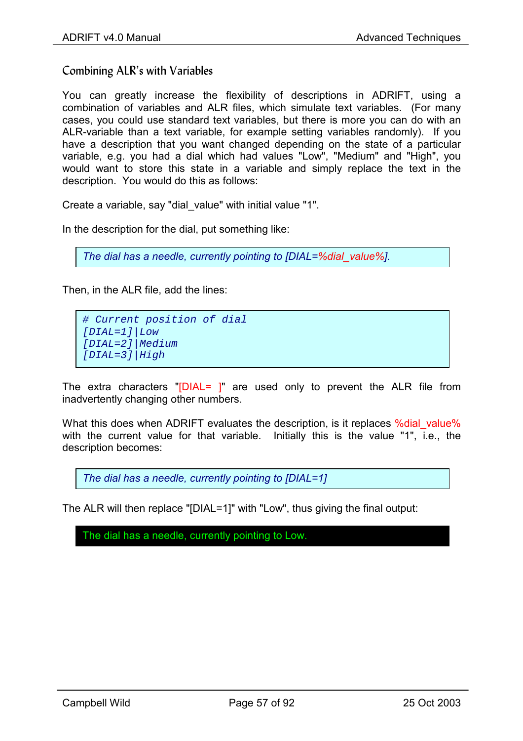## Combining ALR's with Variables

You can greatly increase the flexibility of descriptions in ADRIFT, using a combination of variables and ALR files, which simulate text variables. (For many cases, you could use standard text variables, but there is more you can do with an ALR-variable than a text variable, for example setting variables randomly). If you have a description that you want changed depending on the state of a particular variable, e.g. you had a dial which had values "Low", "Medium" and "High", you would want to store this state in a variable and simply replace the text in the description. You would do this as follows:

Create a variable, say "dial_value" with initial value "1".

In the description for the dial, put something like:

> *The dial has a needle, currently pointing to [DIAL=%dial_value%].*

Then, in the ALR file, add the lines:

```
# Current position of dial
[DIAL=1]|Low
[DIAL=2]|Medium
[DIAL=3]|High
```

The extra characters "[DIAL= ]" are used only to prevent the ALR file from inadvertently changing other numbers.

What this does when ADRIFT evaluates the description, is it replaces %dial_value% with the current value for that variable. Initially this is the value "1", i.e., the description becomes:

> *The dial has a needle, currently pointing to [DIAL=1]*

The ALR will then replace "[DIAL=1]" with "Low", thus giving the final output:

```
The dial has a needle, currently pointing to Low.
```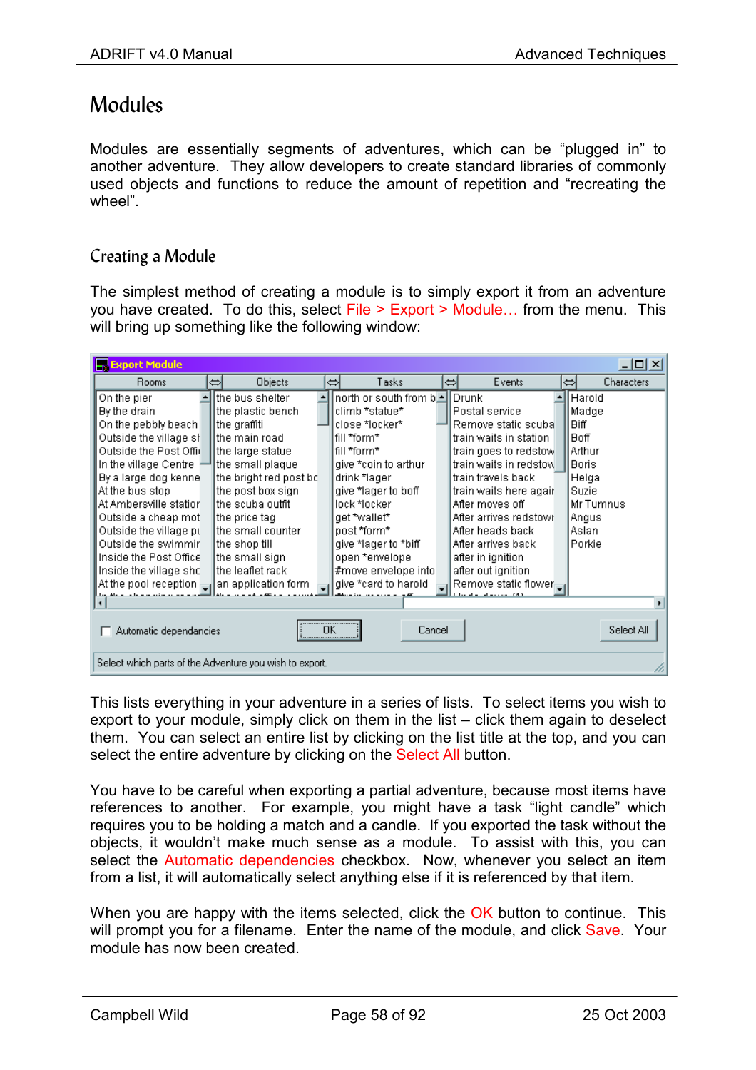# Modules

Modules are essentially segments of adventures, which can be "plugged in" to another adventure. They allow developers to create standard libraries of commonly used objects and functions to reduce the amount of repetition and "recreating the wheel".

## Creating a Module

The simplest method of creating a module is to simply export it from an adventure you have created. To do this, select File > Export > Module… from the menu. This will bring up something like the following window:

This lists everything in your adventure in a series of lists. To select items you wish to export to your module, simply click on them in the list – click them again to deselect them. You can select an entire list by clicking on the list title at the top, and you can select the entire adventure by clicking on the Select All button.

You have to be careful when exporting a partial adventure, because most items have references to another. For example, you might have a task "light candle" which requires you to be holding a match and a candle. If you exported the task without the objects, it wouldn't make much sense as a module. To assist with this, you can select the Automatic dependencies checkbox. Now, whenever you select an item from a list, it will automatically select anything else if it is referenced by that item.

When you are happy with the items selected, click the OK button to continue. This will prompt you for a filename. Enter the name of the module, and click Save. Your module has now been created.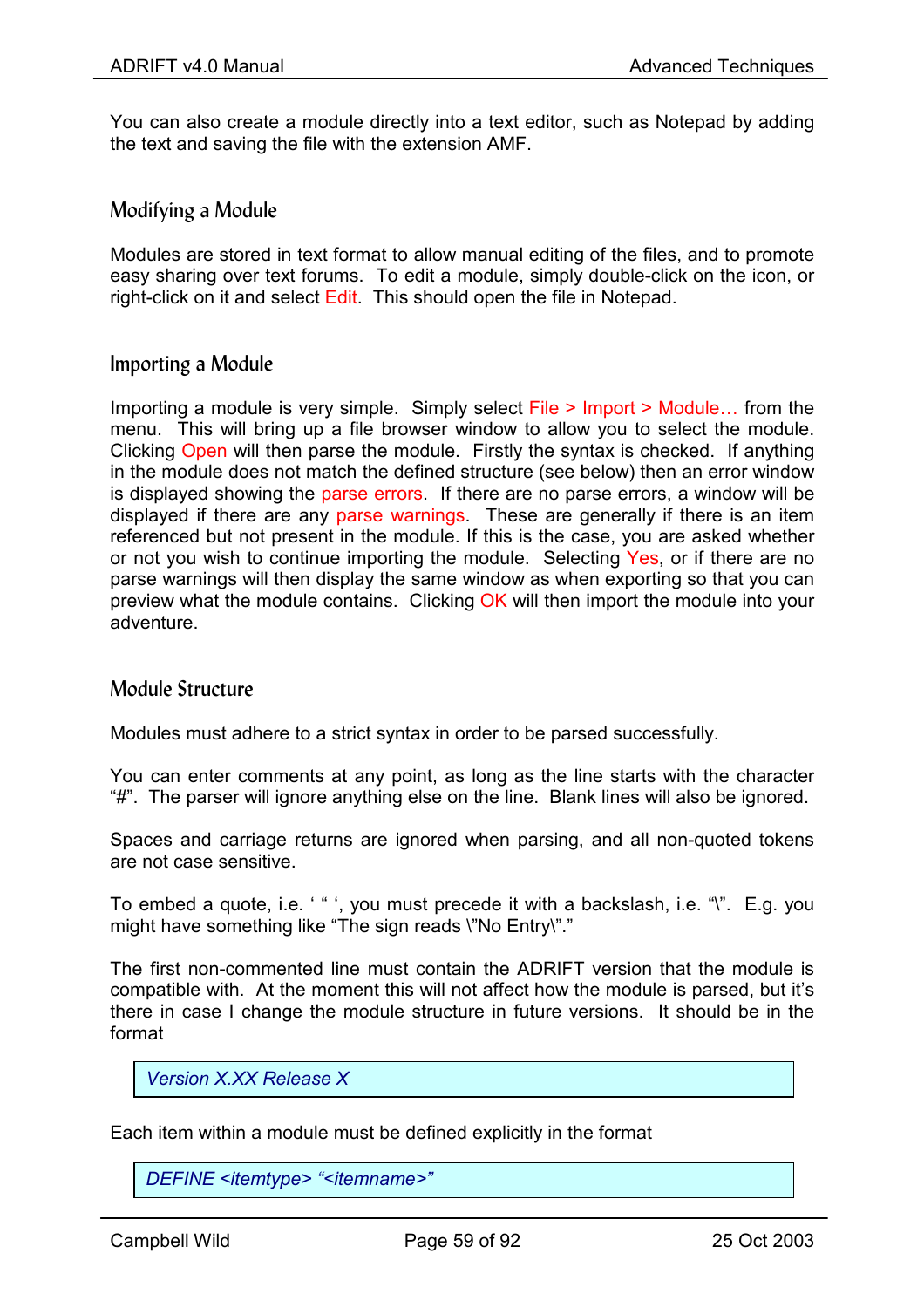You can also create a module directly into a text editor, such as Notepad by adding the text and saving the file with the extension AMF.

### Modifying a Module

Modules are stored in text format to allow manual editing of the files, and to promote easy sharing over text forums. To edit a module, simply double-click on the icon, or right-click on it and select Edit. This should open the file in Notepad.

### Importing a Module

Importing a module is very simple. Simply select File > Import > Module… from the menu. This will bring up a file browser window to allow you to select the module. Clicking Open will then parse the module. Firstly the syntax is checked. If anything in the module does not match the defined structure (see below) then an error window is displayed showing the parse errors. If there are no parse errors, a window will be displayed if there are any parse warnings. These are generally if there is an item referenced but not present in the module. If this is the case, you are asked whether or not you wish to continue importing the module. Selecting Yes, or if there are no parse warnings will then display the same window as when exporting so that you can preview what the module contains. Clicking OK will then import the module into your adventure.

### Module Structure

Modules must adhere to a strict syntax in order to be parsed successfully.

You can enter comments at any point, as long as the line starts with the character "#". The parser will ignore anything else on the line. Blank lines will also be ignored.

Spaces and carriage returns are ignored when parsing, and all non-quoted tokens are not case sensitive.

To embed a quote, i.e. ' " ', you must precede it with a backslash, i.e. "\". E.g. you might have something like "The sign reads \"No Entry\"."

The first non-commented line must contain the ADRIFT version that the module is compatible with. At the moment this will not affect how the module is parsed, but it's there in case I change the module structure in future versions. It should be in the format

```
Version X.XX Release X
```

Each item within a module must be defined explicitly in the format

```
DEFINE <itemtype> "<itemname>"
```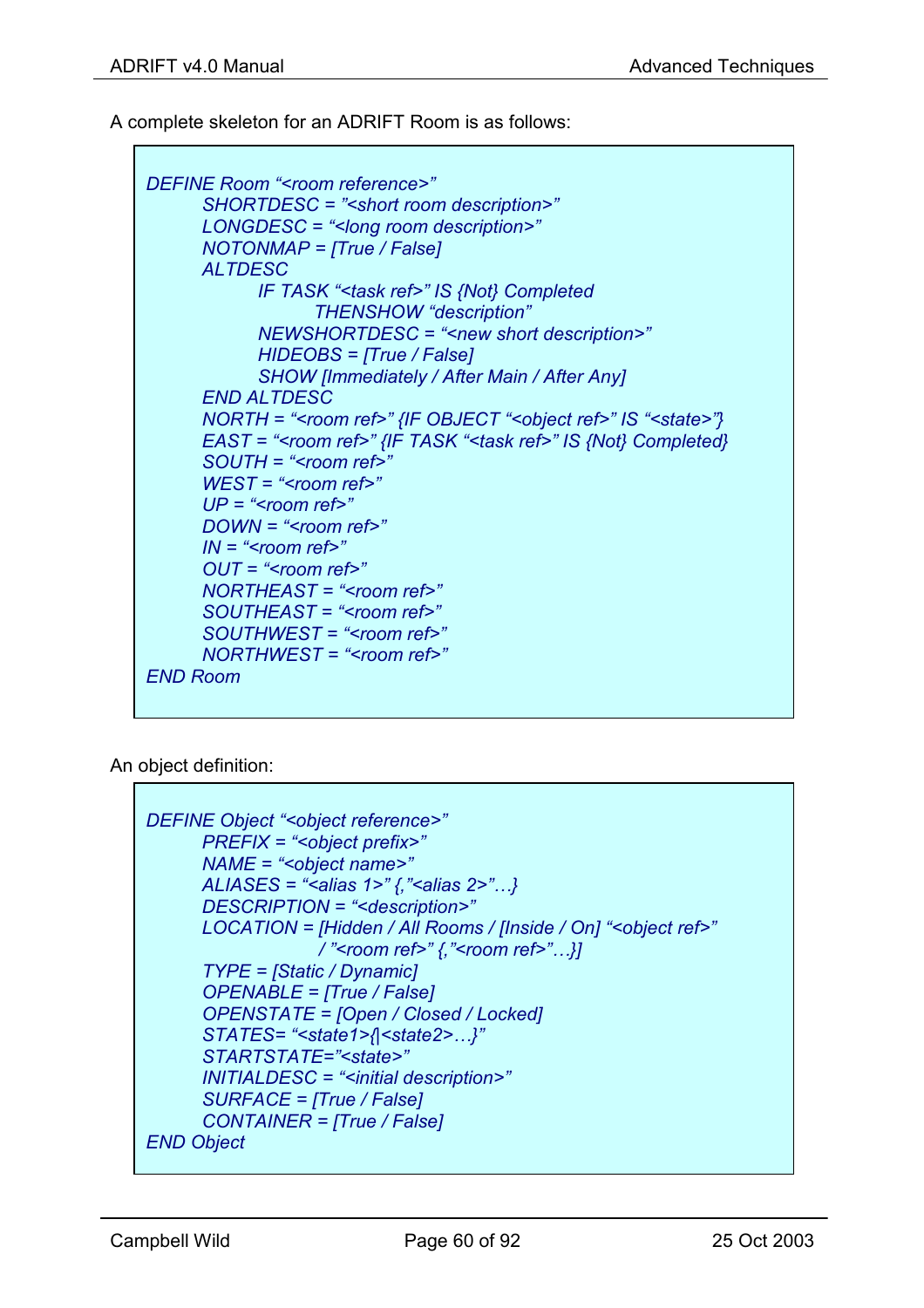A complete skeleton for an ADRIFT Room is as follows:

```
DEFINE Room “<room reference>”
        SHORTDESC = ”<short room description>”
        LONGDESC = “<long room description>”
        NOTONMAP = [True / False]
        ALTDESC
                IF TASK “<task ref>” IS {Not} Completed
                        THENSHOW “description”
                NEWSHORTDESC = “<new short description>”
                HIDEOBS = [True / False]
                SHOW [Immediately / After Main / After Any]
        END ALTDESC
        NORTH = “<room ref>” {IF OBJECT “<object ref>” IS “<state>”}
        EAST = “<room ref>” {IF TASK “<task ref>” IS {Not} Completed}
        SOUTH = “<room ref>”
        WEST = “<room ref>”
        UP = “<room ref>”
        DOWN = “<room ref>”
        IN = “<room ref>”
        OUT = “<room ref>”
        NORTHEAST = “<room ref>”
        SOUTHEAST = “<room ref>”
        SOUTHWEST = “<room ref>”
        NORTHWEST = “<room ref>”
END Room
```

An object definition:

```
DEFINE Object “<object reference>”
        PREFIX = “<object prefix>”
        NAME = “<object name>”
        ALIASES = “<alias 1>” {,”<alias 2>”…}
        DESCRIPTION = “<description>”
        LOCATION = [Hidden / All Rooms / [Inside / On] “<object ref>”
                / ”<room ref>” {,”<room ref>”…}]
        TYPE = [Static / Dynamic]
        OPENABLE = [True / False]
        OPENSTATE = [Open / Closed / Locked]
        STATES= “<state1>{|<state2>…}”
        STARTSTATE=”<state>”
        INITIALDESC = “<initial description>”
        SURFACE = [True / False]
        CONTAINER = [True / False]
END Object
```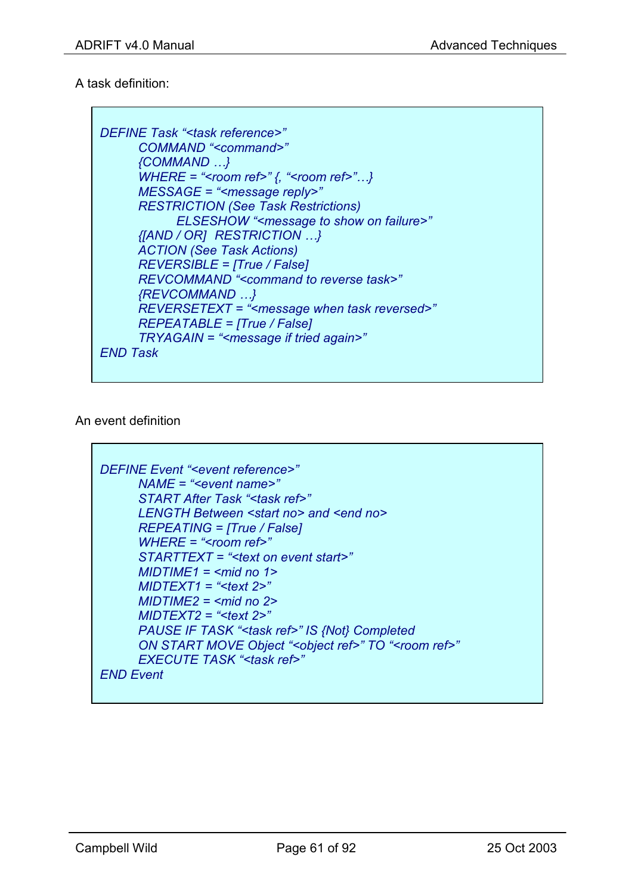A task definition:

```
DEFINE Task "<task reference>"
        COMMAND "<command>"
        {COMMAND …}
        WHERE = "<room ref>" {, "<room ref>"…}
        MESSAGE = "<message reply>"
        RESTRICTION (See Task Restrictions)
                ELSESHOW "<message to show on failure>"
        {[AND / OR]  RESTRICTION …}
        ACTION (See Task Actions)
        REVERSIBLE = [True / False]
        REVCOMMAND "<command to reverse task>"
        {REVCOMMAND …}
        REVERSETEXT = "<message when task reversed>"
        REPEATABLE = [True / False]
        TRYAGAIN = "<message if tried again>"
END Task
```

An event definition

```
DEFINE Event "<event reference>"
        NAME = "<event name>"
        START After Task "<task ref>"
        LENGTH Between <start no> and <end no>
        REPEATING = [True / False]
        WHERE = "<room ref>"
        STARTTEXT = "<text on event start>"
        MIDTIME1 = <mid no 1>
        MIDTEXT1 = "<text 2>"
        MIDTIME2 = <mid no 2>
        MIDTEXT2 = "<text 2>"
        PAUSE IF TASK "<task ref>" IS {Not} Completed
        ON START MOVE Object "<object ref>" TO "<room ref>"
        EXECUTE TASK "<task ref>"
END Event
```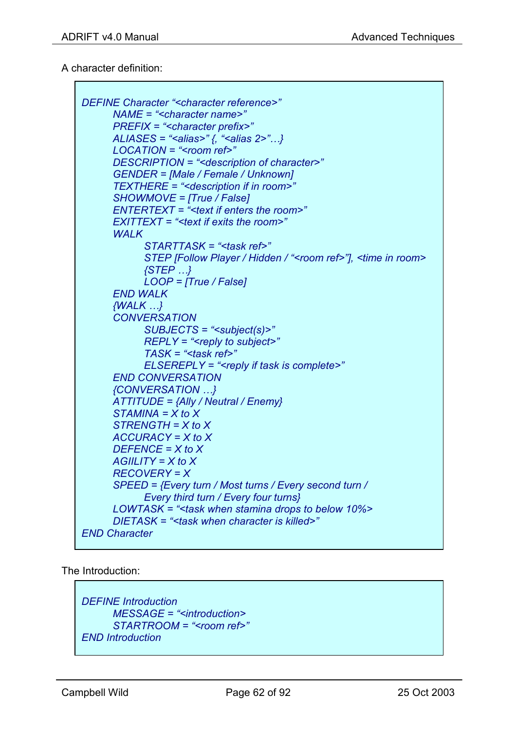A character definition:

```
DEFINE Character "<character reference>"
        NAME = "<character name>"
        PREFIX = "<character prefix>"
        ALIASES = "<alias>" {, "<alias 2>"…}
        LOCATION = "<room ref>"
        DESCRIPTION = "<description of character>"
        GENDER = [Male / Female / Unknown]
        TEXTHERE = "<description if in room>"
        SHOWMOVE = [True / False]
        ENTERTEXT = "<text if enters the room>"
        EXITTEXT = "<text if exits the room>"
        WALK
                STARTTASK = "<task ref>"
                STEP [Follow Player / Hidden / "<room ref>"], <time in room>
                {STEP …}
                LOOP = [True / False]
        END WALK
        {WALK …}
        CONVERSATION
                SUBJECTS = "<subject(s)>"
                REPLY = "<reply to subject>"
                TASK = "<task ref>"
                ELSEREPLY = "<reply if task is complete>"
        END CONVERSATION
        {CONVERSATION …}
        ATTITUDE = {Ally / Neutral / Enemy}
        STAMINA = X to X
        STRENGTH = X to X
        ACCURACY = X to X
        DEFENCE = X to X
        AGIILITY = X to X
        RECOVERY = X
        SPEED = {Every turn / Most turns / Every second turn /
                Every third turn / Every four turns}
        LOWTASK = "<task when stamina drops to below 10%>
        DIETASK = "<task when character is killed>"
END Character
```

The Introduction:

```
DEFINE Introduction
        MESSAGE = "<introduction>
        STARTROOM = "<room ref>"
END Introduction
```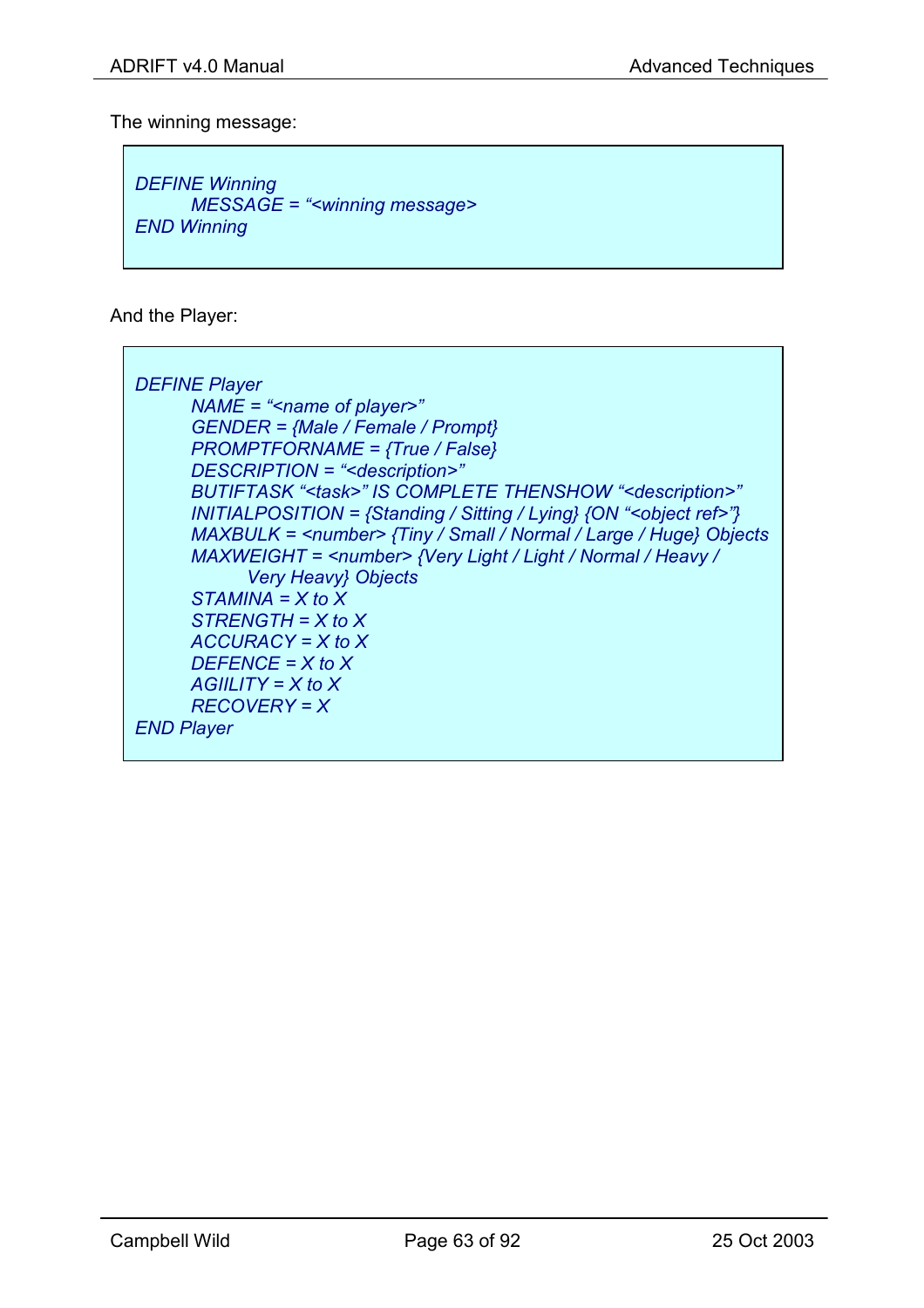The winning message:

```
DEFINE Winning
        MESSAGE = "<winning message>
END Winning
```

And the Player:

```
DEFINE Player
        NAME = "<name of player>"
        GENDER = {Male / Female / Prompt}
        PROMPTFORNAME = {True / False}
        DESCRIPTION = "<description>"
        BUTIFTASK "<task>" IS COMPLETE THENSHOW "<description>"
        INITIALPOSITION = {Standing / Sitting / Lying} {ON "<object ref>"}
        MAXBULK = <number> {Tiny / Small / Normal / Large / Huge} Objects
        MAXWEIGHT = <number> {Very Light / Light / Normal / Heavy /
                Very Heavy} Objects
        STAMINA = X to X
        STRENGTH = X to X
        ACCURACY = X to X
        DEFENCE = X to X
        AGIILITY = X to X
        RECOVERY = X
END Player
```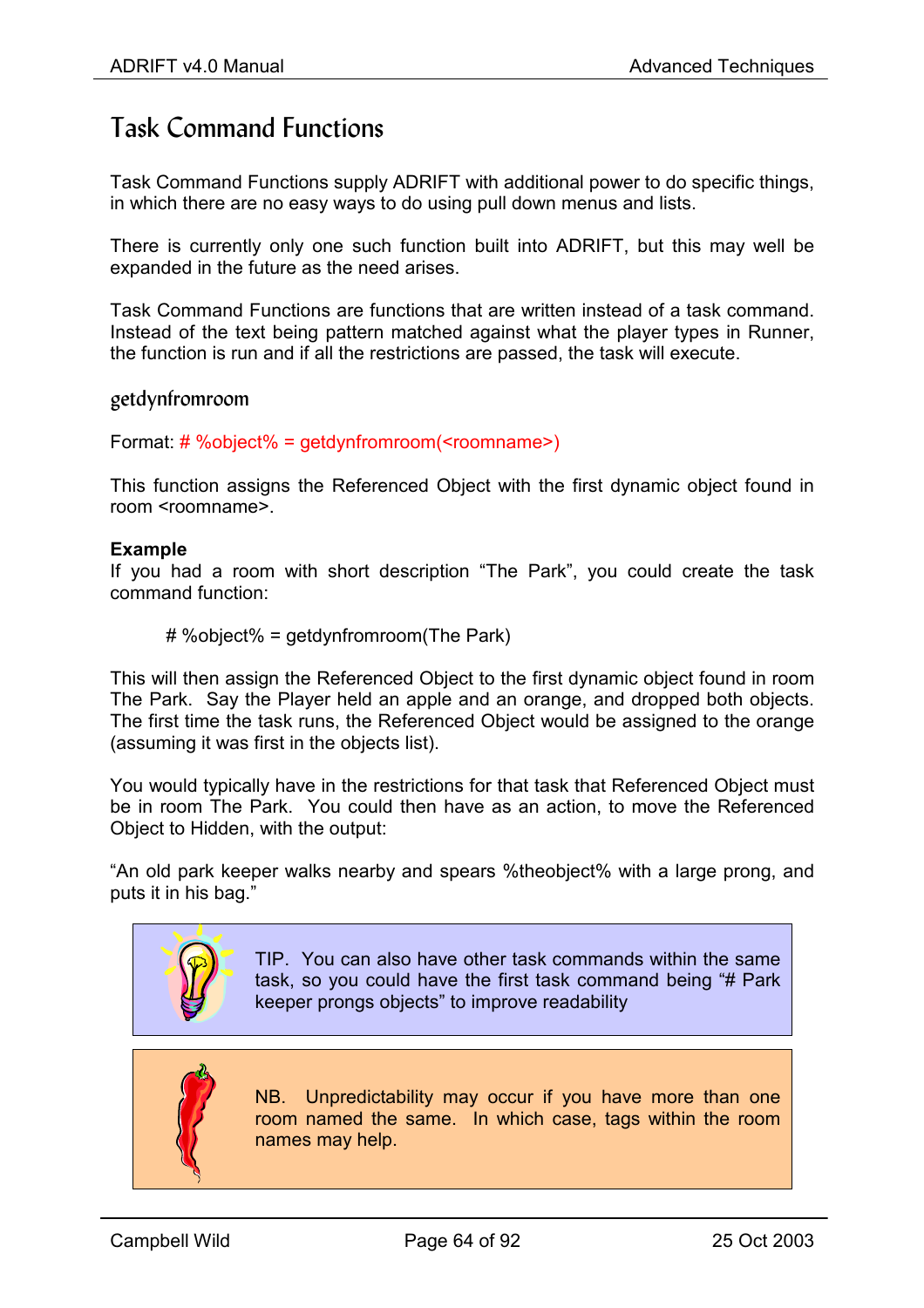# Task Command Functions

Task Command Functions supply ADRIFT with additional power to do specific things, in which there are no easy ways to do using pull down menus and lists.

There is currently only one such function built into ADRIFT, but this may well be expanded in the future as the need arises.

Task Command Functions are functions that are written instead of a task command. Instead of the text being pattern matched against what the player types in Runner, the function is run and if all the restrictions are passed, the task will execute.

## getdynfromroom

Format: # %object% = getdynfromroom(<roomname>)

This function assigns the Referenced Object with the first dynamic object found in room <roomname>.

**Example**
If you had a room with short description "The Park", you could create the task command function:

```
# %object% = getdynfromroom(The Park)
```

This will then assign the Referenced Object to the first dynamic object found in room The Park. Say the Player held an apple and an orange, and dropped both objects. The first time the task runs, the Referenced Object would be assigned to the orange (assuming it was first in the objects list).

You would typically have in the restrictions for that task that Referenced Object must be in room The Park. You could then have as an action, to move the Referenced Object to Hidden, with the output:

"An old park keeper walks nearby and spears %theobject% with a large prong, and puts it in his bag."

TIP. You can also have other task commands within the same task, so you could have the first task command being "# Park keeper prongs objects" to improve readability

NB. Unpredictability may occur if you have more than one room named the same. In which case, tags within the room names may help.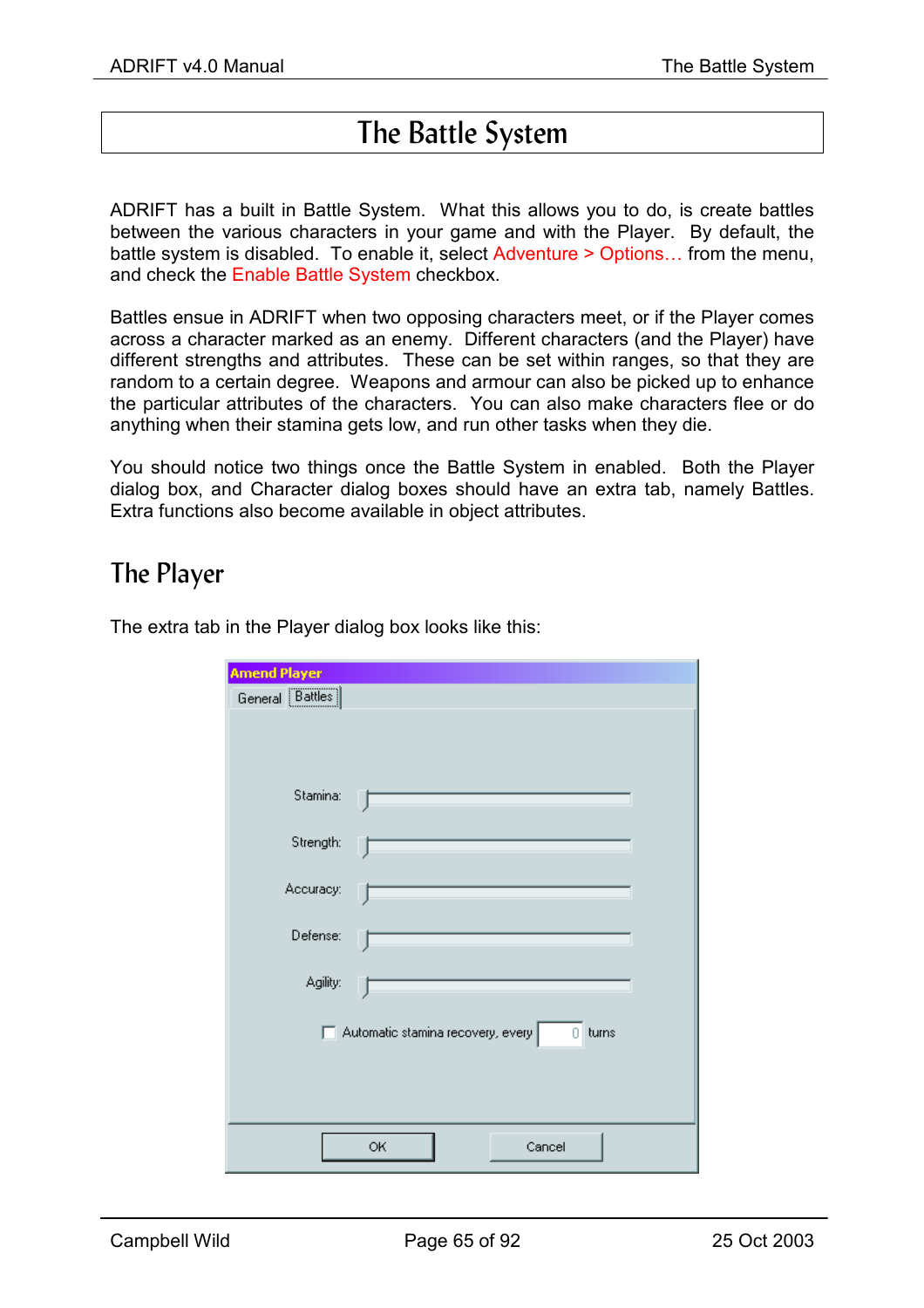# The Battle System

ADRIFT has a built in Battle System. What this allows you to do, is create battles between the various characters in your game and with the Player. By default, the battle system is disabled. To enable it, select Adventure > Options… from the menu, and check the Enable Battle System checkbox.

Battles ensue in ADRIFT when two opposing characters meet, or if the Player comes across a character marked as an enemy. Different characters (and the Player) have different strengths and attributes. These can be set within ranges, so that they are random to a certain degree. Weapons and armour can also be picked up to enhance the particular attributes of the characters. You can also make characters flee or do anything when their stamina gets low, and run other tasks when they die.

You should notice two things once the Battle System in enabled. Both the Player dialog box, and Character dialog boxes should have an extra tab, namely Battles. Extra functions also become available in object attributes.

## The Player

The extra tab in the Player dialog box looks like this:

Amend Player

General | Battles

Stamina:

Strength:

Accuracy:

Defense:

Agility:

Automatic stamina recovery, every 0 turns

OK Cancel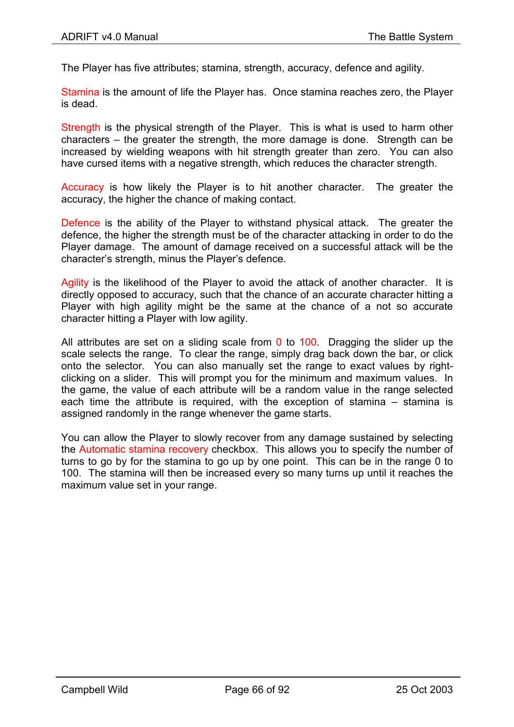The Player has five attributes; stamina, strength, accuracy, defence and agility.

Stamina is the amount of life the Player has. Once stamina reaches zero, the Player is dead.

Strength is the physical strength of the Player. This is what is used to harm other characters – the greater the strength, the more damage is done. Strength can be increased by wielding weapons with hit strength greater than zero. You can also have cursed items with a negative strength, which reduces the character strength.

Accuracy is how likely the Player is to hit another character. The greater the accuracy, the higher the chance of making contact.

Defence is the ability of the Player to withstand physical attack. The greater the defence, the higher the strength must be of the character attacking in order to do the Player damage. The amount of damage received on a successful attack will be the character's strength, minus the Player's defence.

Agility is the likelihood of the Player to avoid the attack of another character. It is directly opposed to accuracy, such that the chance of an accurate character hitting a Player with high agility might be the same at the chance of a not so accurate character hitting a Player with low agility.

All attributes are set on a sliding scale from 0 to 100. Dragging the slider up the scale selects the range. To clear the range, simply drag back down the bar, or click onto the selector. You can also manually set the range to exact values by right-clicking on a slider. This will prompt you for the minimum and maximum values. In the game, the value of each attribute will be a random value in the range selected each time the attribute is required, with the exception of stamina – stamina is assigned randomly in the range whenever the game starts.

You can allow the Player to slowly recover from any damage sustained by selecting the Automatic stamina recovery checkbox. This allows you to specify the number of turns to go by for the stamina to go up by one point. This can be in the range 0 to 100. The stamina will then be increased every so many turns up until it reaches the maximum value set in your range.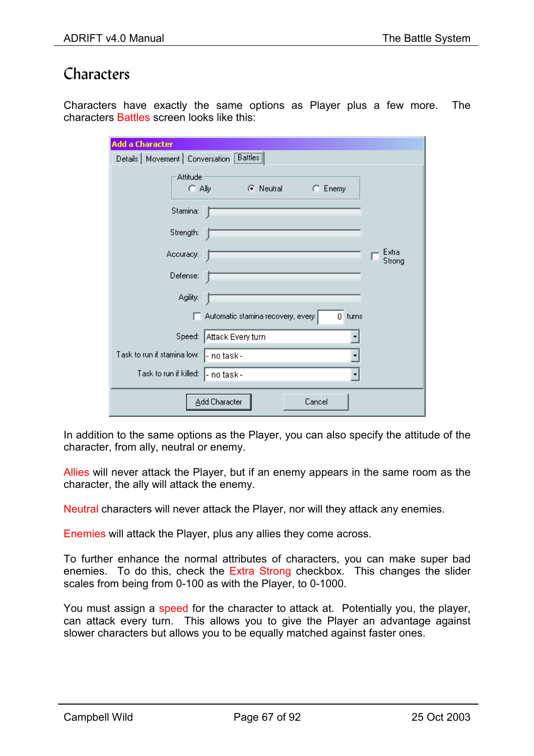# Characters

Characters have exactly the same options as Player plus a few more. The characters Battles screen looks like this:

Add a Character

Details | Movement | Conversation | Battles

Attitude
Ally
Neutral
Enemy

Stamina:

Strength:

Accuracy:

Extra Strong

Defense:

Agility:

Automatic stamina recovery, every 0 turns

Speed: Attack Every turn

Task to run if stamina low: - no task -

Task to run if killed: - no task -

Add Character

Cancel

In addition to the same options as the Player, you can also specify the attitude of the character, from ally, neutral or enemy.

Allies will never attack the Player, but if an enemy appears in the same room as the character, the ally will attack the enemy.

Neutral characters will never attack the Player, nor will they attack any enemies.

Enemies will attack the Player, plus any allies they come across.

To further enhance the normal attributes of characters, you can make super bad enemies. To do this, check the Extra Strong checkbox. This changes the slider scales from being from 0-100 as with the Player, to 0-1000.

You must assign a speed for the character to attack at. Potentially you, the player, can attack every turn. This allows you to give the Player an advantage against slower characters but allows you to be equally matched against faster ones.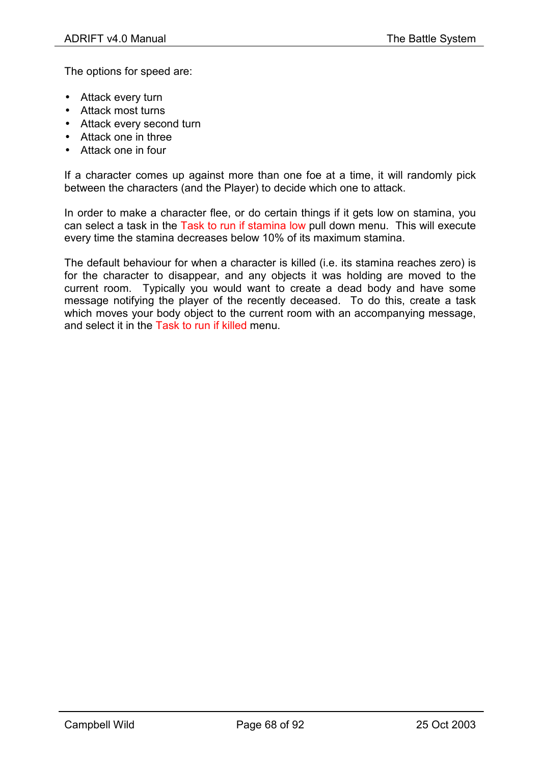The options for speed are:

- Attack every turn
- Attack most turns
- Attack every second turn
- Attack one in three
- Attack one in four

If a character comes up against more than one foe at a time, it will randomly pick between the characters (and the Player) to decide which one to attack.

In order to make a character flee, or do certain things if it gets low on stamina, you can select a task in the Task to run if stamina low pull down menu. This will execute every time the stamina decreases below 10% of its maximum stamina.

The default behaviour for when a character is killed (i.e. its stamina reaches zero) is for the character to disappear, and any objects it was holding are moved to the current room. Typically you would want to create a dead body and have some message notifying the player of the recently deceased. To do this, create a task which moves your body object to the current room with an accompanying message, and select it in the Task to run if killed menu.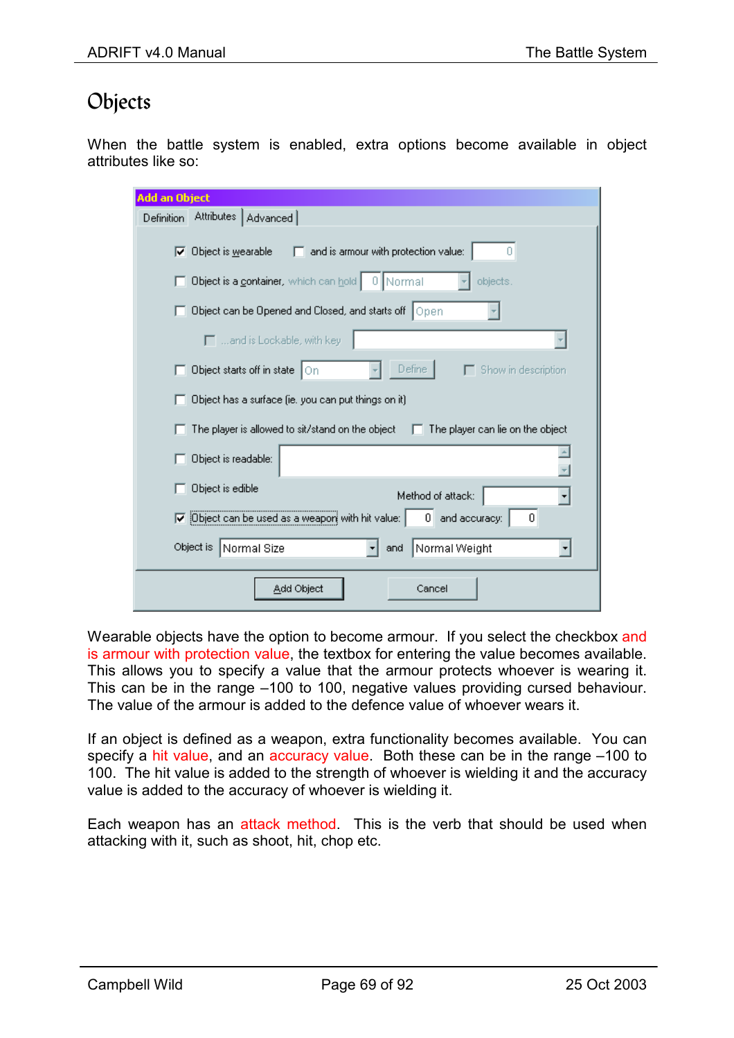# Objects

When the battle system is enabled, extra options become available in object attributes like so:

Wearable objects have the option to become armour. If you select the checkbox and is armour with protection value, the textbox for entering the value becomes available. This allows you to specify a value that the armour protects whoever is wearing it. This can be in the range –100 to 100, negative values providing cursed behaviour. The value of the armour is added to the defence value of whoever wears it.

If an object is defined as a weapon, extra functionality becomes available. You can specify a hit value, and an accuracy value. Both these can be in the range –100 to 100. The hit value is added to the strength of whoever is wielding it and the accuracy value is added to the accuracy of whoever is wielding it.

Each weapon has an attack method. This is the verb that should be used when attacking with it, such as shoot, hit, chop etc.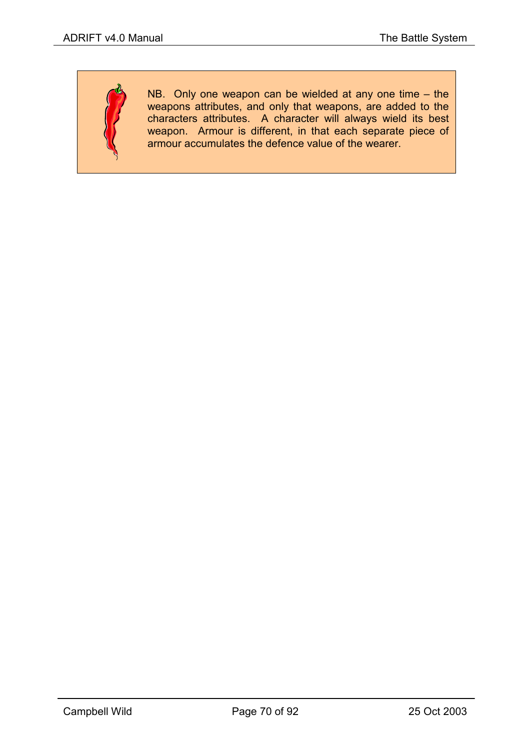NB. Only one weapon can be wielded at any one time – the weapons attributes, and only that weapons, are added to the characters attributes. A character will always wield its best weapon. Armour is different, in that each separate piece of armour accumulates the defence value of the wearer.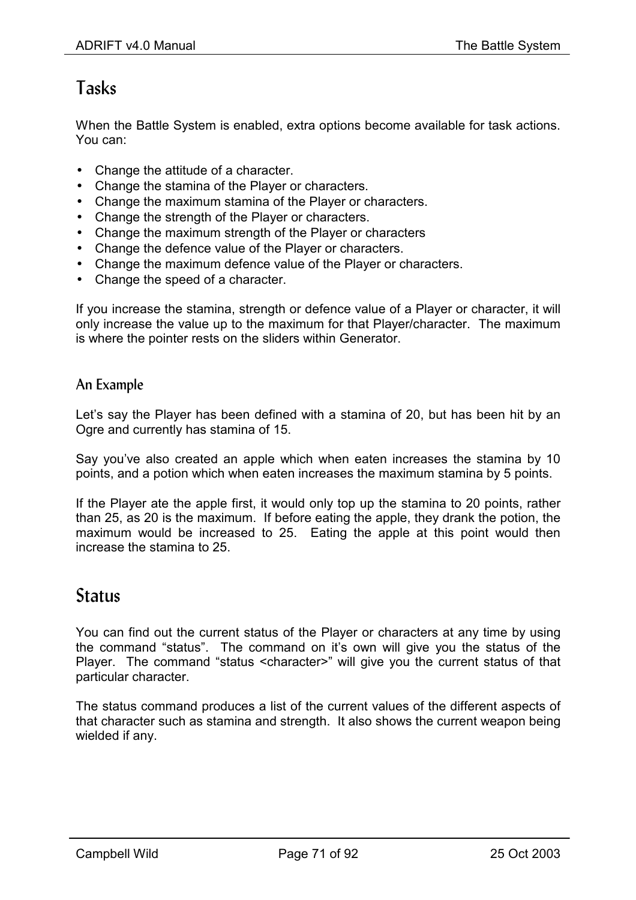## Tasks

When the Battle System is enabled, extra options become available for task actions. You can:

- Change the attitude of a character.
- Change the stamina of the Player or characters.
- Change the maximum stamina of the Player or characters.
- Change the strength of the Player or characters.
- Change the maximum strength of the Player or characters
- Change the defence value of the Player or characters.
- Change the maximum defence value of the Player or characters.
- Change the speed of a character.

If you increase the stamina, strength or defence value of a Player or character, it will only increase the value up to the maximum for that Player/character. The maximum is where the pointer rests on the sliders within Generator.

### An Example

Let's say the Player has been defined with a stamina of 20, but has been hit by an Ogre and currently has stamina of 15.

Say you've also created an apple which when eaten increases the stamina by 10 points, and a potion which when eaten increases the maximum stamina by 5 points.

If the Player ate the apple first, it would only top up the stamina to 20 points, rather than 25, as 20 is the maximum. If before eating the apple, they drank the potion, the maximum would be increased to 25. Eating the apple at this point would then increase the stamina to 25.

## Status

You can find out the current status of the Player or characters at any time by using the command "status". The command on it's own will give you the status of the Player. The command "status <character>" will give you the current status of that particular character.

The status command produces a list of the current values of the different aspects of that character such as stamina and strength. It also shows the current weapon being wielded if any.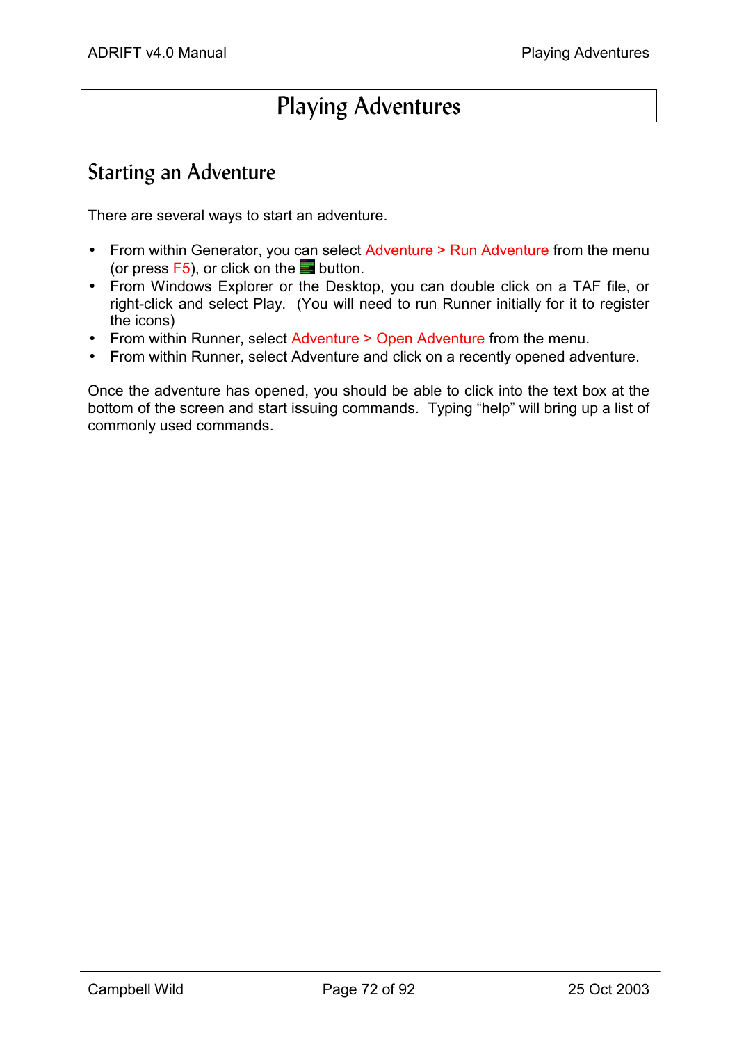# Playing Adventures

## Starting an Adventure

There are several ways to start an adventure.

- From within Generator, you can select Adventure > Run Adventure from the menu (or press F5), or click on the button.
- From Windows Explorer or the Desktop, you can double click on a TAF file, or right-click and select Play. (You will need to run Runner initially for it to register the icons)
- From within Runner, select Adventure > Open Adventure from the menu.
- From within Runner, select Adventure and click on a recently opened adventure.

Once the adventure has opened, you should be able to click into the text box at the bottom of the screen and start issuing commands. Typing “help” will bring up a list of commonly used commands.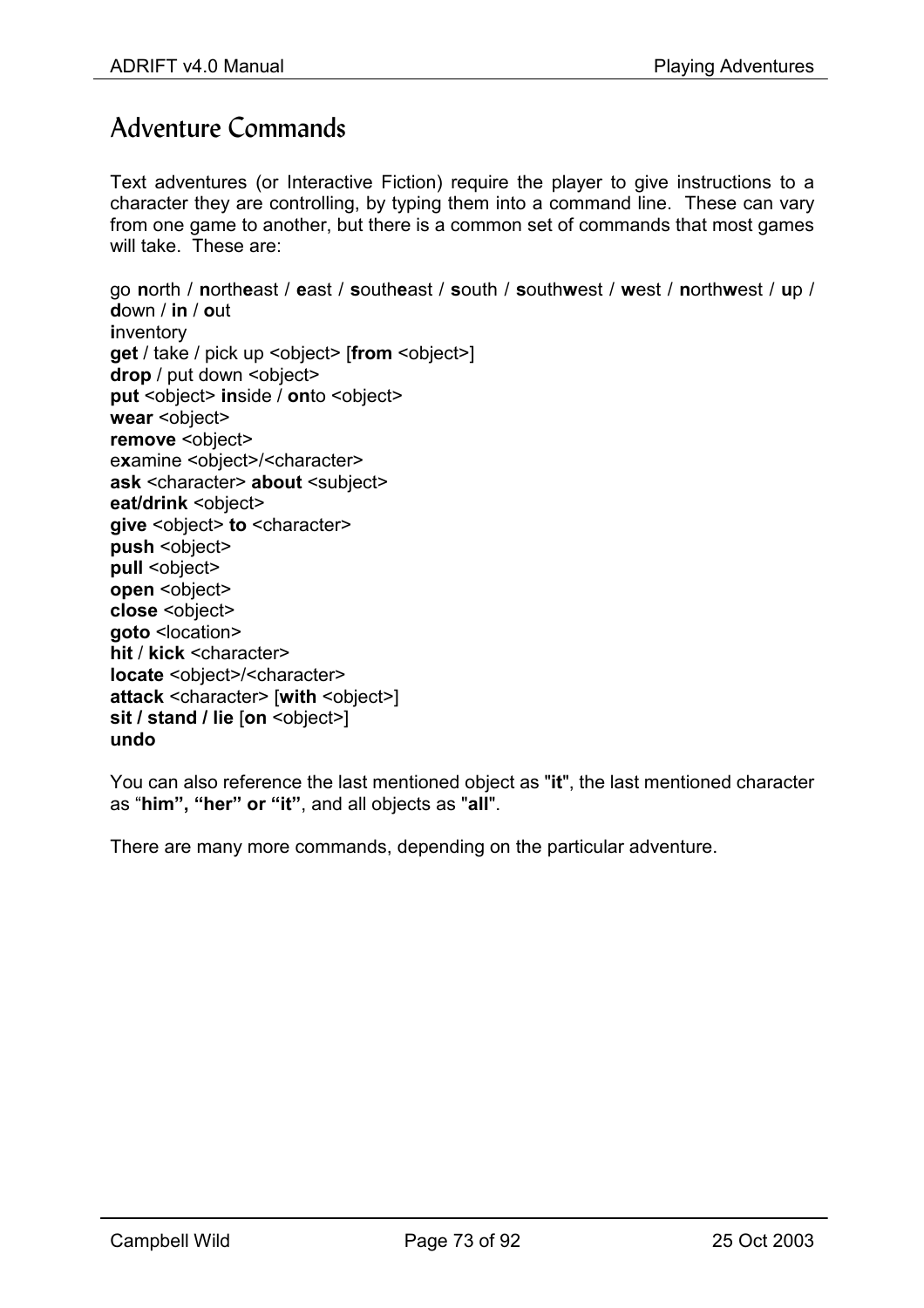# Adventure Commands

Text adventures (or Interactive Fiction) require the player to give instructions to a character they are controlling, by typing them into a command line. These can vary from one game to another, but there is a common set of commands that most games will take. These are:

go **n**orth / **n**orth**e**ast / **e**ast / **s**outh**e**ast / **s**outh / **s**outh**w**est / **w**est / **n**orth**w**est / **u**p / **d**own / **in** / **o**ut  
**i**nventory  
**get** / take / pick up <object> [**from** <object>]  
**drop** / put down <object>  
**put** <object> **in**side / **on**to <object>  
**wear** <object>  
**remove** <object>  
e**x**amine <object>/<character>  
**ask** <character> **about** <subject>  
**eat/drink** <object>  
**give** <object> **to** <character>  
**push** <object>  
**pull** <object>  
**open** <object>  
**close** <object>  
**goto** <location>  
**hit** / **kick** <character>  
**locate** <object>/<character>  
**attack** <character> [**with** <object>]  
**sit / stand / lie** [**on** <object>]  
**undo**

You can also reference the last mentioned object as "**it**", the last mentioned character as "**him", "her" or "it"**, and all objects as "**all**".

There are many more commands, depending on the particular adventure.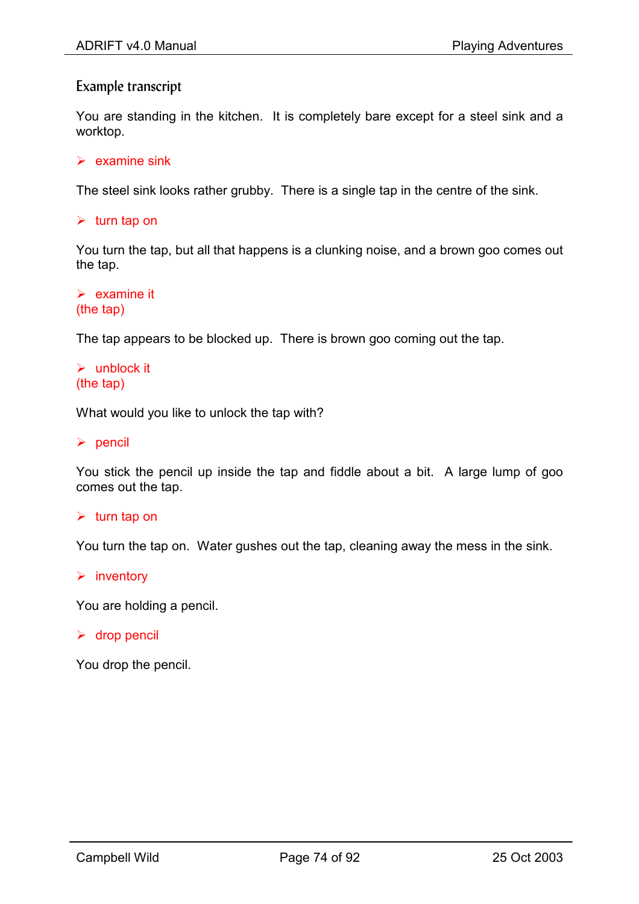### Example transcript

You are standing in the kitchen. It is completely bare except for a steel sink and a worktop.

- examine sink

The steel sink looks rather grubby. There is a single tap in the centre of the sink.

- turn tap on

You turn the tap, but all that happens is a clunking noise, and a brown goo comes out the tap.

- examine it

(the tap)

The tap appears to be blocked up. There is brown goo coming out the tap.

- unblock it

(the tap)

What would you like to unlock the tap with?

- pencil

You stick the pencil up inside the tap and fiddle about a bit. A large lump of goo comes out the tap.

- turn tap on

You turn the tap on. Water gushes out the tap, cleaning away the mess in the sink.

- inventory

You are holding a pencil.

- drop pencil

You drop the pencil.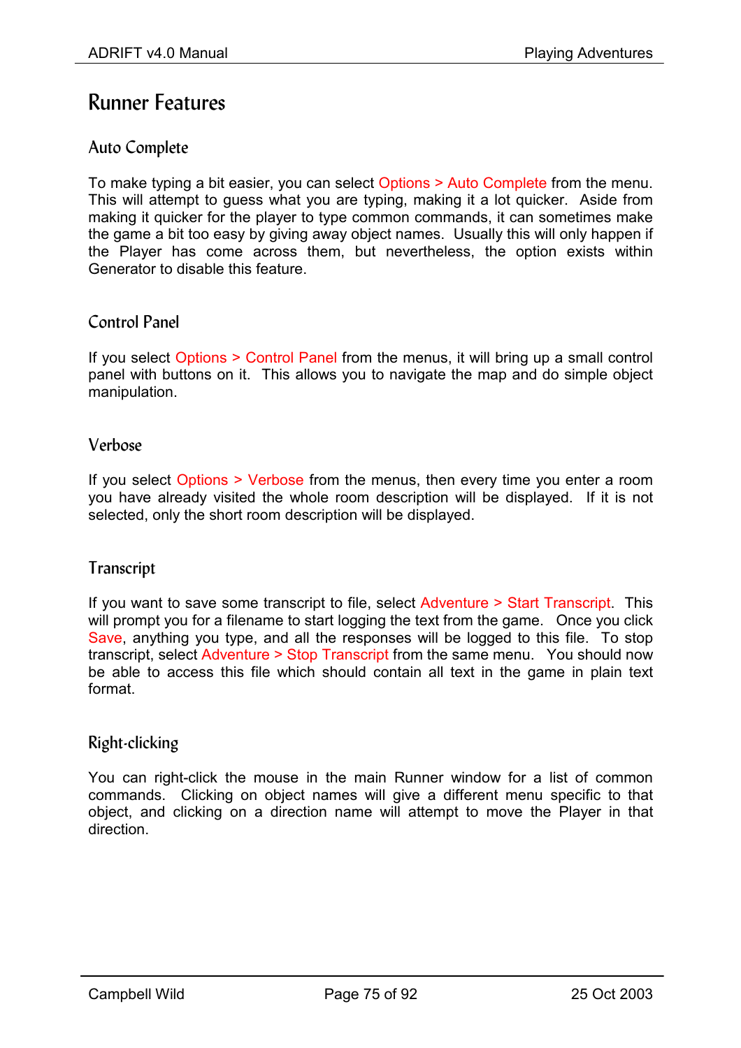# Runner Features

## Auto Complete

To make typing a bit easier, you can select Options > Auto Complete from the menu. This will attempt to guess what you are typing, making it a lot quicker. Aside from making it quicker for the player to type common commands, it can sometimes make the game a bit too easy by giving away object names. Usually this will only happen if the Player has come across them, but nevertheless, the option exists within Generator to disable this feature.

## Control Panel

If you select Options > Control Panel from the menus, it will bring up a small control panel with buttons on it. This allows you to navigate the map and do simple object manipulation.

## Verbose

If you select Options > Verbose from the menus, then every time you enter a room you have already visited the whole room description will be displayed. If it is not selected, only the short room description will be displayed.

## Transcript

If you want to save some transcript to file, select Adventure > Start Transcript. This will prompt you for a filename to start logging the text from the game. Once you click Save, anything you type, and all the responses will be logged to this file. To stop transcript, select Adventure > Stop Transcript from the same menu. You should now be able to access this file which should contain all text in the game in plain text format.

## Right-clicking

You can right-click the mouse in the main Runner window for a list of common commands. Clicking on object names will give a different menu specific to that object, and clicking on a direction name will attempt to move the Player in that direction.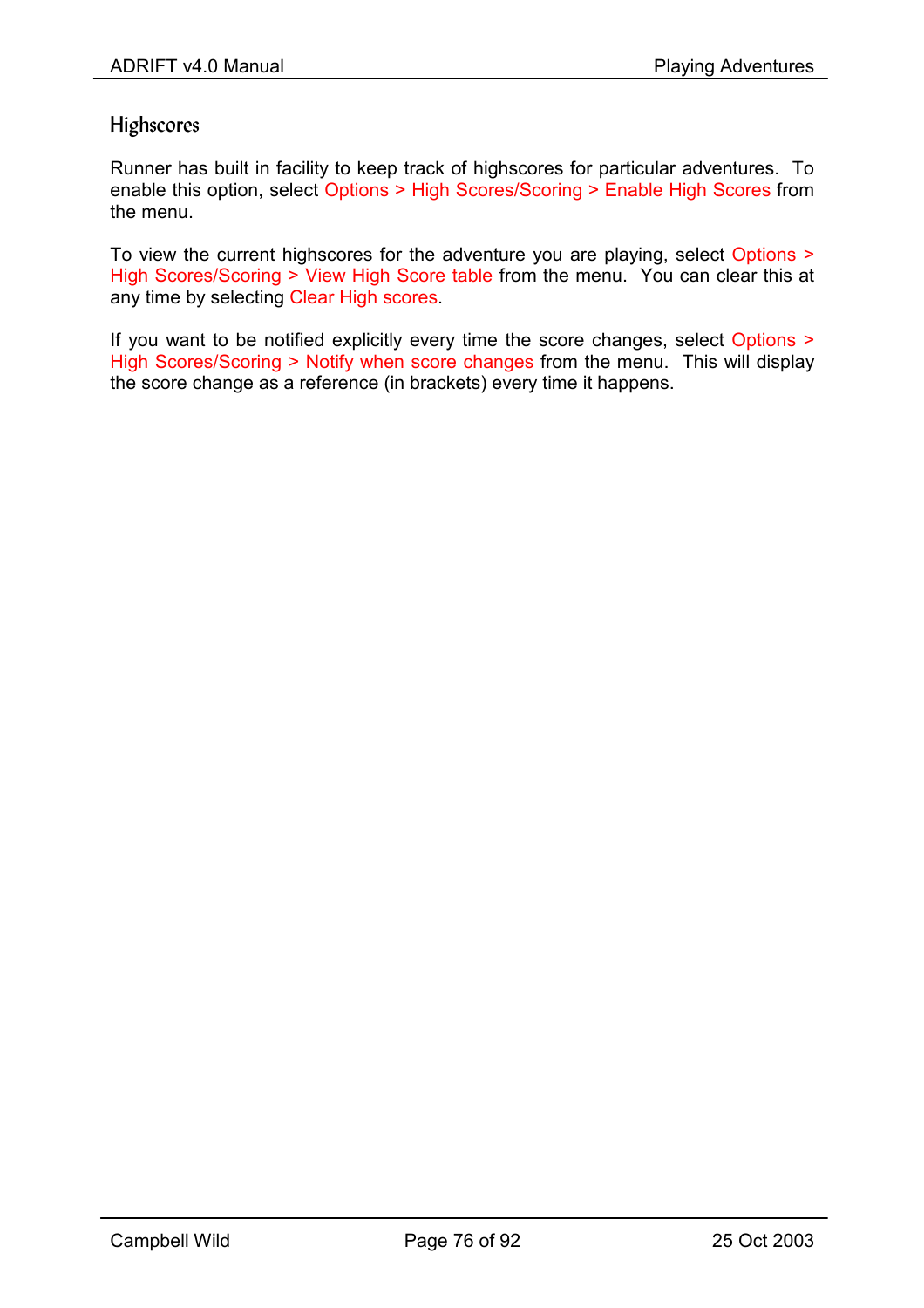## Highscores

Runner has built in facility to keep track of highscores for particular adventures. To enable this option, select Options > High Scores/Scoring > Enable High Scores from the menu.

To view the current highscores for the adventure you are playing, select Options > High Scores/Scoring > View High Score table from the menu. You can clear this at any time by selecting Clear High scores.

If you want to be notified explicitly every time the score changes, select Options > High Scores/Scoring > Notify when score changes from the menu. This will display the score change as a reference (in brackets) every time it happens.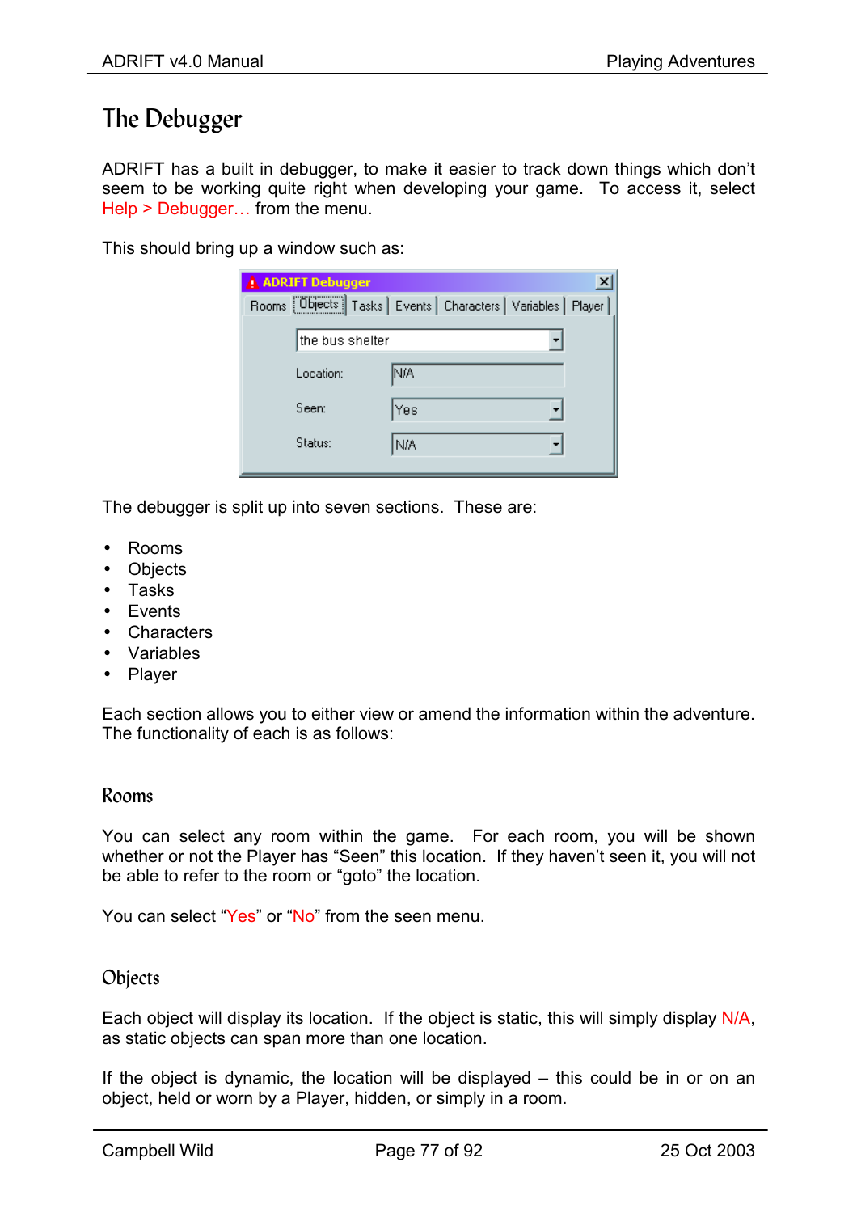# The Debugger

ADRIFT has a built in debugger, to make it easier to track down things which don't seem to be working quite right when developing your game. To access it, select Help > Debugger… from the menu.

This should bring up a window such as:

The debugger is split up into seven sections. These are:

- Rooms
- Objects
- Tasks
- Events
- Characters
- Variables
- Player

Each section allows you to either view or amend the information within the adventure. The functionality of each is as follows:

## Rooms

You can select any room within the game. For each room, you will be shown whether or not the Player has "Seen" this location. If they haven't seen it, you will not be able to refer to the room or "goto" the location.

You can select "Yes" or "No" from the seen menu.

## Objects

Each object will display its location. If the object is static, this will simply display N/A, as static objects can span more than one location.

If the object is dynamic, the location will be displayed – this could be in or on an object, held or worn by a Player, hidden, or simply in a room.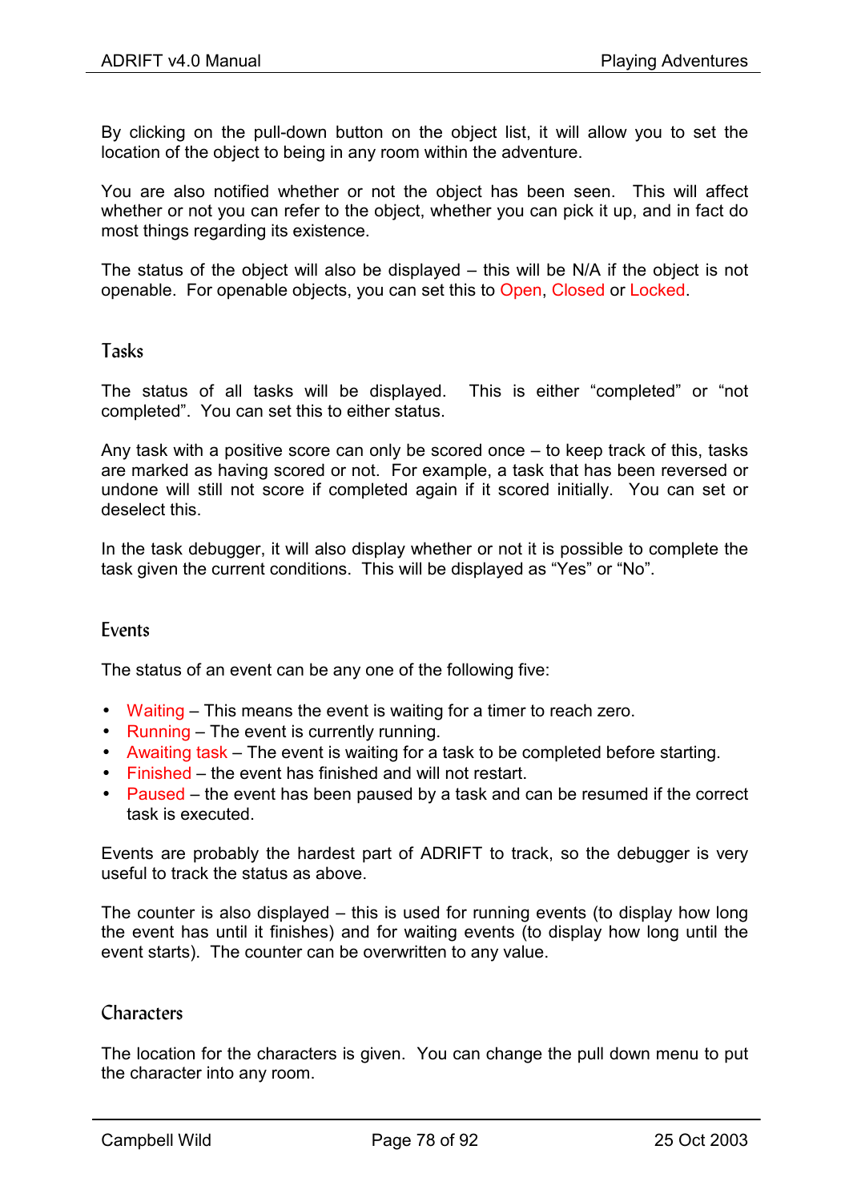By clicking on the pull-down button on the object list, it will allow you to set the location of the object to being in any room within the adventure.

You are also notified whether or not the object has been seen. This will affect whether or not you can refer to the object, whether you can pick it up, and in fact do most things regarding its existence.

The status of the object will also be displayed – this will be N/A if the object is not openable. For openable objects, you can set this to Open, Closed or Locked.

### Tasks

The status of all tasks will be displayed. This is either "completed" or "not completed". You can set this to either status.

Any task with a positive score can only be scored once – to keep track of this, tasks are marked as having scored or not. For example, a task that has been reversed or undone will still not score if completed again if it scored initially. You can set or deselect this.

In the task debugger, it will also display whether or not it is possible to complete the task given the current conditions. This will be displayed as "Yes" or "No".

### Events

The status of an event can be any one of the following five:

- Waiting – This means the event is waiting for a timer to reach zero.
- Running – The event is currently running.
- Awaiting task – The event is waiting for a task to be completed before starting.
- Finished – the event has finished and will not restart.
- Paused – the event has been paused by a task and can be resumed if the correct task is executed.

Events are probably the hardest part of ADRIFT to track, so the debugger is very useful to track the status as above.

The counter is also displayed – this is used for running events (to display how long the event has until it finishes) and for waiting events (to display how long until the event starts). The counter can be overwritten to any value.

### Characters

The location for the characters is given. You can change the pull down menu to put the character into any room.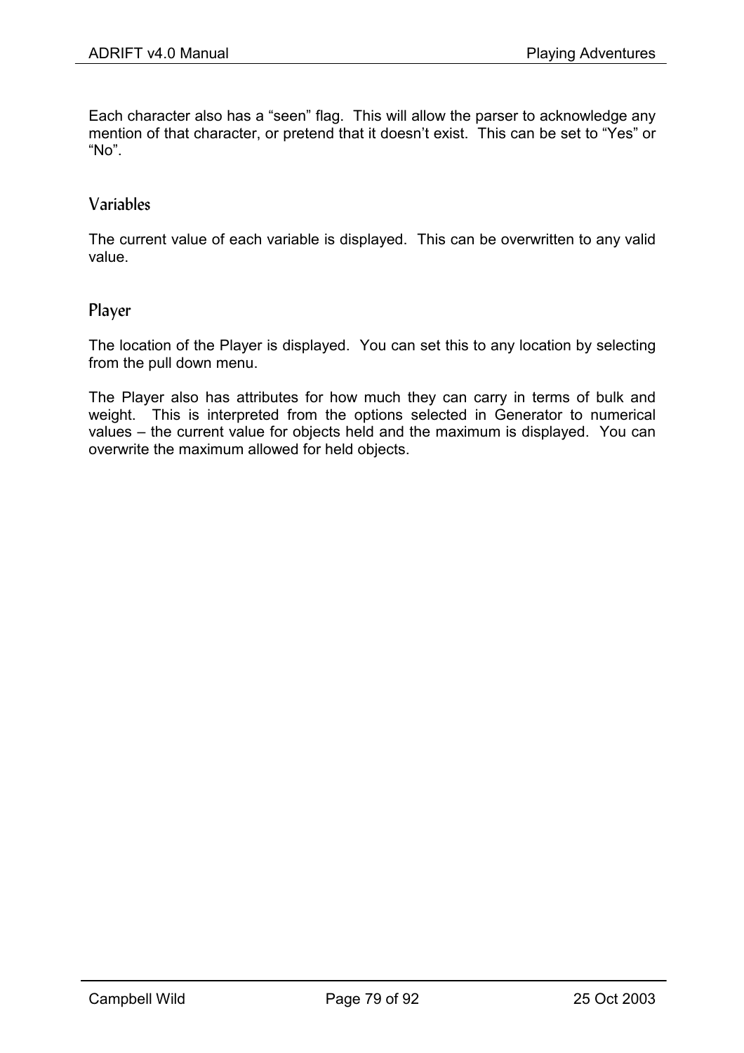Each character also has a “seen” flag. This will allow the parser to acknowledge any mention of that character, or pretend that it doesn’t exist. This can be set to “Yes” or “No”.

### Variables

The current value of each variable is displayed. This can be overwritten to any valid value.

### Player

The location of the Player is displayed. You can set this to any location by selecting from the pull down menu.

The Player also has attributes for how much they can carry in terms of bulk and weight. This is interpreted from the options selected in Generator to numerical values – the current value for objects held and the maximum is displayed. You can overwrite the maximum allowed for held objects.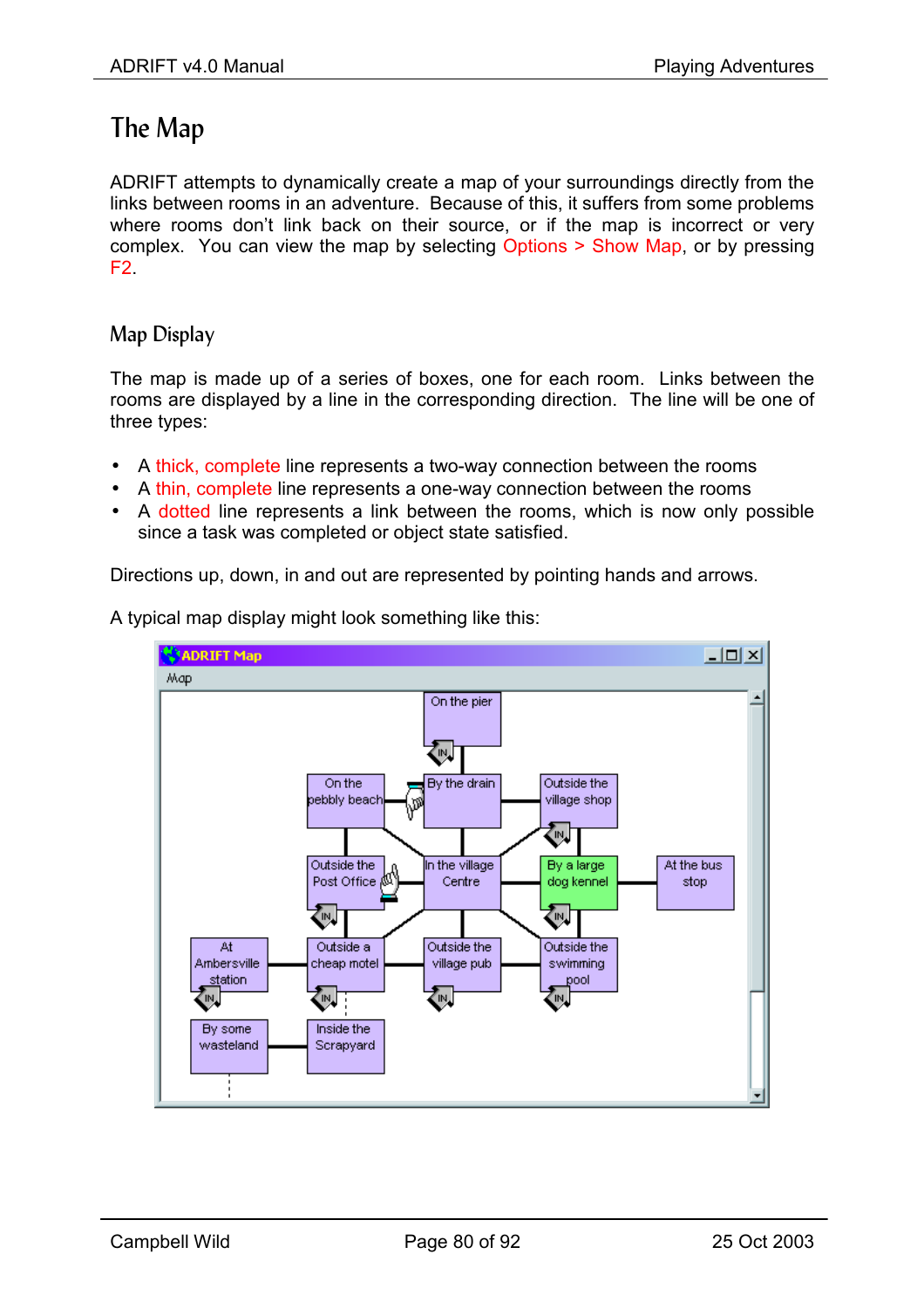# The Map

ADRIFT attempts to dynamically create a map of your surroundings directly from the links between rooms in an adventure. Because of this, it suffers from some problems where rooms don't link back on their source, or if the map is incorrect or very complex. You can view the map by selecting Options > Show Map, or by pressing F2.

## Map Display

The map is made up of a series of boxes, one for each room. Links between the rooms are displayed by a line in the corresponding direction. The line will be one of three types:

- A thick, complete line represents a two-way connection between the rooms
- A thin, complete line represents a one-way connection between the rooms
- A dotted line represents a link between the rooms, which is now only possible since a task was completed or object state satisfied.

Directions up, down, in and out are represented by pointing hands and arrows.

A typical map display might look something like this:

ADRIFT Map

Map

On the pier

On the pebbly beach

By the drain

Outside the village shop

Outside the Post Office

In the village Centre

By a large dog kennel

At the bus stop

At Ambersville station

Outside a cheap motel

Outside the village pub

Outside the swimming pool

By some wasteland

Inside the Scrapyard

IN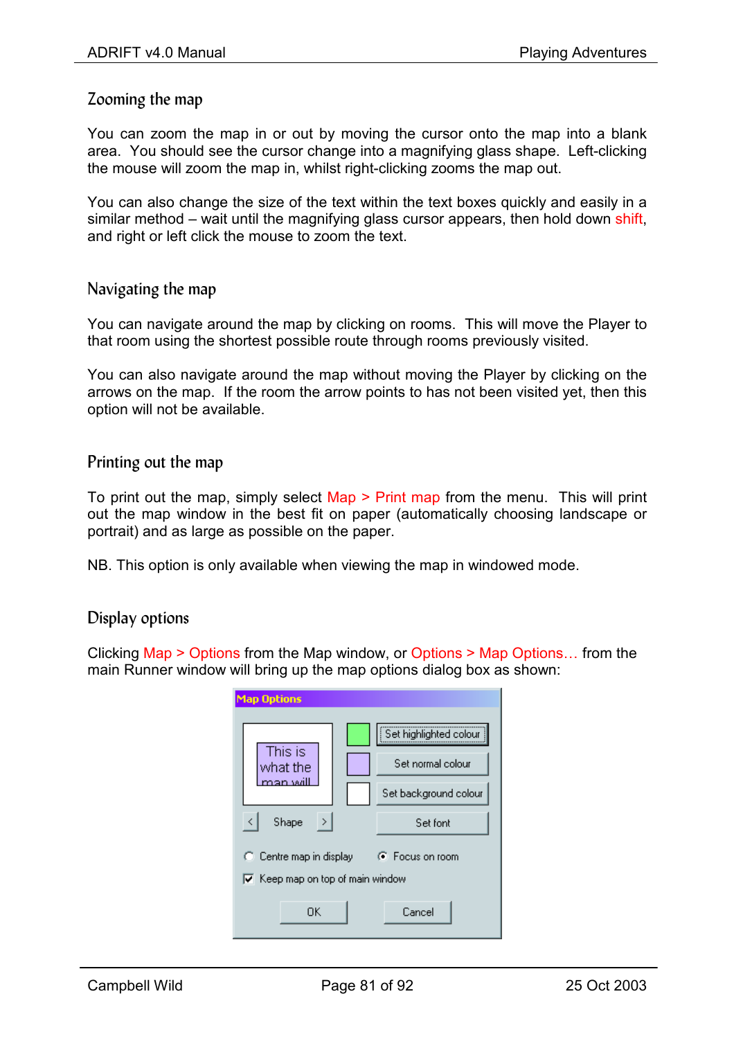## Zooming the map

You can zoom the map in or out by moving the cursor onto the map into a blank area. You should see the cursor change into a magnifying glass shape. Left-clicking the mouse will zoom the map in, whilst right-clicking zooms the map out.

You can also change the size of the text within the text boxes quickly and easily in a similar method – wait until the magnifying glass cursor appears, then hold down shift, and right or left click the mouse to zoom the text.

## Navigating the map

You can navigate around the map by clicking on rooms. This will move the Player to that room using the shortest possible route through rooms previously visited.

You can also navigate around the map without moving the Player by clicking on the arrows on the map. If the room the arrow points to has not been visited yet, then this option will not be available.

## Printing out the map

To print out the map, simply select Map > Print map from the menu. This will print out the map window in the best fit on paper (automatically choosing landscape or portrait) and as large as possible on the paper.

NB. This option is only available when viewing the map in windowed mode.

## Display options

Clicking Map > Options from the Map window, or Options > Map Options… from the main Runner window will bring up the map options dialog box as shown: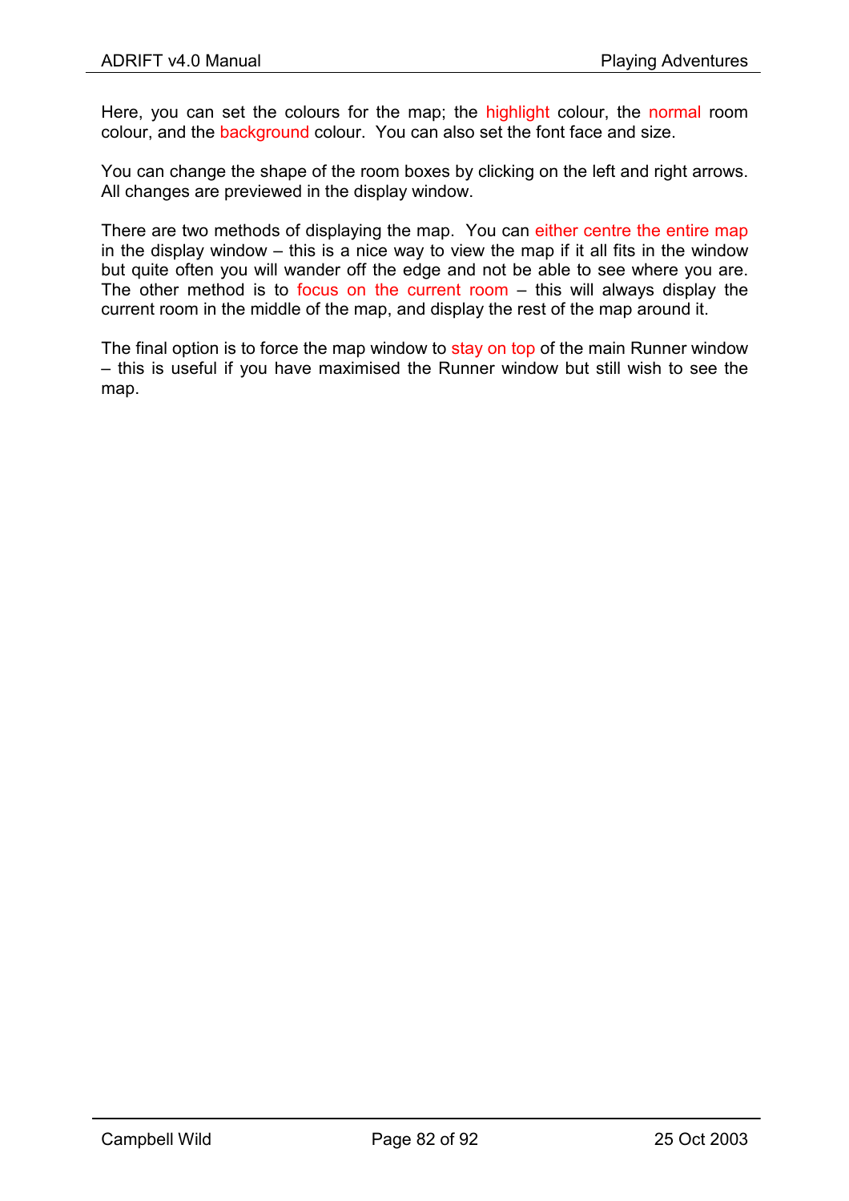Here, you can set the colours for the map; the highlight colour, the normal room colour, and the background colour. You can also set the font face and size.

You can change the shape of the room boxes by clicking on the left and right arrows. All changes are previewed in the display window.

There are two methods of displaying the map. You can either centre the entire map in the display window – this is a nice way to view the map if it all fits in the window but quite often you will wander off the edge and not be able to see where you are. The other method is to focus on the current room – this will always display the current room in the middle of the map, and display the rest of the map around it.

The final option is to force the map window to stay on top of the main Runner window – this is useful if you have maximised the Runner window but still wish to see the map.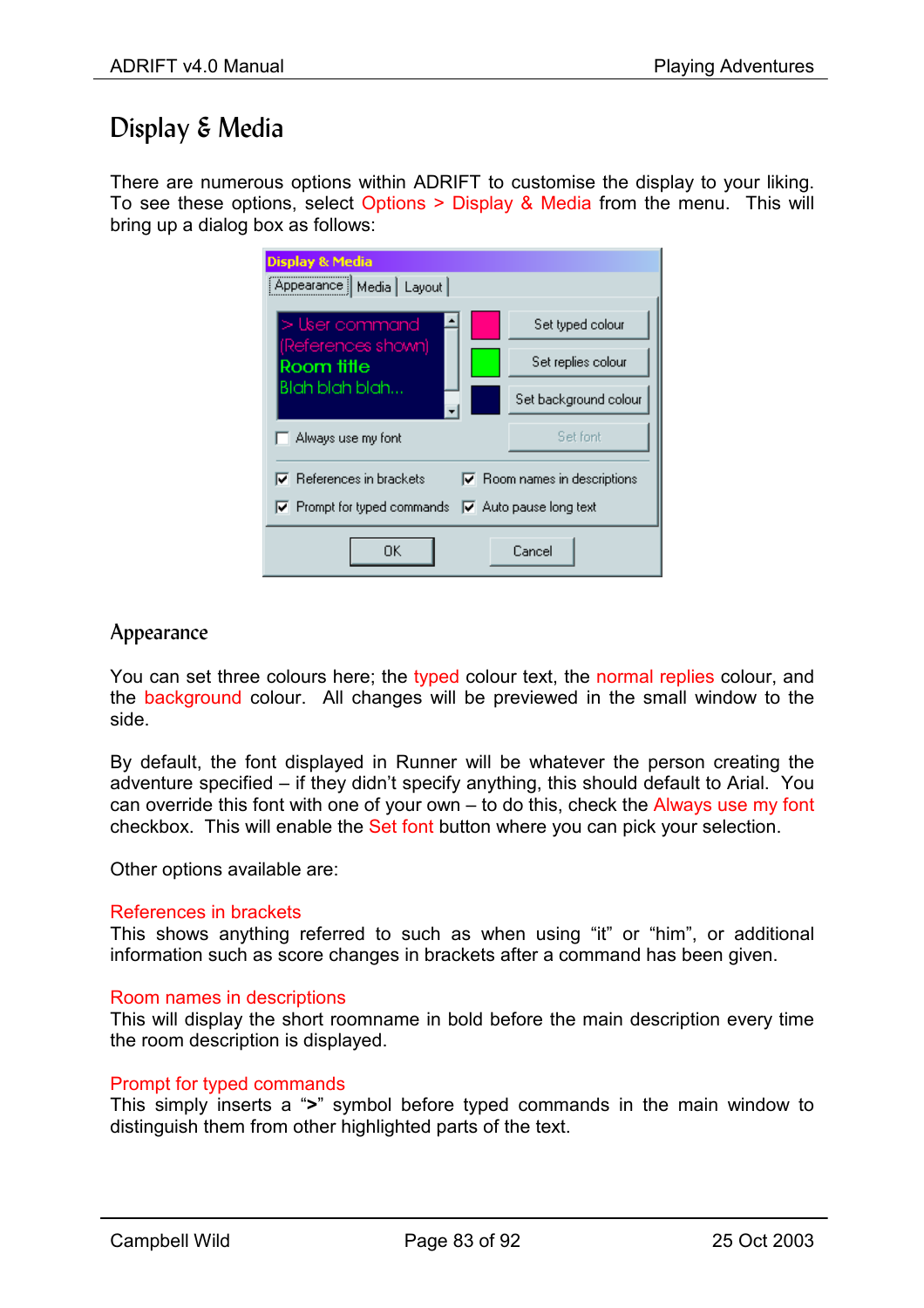# Display & Media

There are numerous options within ADRIFT to customise the display to your liking. To see these options, select Options > Display & Media from the menu. This will bring up a dialog box as follows:

## Appearance

You can set three colours here; the typed colour text, the normal replies colour, and the background colour. All changes will be previewed in the small window to the side.

By default, the font displayed in Runner will be whatever the person creating the adventure specified – if they didn't specify anything, this should default to Arial. You can override this font with one of your own – to do this, check the Always use my font checkbox. This will enable the Set font button where you can pick your selection.

Other options available are:

References in brackets
This shows anything referred to such as when using "it" or "him", or additional information such as score changes in brackets after a command has been given.

Room names in descriptions
This will display the short roomname in bold before the main description every time the room description is displayed.

Prompt for typed commands
This simply inserts a "**>**" symbol before typed commands in the main window to distinguish them from other highlighted parts of the text.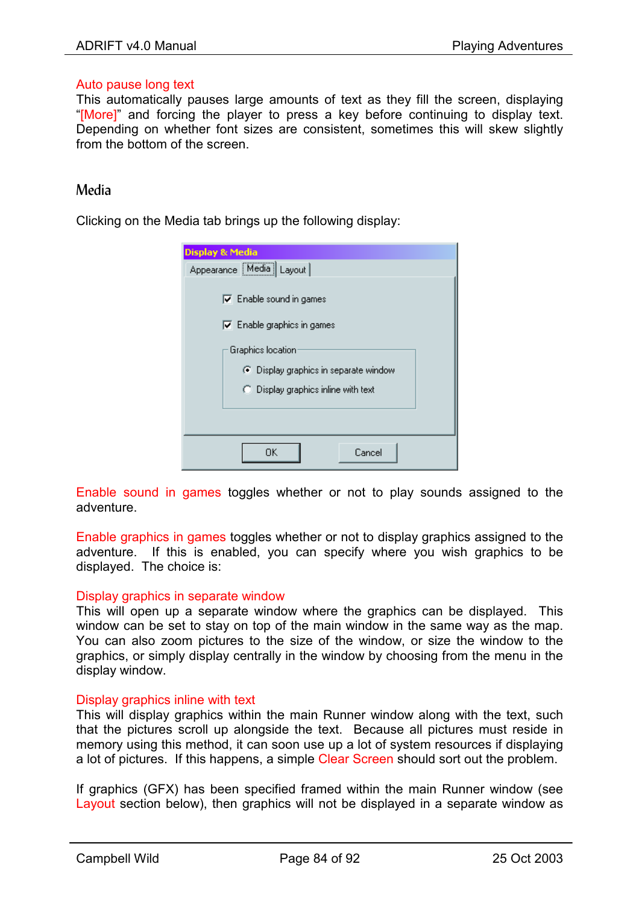Auto pause long text

This automatically pauses large amounts of text as they fill the screen, displaying "[More]" and forcing the player to press a key before continuing to display text. Depending on whether font sizes are consistent, sometimes this will skew slightly from the bottom of the screen.

## Media

Clicking on the Media tab brings up the following display:

Enable sound in games toggles whether or not to play sounds assigned to the adventure.

Enable graphics in games toggles whether or not to display graphics assigned to the adventure. If this is enabled, you can specify where you wish graphics to be displayed. The choice is:

Display graphics in separate window

This will open up a separate window where the graphics can be displayed. This window can be set to stay on top of the main window in the same way as the map. You can also zoom pictures to the size of the window, or size the window to the graphics, or simply display centrally in the window by choosing from the menu in the display window.

Display graphics inline with text

This will display graphics within the main Runner window along with the text, such that the pictures scroll up alongside the text. Because all pictures must reside in memory using this method, it can soon use up a lot of system resources if displaying a lot of pictures. If this happens, a simple Clear Screen should sort out the problem.

If graphics (GFX) has been specified framed within the main Runner window (see Layout section below), then graphics will not be displayed in a separate window as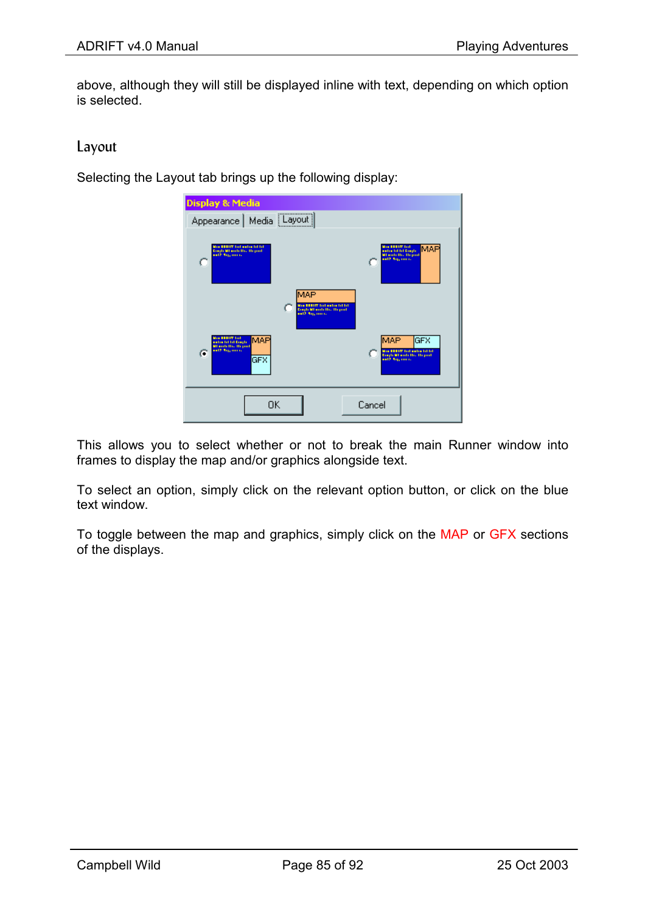above, although they will still be displayed inline with text, depending on which option is selected.

## Layout

Selecting the Layout tab brings up the following display:

This allows you to select whether or not to break the main Runner window into frames to display the map and/or graphics alongside text.

To select an option, simply click on the relevant option button, or click on the blue text window.

To toggle between the map and graphics, simply click on the MAP or GFX sections of the displays.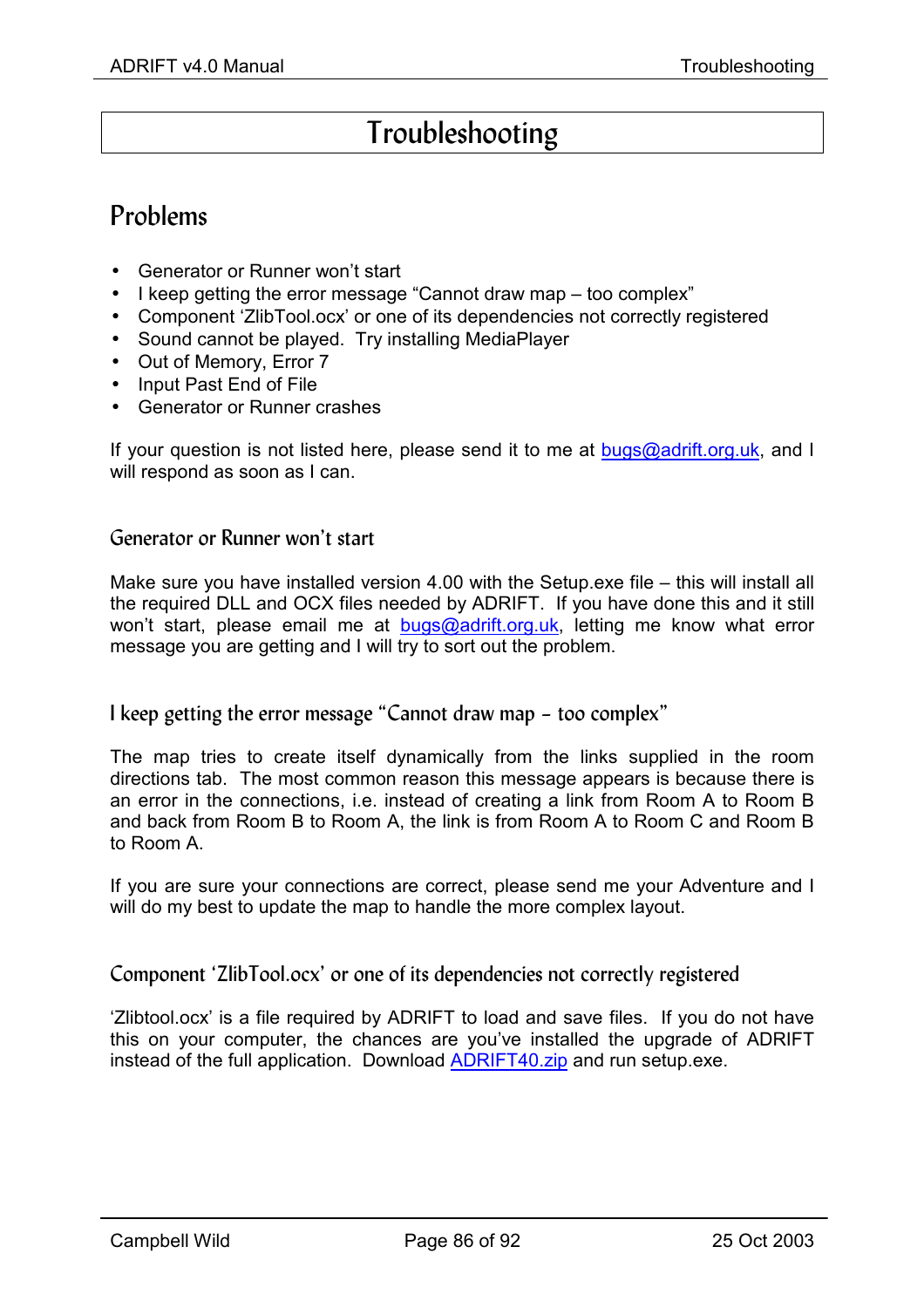# Troubleshooting

## Problems

- Generator or Runner won't start
- I keep getting the error message "Cannot draw map – too complex"
- Component 'ZlibTool.ocx' or one of its dependencies not correctly registered
- Sound cannot be played. Try installing MediaPlayer
- Out of Memory, Error 7
- Input Past End of File
- Generator or Runner crashes

If your question is not listed here, please send it to me at bugs@adrift.org.uk, and I will respond as soon as I can.

### Generator or Runner won't start

Make sure you have installed version 4.00 with the Setup.exe file – this will install all the required DLL and OCX files needed by ADRIFT. If you have done this and it still won't start, please email me at bugs@adrift.org.uk, letting me know what error message you are getting and I will try to sort out the problem.

### I keep getting the error message "Cannot draw map – too complex"

The map tries to create itself dynamically from the links supplied in the room directions tab. The most common reason this message appears is because there is an error in the connections, i.e. instead of creating a link from Room A to Room B and back from Room B to Room A, the link is from Room A to Room C and Room B to Room A.

If you are sure your connections are correct, please send me your Adventure and I will do my best to update the map to handle the more complex layout.

### Component 'ZlibTool.ocx' or one of its dependencies not correctly registered

'Zlibtool.ocx' is a file required by ADRIFT to load and save files. If you do not have this on your computer, the chances are you've installed the upgrade of ADRIFT instead of the full application. Download ADRIFT40.zip and run setup.exe.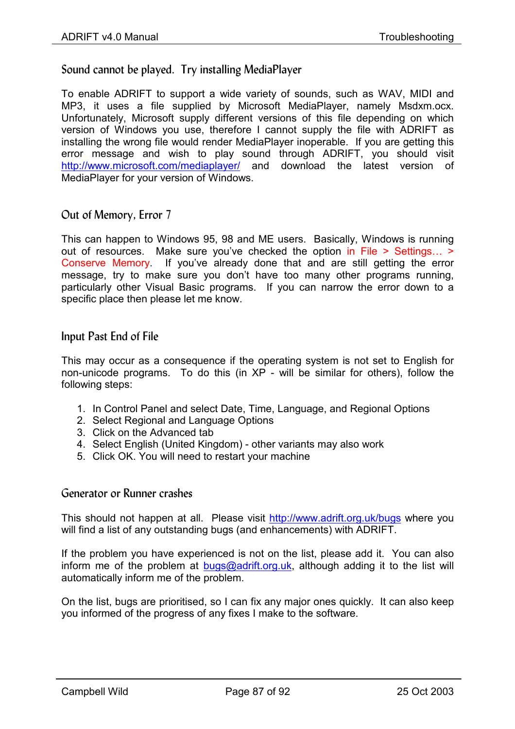## Sound cannot be played. Try installing MediaPlayer

To enable ADRIFT to support a wide variety of sounds, such as WAV, MIDI and MP3, it uses a file supplied by Microsoft MediaPlayer, namely Msdxm.ocx. Unfortunately, Microsoft supply different versions of this file depending on which version of Windows you use, therefore I cannot supply the file with ADRIFT as installing the wrong file would render MediaPlayer inoperable. If you are getting this error message and wish to play sound through ADRIFT, you should visit http://www.microsoft.com/mediaplayer/ and download the latest version of MediaPlayer for your version of Windows.

## Out of Memory, Error 7

This can happen to Windows 95, 98 and ME users. Basically, Windows is running out of resources. Make sure you've checked the option in File > Settings… > Conserve Memory. If you've already done that and are still getting the error message, try to make sure you don't have too many other programs running, particularly other Visual Basic programs. If you can narrow the error down to a specific place then please let me know.

## Input Past End of File

This may occur as a consequence if the operating system is not set to English for non-unicode programs. To do this (in XP - will be similar for others), follow the following steps:

1. In Control Panel and select Date, Time, Language, and Regional Options
2. Select Regional and Language Options
3. Click on the Advanced tab
4. Select English (United Kingdom) - other variants may also work
5. Click OK. You will need to restart your machine

## Generator or Runner crashes

This should not happen at all. Please visit http://www.adrift.org.uk/bugs where you will find a list of any outstanding bugs (and enhancements) with ADRIFT.

If the problem you have experienced is not on the list, please add it. You can also inform me of the problem at bugs@adrift.org.uk, although adding it to the list will automatically inform me of the problem.

On the list, bugs are prioritised, so I can fix any major ones quickly. It can also keep you informed of the progress of any fixes I make to the software.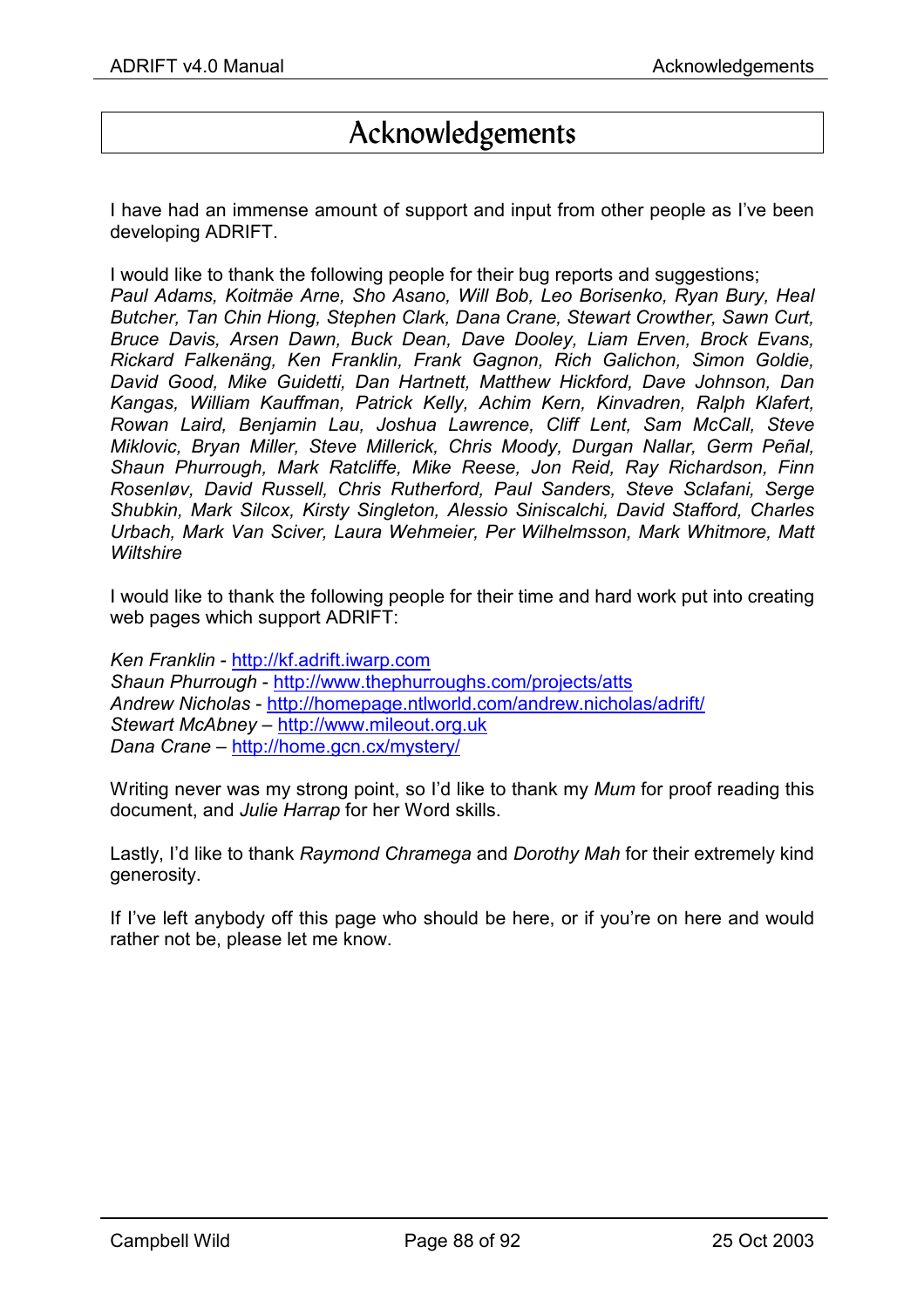# Acknowledgements

I have had an immense amount of support and input from other people as I've been developing ADRIFT.

I would like to thank the following people for their bug reports and suggestions;
*Paul Adams, Koitmäe Arne, Sho Asano, Will Bob, Leo Borisenko, Ryan Bury, Heal Butcher, Tan Chin Hiong, Stephen Clark, Dana Crane, Stewart Crowther, Sawn Curt, Bruce Davis, Arsen Dawn, Buck Dean, Dave Dooley, Liam Erven, Brock Evans, Rickard Falkenäng, Ken Franklin, Frank Gagnon, Rich Galichon, Simon Goldie, David Good, Mike Guidetti, Dan Hartnett, Matthew Hickford, Dave Johnson, Dan Kangas, William Kauffman, Patrick Kelly, Achim Kern, Kinvadren, Ralph Klafert, Rowan Laird, Benjamin Lau, Joshua Lawrence, Cliff Lent, Sam McCall, Steve Miklovic, Bryan Miller, Steve Millerick, Chris Moody, Durgan Nallar, Germ Peñal, Shaun Phurrough, Mark Ratcliffe, Mike Reese, Jon Reid, Ray Richardson, Finn Rosenløv, David Russell, Chris Rutherford, Paul Sanders, Steve Sclafani, Serge Shubkin, Mark Silcox, Kirsty Singleton, Alessio Siniscalchi, David Stafford, Charles Urbach, Mark Van Sciver, Laura Wehmeier, Per Wilhelmsson, Mark Whitmore, Matt Wiltshire*

I would like to thank the following people for their time and hard work put into creating web pages which support ADRIFT:

*Ken Franklin* - http://kf.adrift.iwarp.com
*Shaun Phurrough* - http://www.thephurroughs.com/projects/atts
*Andrew Nicholas* - http://homepage.ntlworld.com/andrew.nicholas/adrift/
*Stewart McAbney* – http://www.mileout.org.uk
*Dana Crane* – http://home.gcn.cx/mystery/

Writing never was my strong point, so I'd like to thank my *Mum* for proof reading this document, and *Julie Harrap* for her Word skills.

Lastly, I'd like to thank *Raymond Chramega* and *Dorothy Mah* for their extremely kind generosity.

If I've left anybody off this page who should be here, or if you're on here and would rather not be, please let me know.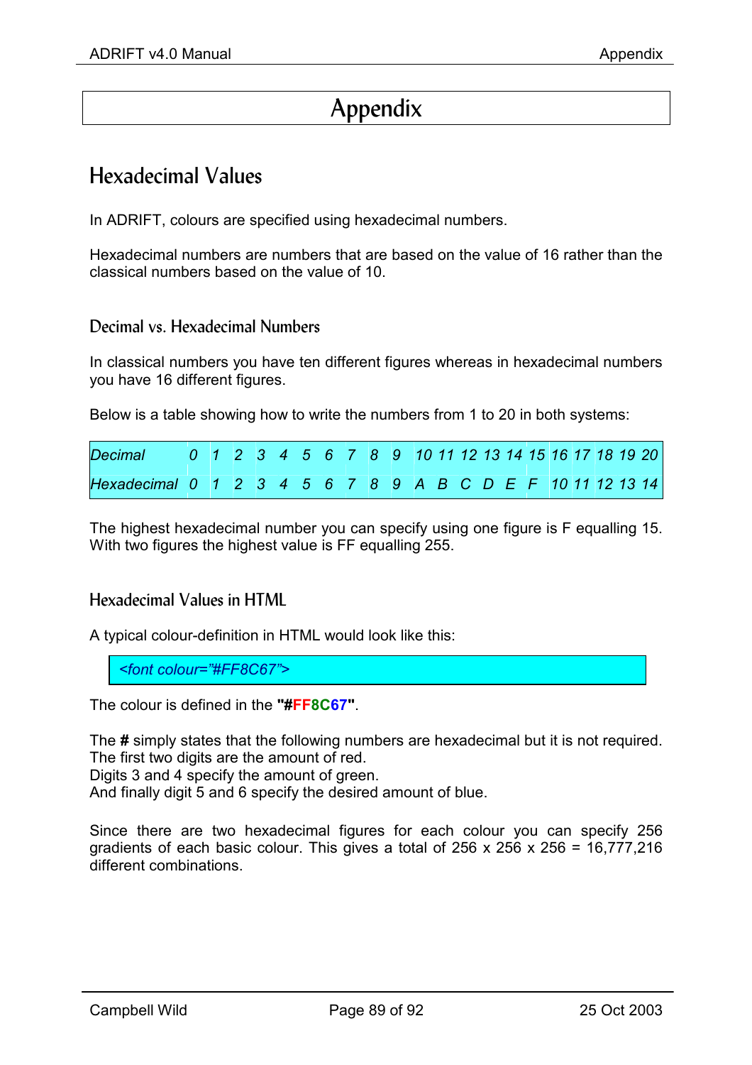# Appendix

## Hexadecimal Values

In ADRIFT, colours are specified using hexadecimal numbers.

Hexadecimal numbers are numbers that are based on the value of 16 rather than the classical numbers based on the value of 10.

### Decimal vs. Hexadecimal Numbers

In classical numbers you have ten different figures whereas in hexadecimal numbers you have 16 different figures.

Below is a table showing how to write the numbers from 1 to 20 in both systems:

| | | | | | | | | | | | | | | | | | | | | | |
|---|---|---|---|---|---|---|---|---|---|---|---|---|---|---|---|---|---|---|---|---|---|
| *Decimal* | *0* | *1* | *2* | *3* | *4* | *5* | *6* | *7* | *8* | *9* | *10* | *11* | *12* | *13* | *14* | *15* | *16* | *17* | *18* | *19* | *20* |
| *Hexadecimal* | *0* | *1* | *2* | *3* | *4* | *5* | *6* | *7* | *8* | *9* | *A* | *B* | *C* | *D* | *E* | *F* | *10* | *11* | *12* | *13* | *14* |

The highest hexadecimal number you can specify using one figure is F equalling 15. With two figures the highest value is FF equalling 255.

### Hexadecimal Values in HTML

A typical colour-definition in HTML would look like this:

```
<font colour="#FF8C67">
```

The colour is defined in the **"#FF8C67"**.

The **#** simply states that the following numbers are hexadecimal but it is not required.
The first two digits are the amount of red.
Digits 3 and 4 specify the amount of green.
And finally digit 5 and 6 specify the desired amount of blue.

Since there are two hexadecimal figures for each colour you can specify 256 gradients of each basic colour. This gives a total of 256 x 256 x 256 = 16,777,216 different combinations.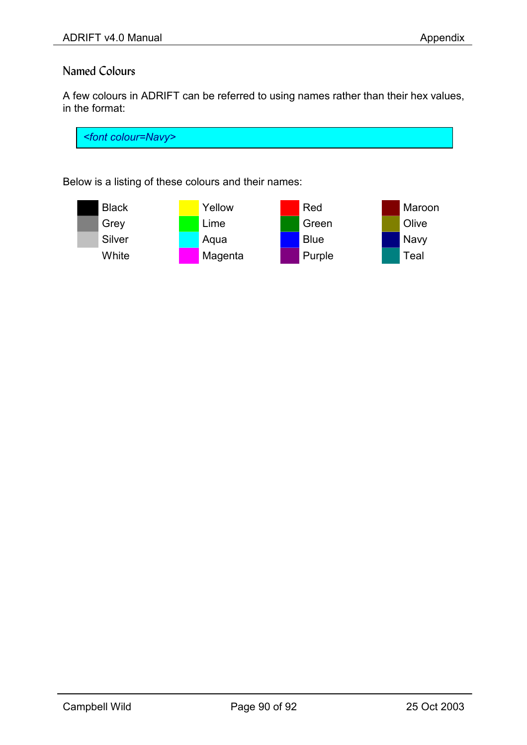## Named Colours

A few colours in ADRIFT can be referred to using names rather than their hex values, in the format:

```
<font colour=Navy>
```

Below is a listing of these colours and their names:

| | | | |
|---|---|---|---|
| Black | Yellow | Red | Maroon |
| Grey | Lime | Green | Olive |
| Silver | Aqua | Blue | Navy |
| White | Magenta | Purple | Teal |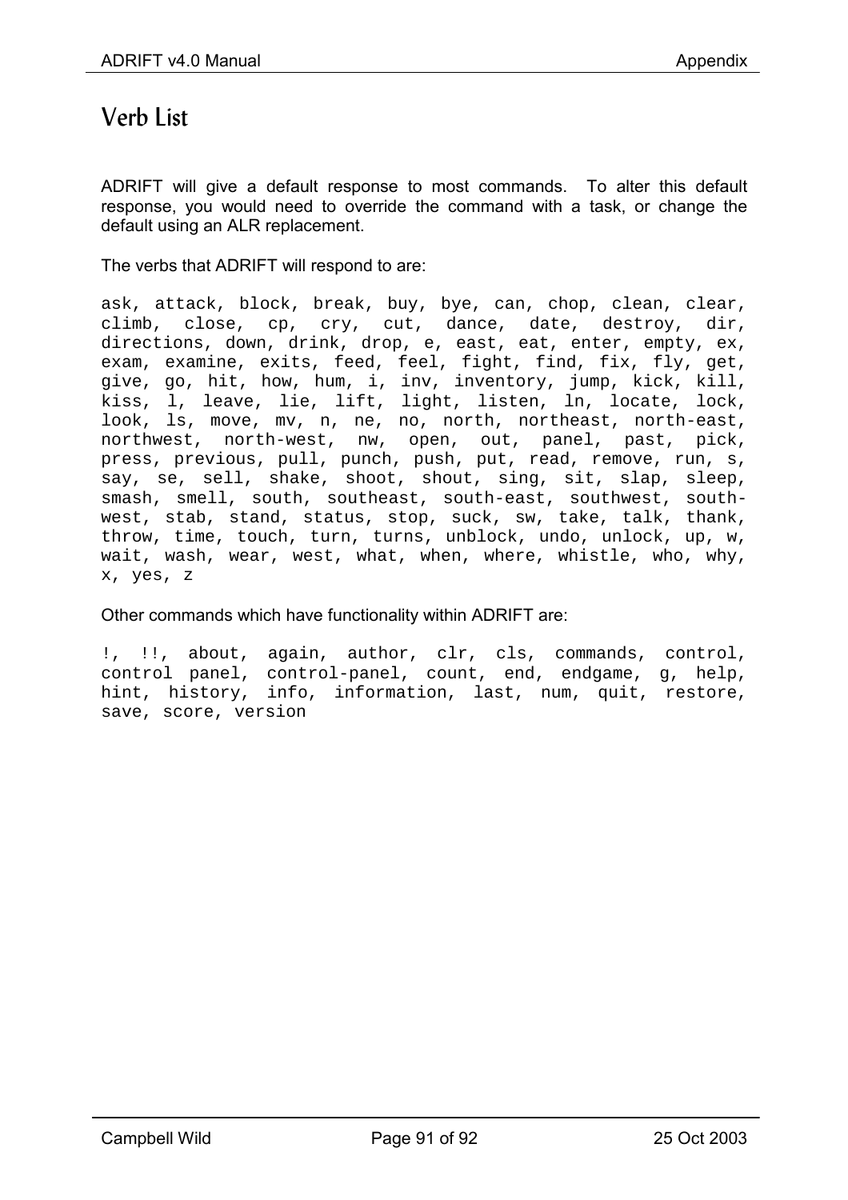# Verb List

ADRIFT will give a default response to most commands. To alter this default response, you would need to override the command with a task, or change the default using an ALR replacement.

The verbs that ADRIFT will respond to are:

```
ask, attack, block, break, buy, bye, can, chop, clean, clear, climb, close, cp, cry, cut, dance, date, destroy, dir, directions, down, drink, drop, e, east, eat, enter, empty, ex, exam, examine, exits, feed, feel, fight, find, fix, fly, get, give, go, hit, how, hum, i, inv, inventory, jump, kick, kill, kiss, l, leave, lie, lift, light, listen, ln, locate, lock, look, ls, move, mv, n, ne, no, north, northeast, north-east, northwest, north-west, nw, open, out, panel, past, pick, press, previous, pull, punch, push, put, read, remove, run, s, say, se, sell, shake, shoot, shout, sing, sit, slap, sleep, smash, smell, south, southeast, south-east, southwest, south-west, stab, stand, status, stop, suck, sw, take, talk, thank, throw, time, touch, turn, turns, unblock, undo, unlock, up, w, wait, wash, wear, west, what, when, where, whistle, who, why, x, yes, z
```

Other commands which have functionality within ADRIFT are:

```
!, !!, about, again, author, clr, cls, commands, control, control panel, control-panel, count, end, endgame, g, help, hint, history, info, information, last, num, quit, restore, save, score, version
```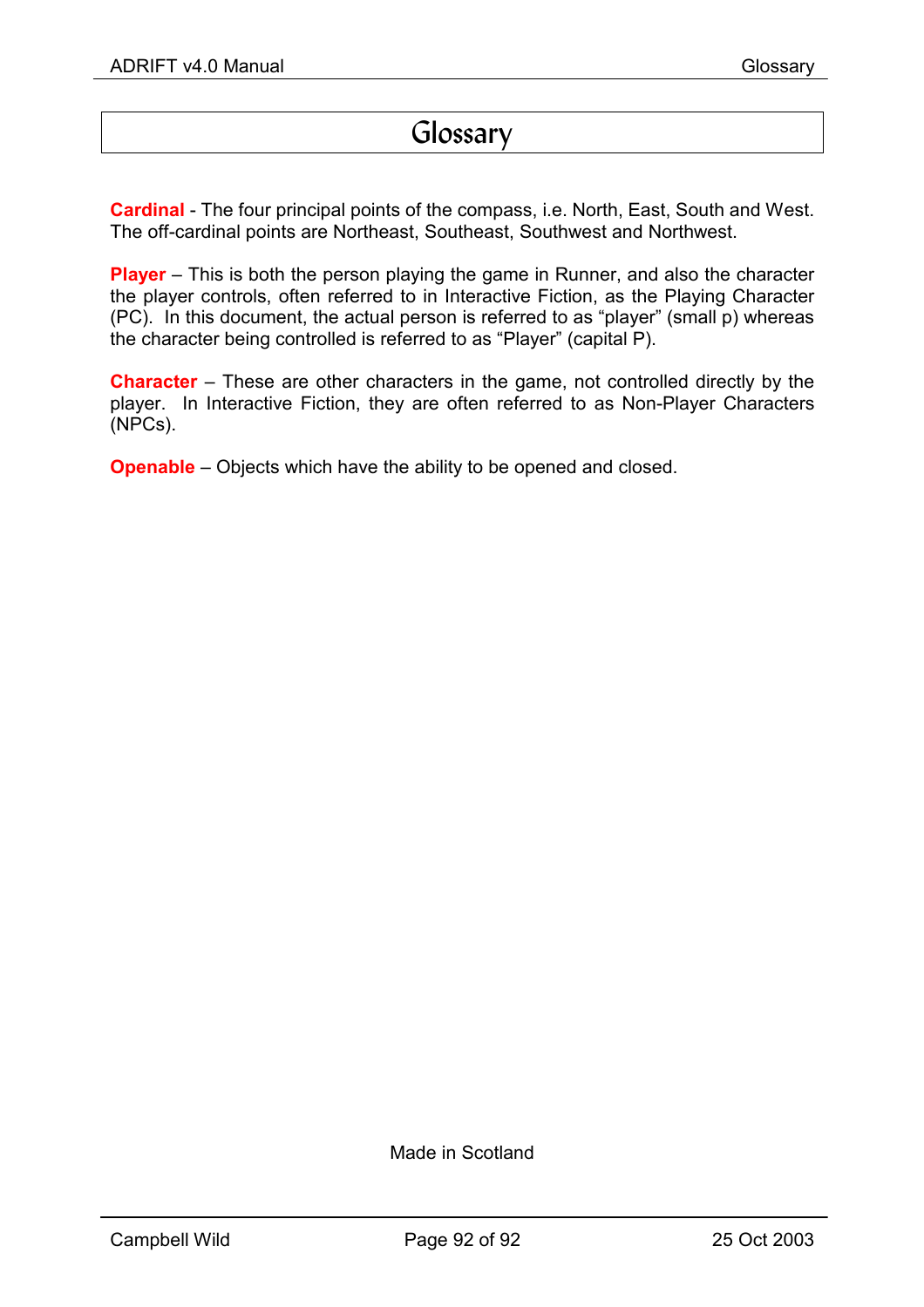# Glossary

**Cardinal** - The four principal points of the compass, i.e. North, East, South and West. The off-cardinal points are Northeast, Southeast, Southwest and Northwest.

**Player** – This is both the person playing the game in Runner, and also the character the player controls, often referred to in Interactive Fiction, as the Playing Character (PC). In this document, the actual person is referred to as "player" (small p) whereas the character being controlled is referred to as "Player" (capital P).

**Character** – These are other characters in the game, not controlled directly by the player. In Interactive Fiction, they are often referred to as Non-Player Characters (NPCs).

**Openable** – Objects which have the ability to be opened and closed.

Made in Scotland